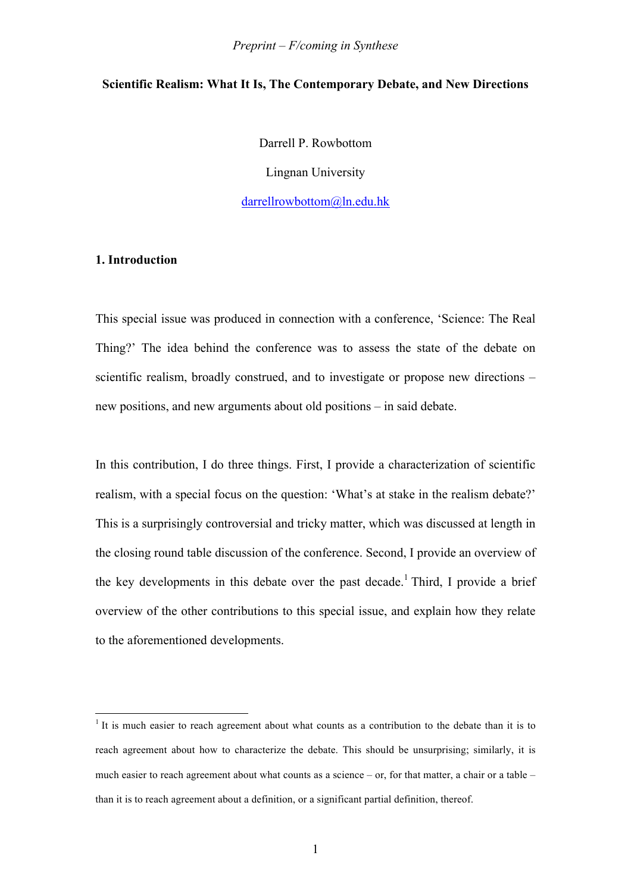*Preprint – F/coming in Synthese*

# Scientific Realism: What It Is, The Contemporary Debate, and New Directions

Darrell P. Rowbottom

Lingnan University

darrellrowbottom@ln.edu.hk

## 1. Introduction

This special issue was produced in connection with a conference, 'Science: The Real Thing?' The idea behind the conference was to assess the state of the debate on scientific realism, broadly construed, and to investigate or propose new directions – new positions, and new arguments about old positions – in said debate.

In this contribution, I do three things. First, I provide a characterization of scientific realism, with a special focus on the question: 'What's at stake in the realism debate?' This is a surprisingly controversial and tricky matter, which was discussed at length in the closing round table discussion of the conference. Second, I provide an overview of the key developments in this debate over the past decade.[1] Third, I provide a brief overview of the other contributions to this special issue, and explain how they relate to the aforementioned developments.

[1] It is much easier to reach agreement about what counts as a contribution to the debate than it is to reach agreement about how to characterize the debate. This should be unsurprising; similarly, it is much easier to reach agreement about what counts as a science – or, for that matter, a chair or a table – than it is to reach agreement about a definition, or a significant partial definition, thereof.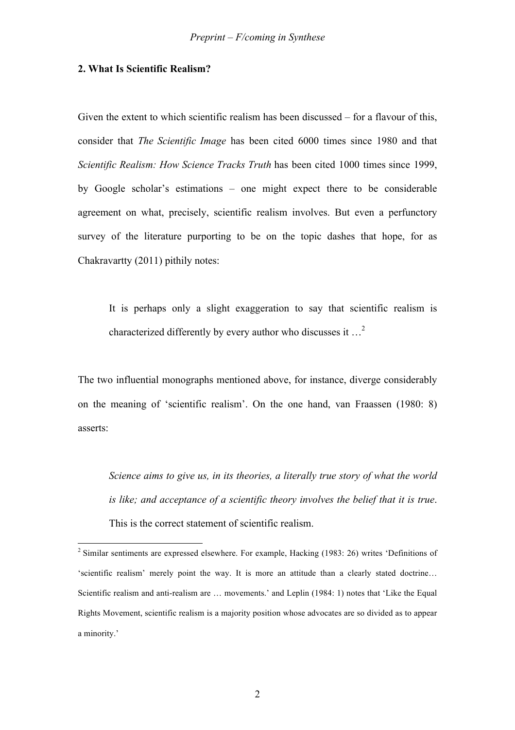## 2. What Is Scientific Realism?

Given the extent to which scientific realism has been discussed – for a flavour of this, consider that *The Scientific Image* has been cited 6000 times since 1980 and that *Scientific Realism: How Science Tracks Truth* has been cited 1000 times since 1999, by Google scholar's estimations – one might expect there to be considerable agreement on what, precisely, scientific realism involves. But even a perfunctory survey of the literature purporting to be on the topic dashes that hope, for as Chakravartty (2011) pithily notes:

> It is perhaps only a slight exaggeration to say that scientific realism is characterized differently by every author who discusses it …[2]

The two influential monographs mentioned above, for instance, diverge considerably on the meaning of 'scientific realism'. On the one hand, van Fraassen (1980: 8) asserts:

> *Science aims to give us, in its theories, a literally true story of what the world is like; and acceptance of a scientific theory involves the belief that it is true*. This is the correct statement of scientific realism.

[2] Similar sentiments are expressed elsewhere. For example, Hacking (1983: 26) writes 'Definitions of 'scientific realism' merely point the way. It is more an attitude than a clearly stated doctrine… Scientific realism and anti-realism are … movements.' and Leplin (1984: 1) notes that 'Like the Equal Rights Movement, scientific realism is a majority position whose advocates are so divided as to appear a minority.'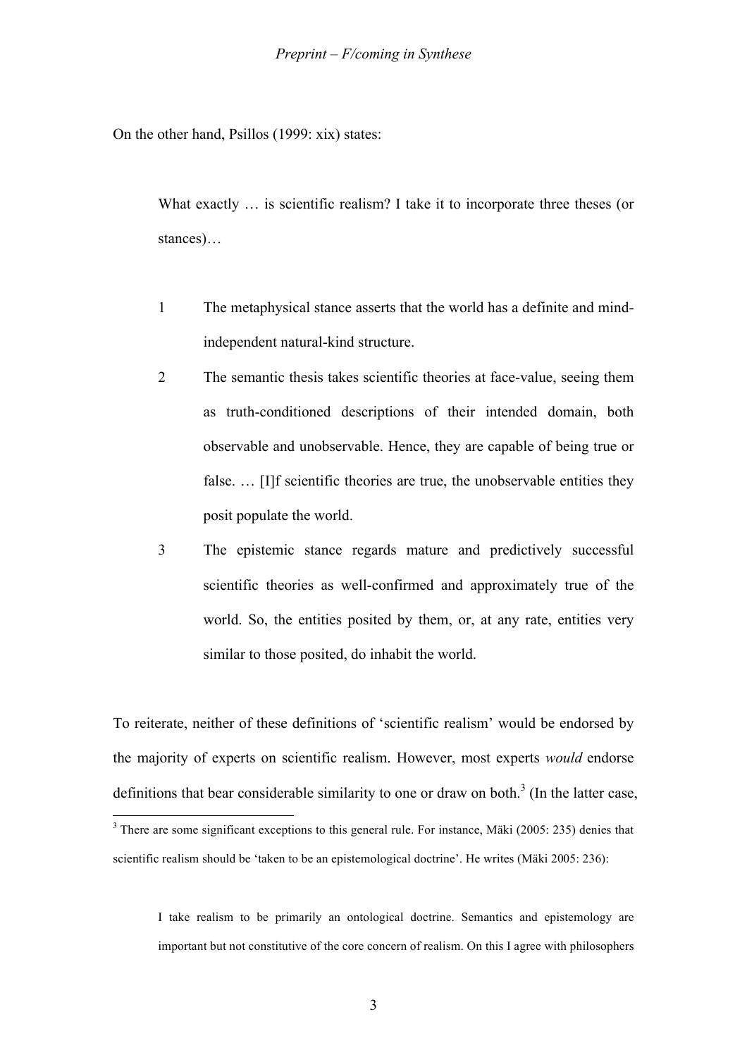On the other hand, Psillos (1999: xix) states:

> What exactly … is scientific realism? I take it to incorporate three theses (or stances)…
>
> 1 The metaphysical stance asserts that the world has a definite and mind-independent natural-kind structure.
>
> 2 The semantic thesis takes scientific theories at face-value, seeing them as truth-conditioned descriptions of their intended domain, both observable and unobservable. Hence, they are capable of being true or false. … [I]f scientific theories are true, the unobservable entities they posit populate the world.
>
> 3 The epistemic stance regards mature and predictively successful scientific theories as well-confirmed and approximately true of the world. So, the entities posited by them, or, at any rate, entities very similar to those posited, do inhabit the world.

To reiterate, neither of these definitions of 'scientific realism' would be endorsed by the majority of experts on scientific realism. However, most experts *would* endorse definitions that bear considerable similarity to one or draw on both.[3] (In the latter case,

---

[3] There are some significant exceptions to this general rule. For instance, Mäki (2005: 235) denies that scientific realism should be 'taken to be an epistemological doctrine'. He writes (Mäki 2005: 236):

> I take realism to be primarily an ontological doctrine. Semantics and epistemology are important but not constitutive of the core concern of realism. On this I agree with philosophers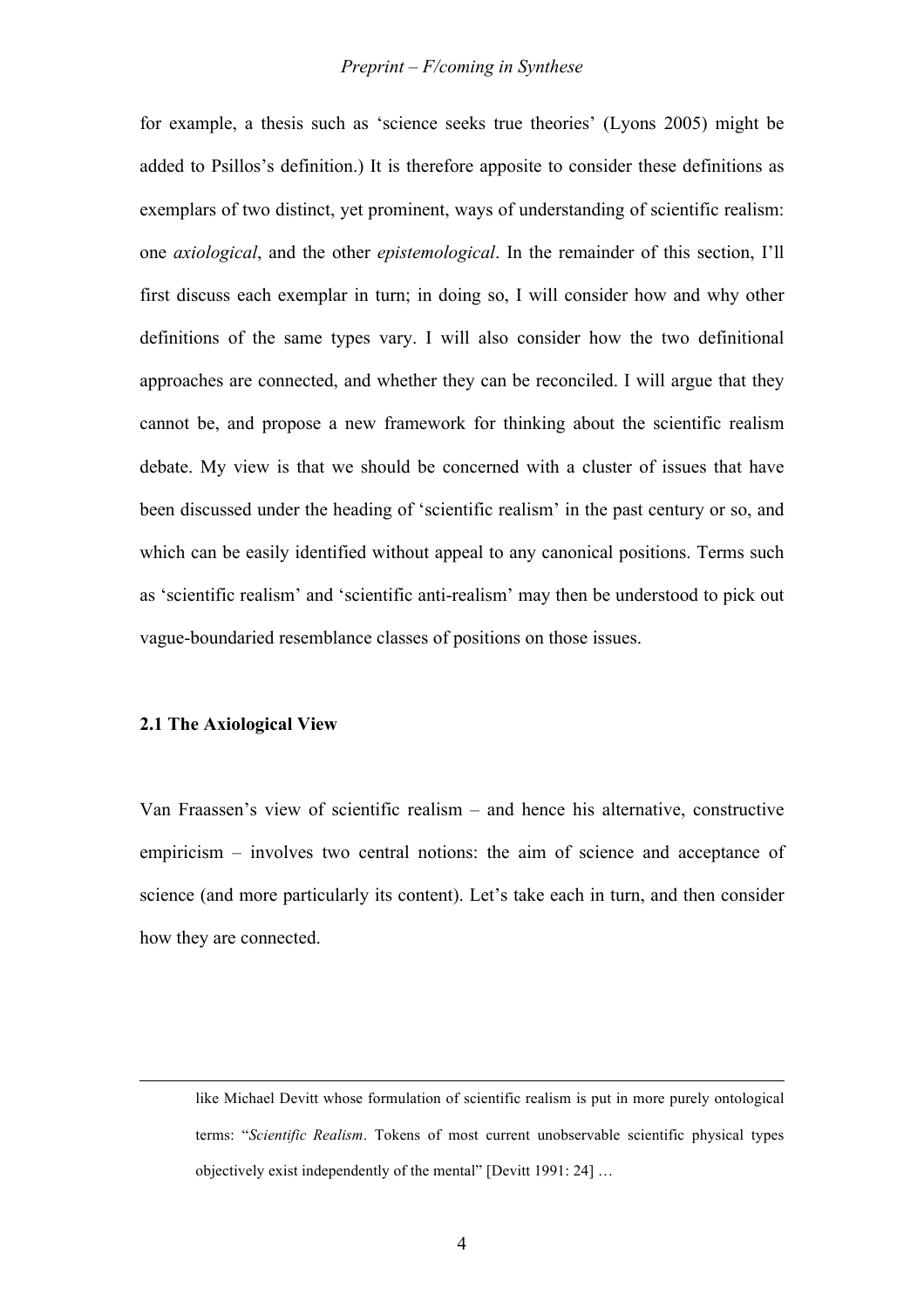for example, a thesis such as 'science seeks true theories' (Lyons 2005) might be added to Psillos's definition.) It is therefore apposite to consider these definitions as exemplars of two distinct, yet prominent, ways of understanding of scientific realism: one *axiological*, and the other *epistemological*. In the remainder of this section, I'll first discuss each exemplar in turn; in doing so, I will consider how and why other definitions of the same types vary. I will also consider how the two definitional approaches are connected, and whether they can be reconciled. I will argue that they cannot be, and propose a new framework for thinking about the scientific realism debate. My view is that we should be concerned with a cluster of issues that have been discussed under the heading of 'scientific realism' in the past century or so, and which can be easily identified without appeal to any canonical positions. Terms such as 'scientific realism' and 'scientific anti-realism' may then be understood to pick out vague-boundaried resemblance classes of positions on those issues.

### 2.1 The Axiological View

Van Fraassen's view of scientific realism – and hence his alternative, constructive empiricism – involves two central notions: the aim of science and acceptance of science (and more particularly its content). Let's take each in turn, and then consider how they are connected.

---

like Michael Devitt whose formulation of scientific realism is put in more purely ontological terms: "*Scientific Realism*. Tokens of most current unobservable scientific physical types objectively exist independently of the mental" [Devitt 1991: 24] …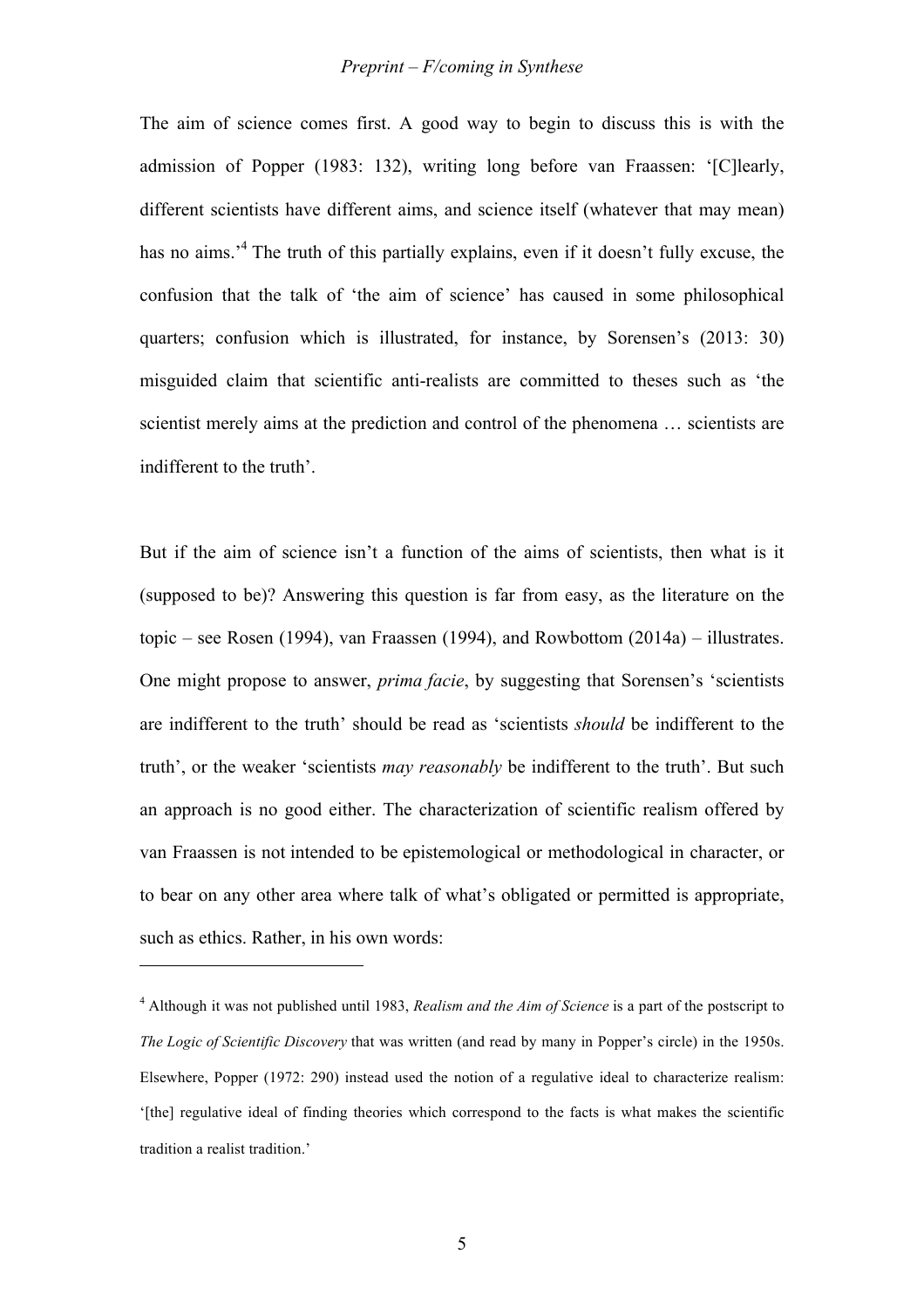The aim of science comes first. A good way to begin to discuss this is with the admission of Popper (1983: 132), writing long before van Fraassen: '[C]learly, different scientists have different aims, and science itself (whatever that may mean) has no aims.'[4] The truth of this partially explains, even if it doesn't fully excuse, the confusion that the talk of 'the aim of science' has caused in some philosophical quarters; confusion which is illustrated, for instance, by Sorensen's (2013: 30) misguided claim that scientific anti-realists are committed to theses such as 'the scientist merely aims at the prediction and control of the phenomena … scientists are indifferent to the truth'.

But if the aim of science isn't a function of the aims of scientists, then what is it (supposed to be)? Answering this question is far from easy, as the literature on the topic – see Rosen (1994), van Fraassen (1994), and Rowbottom (2014a) – illustrates. One might propose to answer, *prima facie*, by suggesting that Sorensen's 'scientists are indifferent to the truth' should be read as 'scientists *should* be indifferent to the truth', or the weaker 'scientists *may reasonably* be indifferent to the truth'. But such an approach is no good either. The characterization of scientific realism offered by van Fraassen is not intended to be epistemological or methodological in character, or to bear on any other area where talk of what's obligated or permitted is appropriate, such as ethics. Rather, in his own words:

---

[4] Although it was not published until 1983, *Realism and the Aim of Science* is a part of the postscript to *The Logic of Scientific Discovery* that was written (and read by many in Popper's circle) in the 1950s. Elsewhere, Popper (1972: 290) instead used the notion of a regulative ideal to characterize realism: '[the] regulative ideal of finding theories which correspond to the facts is what makes the scientific tradition a realist tradition.'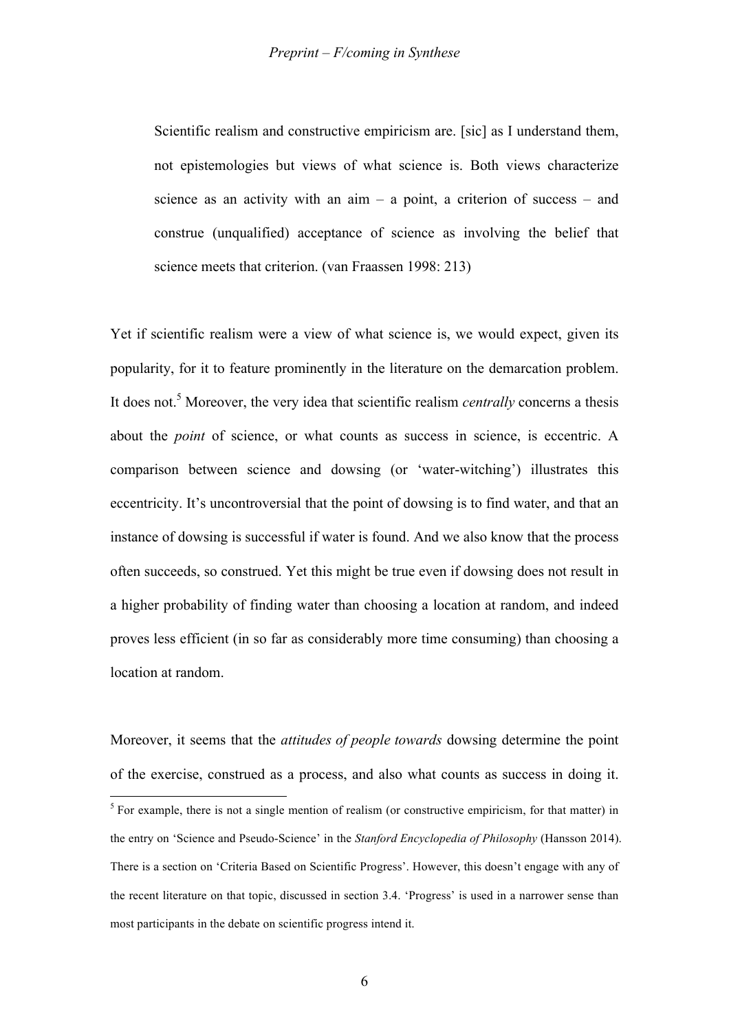> Scientific realism and constructive empiricism are. [sic] as I understand them, not epistemologies but views of what science is. Both views characterize science as an activity with an aim – a point, a criterion of success – and construe (unqualified) acceptance of science as involving the belief that science meets that criterion. (van Fraassen 1998: 213)

Yet if scientific realism were a view of what science is, we would expect, given its popularity, for it to feature prominently in the literature on the demarcation problem. It does not.[5] Moreover, the very idea that scientific realism *centrally* concerns a thesis about the *point* of science, or what counts as success in science, is eccentric. A comparison between science and dowsing (or 'water-witching') illustrates this eccentricity. It's uncontroversial that the point of dowsing is to find water, and that an instance of dowsing is successful if water is found. And we also know that the process often succeeds, so construed. Yet this might be true even if dowsing does not result in a higher probability of finding water than choosing a location at random, and indeed proves less efficient (in so far as considerably more time consuming) than choosing a location at random.

Moreover, it seems that the *attitudes of people towards* dowsing determine the point of the exercise, construed as a process, and also what counts as success in doing it.

[5] For example, there is not a single mention of realism (or constructive empiricism, for that matter) in the entry on 'Science and Pseudo-Science' in the *Stanford Encyclopedia of Philosophy* (Hansson 2014). There is a section on 'Criteria Based on Scientific Progress'. However, this doesn't engage with any of the recent literature on that topic, discussed in section 3.4. 'Progress' is used in a narrower sense than most participants in the debate on scientific progress intend it.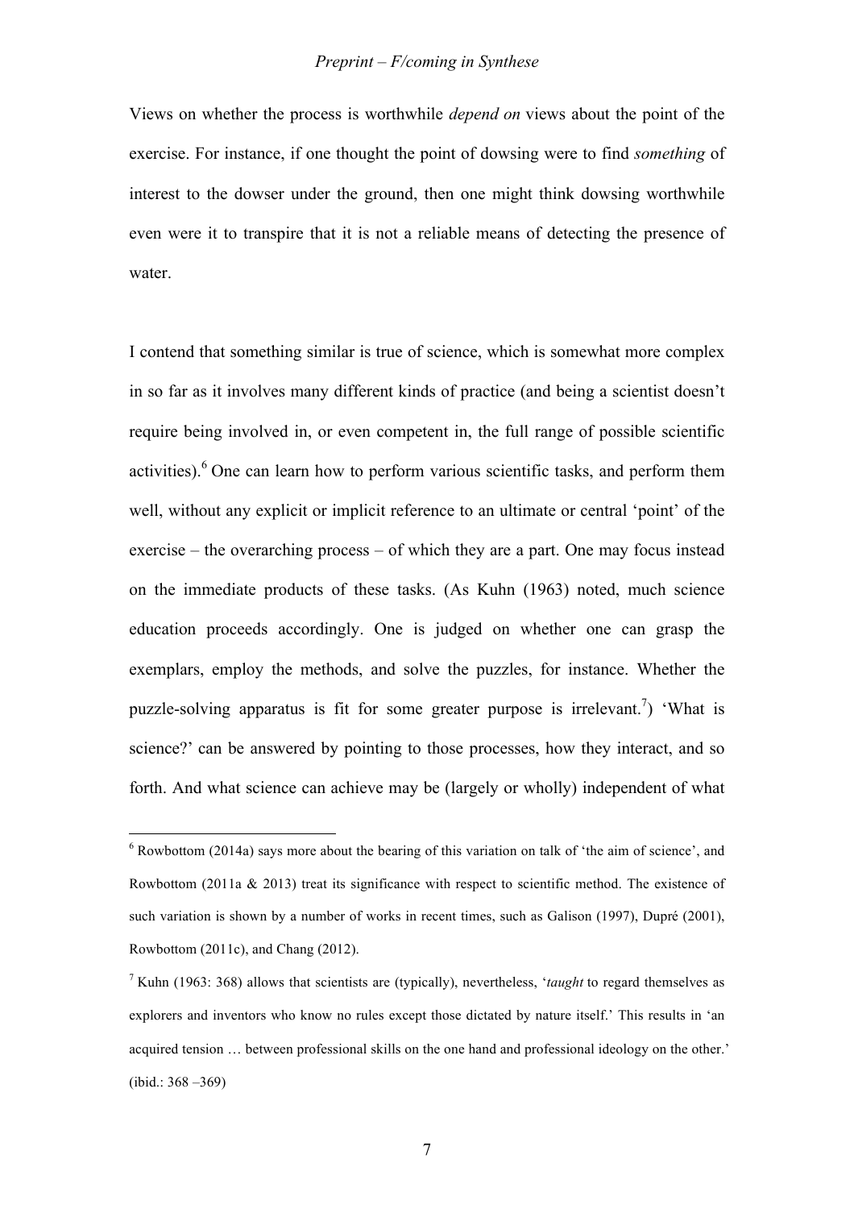Views on whether the process is worthwhile *depend on* views about the point of the exercise. For instance, if one thought the point of dowsing were to find *something* of interest to the dowser under the ground, then one might think dowsing worthwhile even were it to transpire that it is not a reliable means of detecting the presence of water.

I contend that something similar is true of science, which is somewhat more complex in so far as it involves many different kinds of practice (and being a scientist doesn't require being involved in, or even competent in, the full range of possible scientific activities).[6] One can learn how to perform various scientific tasks, and perform them well, without any explicit or implicit reference to an ultimate or central 'point' of the exercise – the overarching process – of which they are a part. One may focus instead on the immediate products of these tasks. (As Kuhn (1963) noted, much science education proceeds accordingly. One is judged on whether one can grasp the exemplars, employ the methods, and solve the puzzles, for instance. Whether the puzzle-solving apparatus is fit for some greater purpose is irrelevant.[7]) 'What is science?' can be answered by pointing to those processes, how they interact, and so forth. And what science can achieve may be (largely or wholly) independent of what

[6] Rowbottom (2014a) says more about the bearing of this variation on talk of 'the aim of science', and Rowbottom (2011a & 2013) treat its significance with respect to scientific method. The existence of such variation is shown by a number of works in recent times, such as Galison (1997), Dupré (2001), Rowbottom (2011c), and Chang (2012).

[7] Kuhn (1963: 368) allows that scientists are (typically), nevertheless, '*taught* to regard themselves as explorers and inventors who know no rules except those dictated by nature itself.' This results in 'an acquired tension … between professional skills on the one hand and professional ideology on the other.' (ibid.: 368 –369)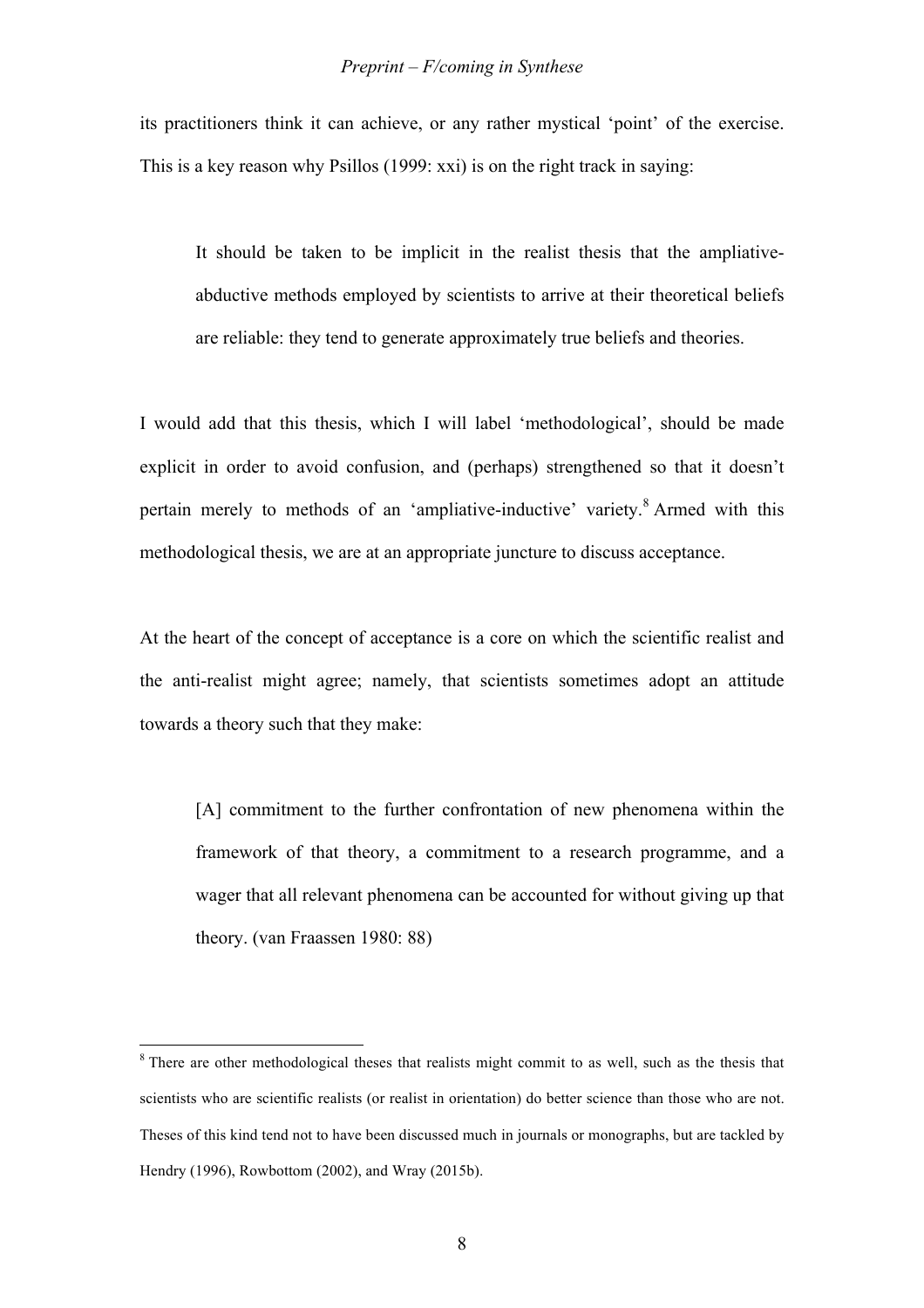its practitioners think it can achieve, or any rather mystical 'point' of the exercise. This is a key reason why Psillos (1999: xxi) is on the right track in saying:

> It should be taken to be implicit in the realist thesis that the ampliative-abductive methods employed by scientists to arrive at their theoretical beliefs are reliable: they tend to generate approximately true beliefs and theories.

I would add that this thesis, which I will label 'methodological', should be made explicit in order to avoid confusion, and (perhaps) strengthened so that it doesn't pertain merely to methods of an 'ampliative-inductive' variety.[8] Armed with this methodological thesis, we are at an appropriate juncture to discuss acceptance.

At the heart of the concept of acceptance is a core on which the scientific realist and the anti-realist might agree; namely, that scientists sometimes adopt an attitude towards a theory such that they make:

> [A] commitment to the further confrontation of new phenomena within the framework of that theory, a commitment to a research programme, and a wager that all relevant phenomena can be accounted for without giving up that theory. (van Fraassen 1980: 88)

---

[8] There are other methodological theses that realists might commit to as well, such as the thesis that scientists who are scientific realists (or realist in orientation) do better science than those who are not. Theses of this kind tend not to have been discussed much in journals or monographs, but are tackled by Hendry (1996), Rowbottom (2002), and Wray (2015b).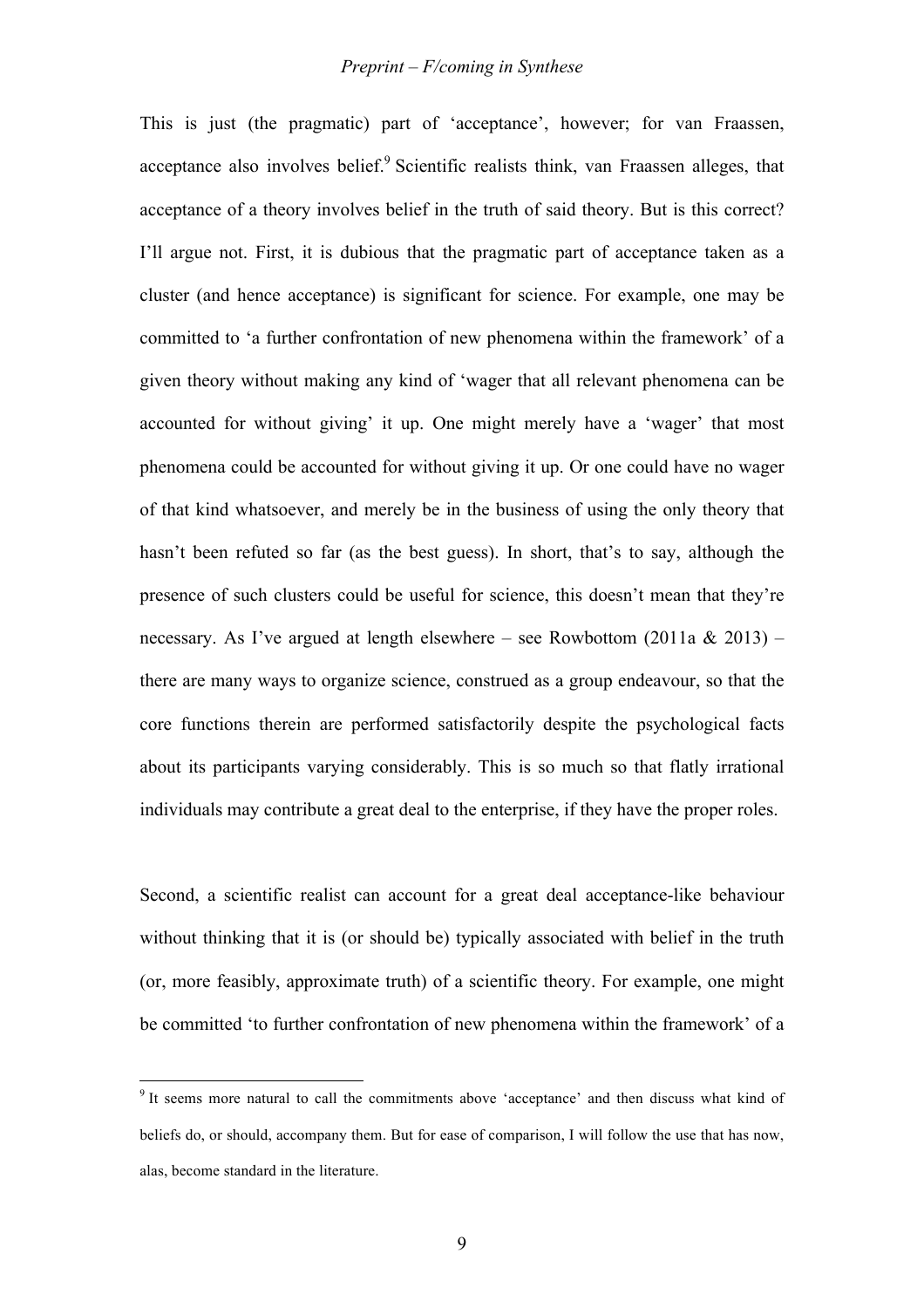This is just (the pragmatic) part of 'acceptance', however; for van Fraassen, acceptance also involves belief.[9] Scientific realists think, van Fraassen alleges, that acceptance of a theory involves belief in the truth of said theory. But is this correct? I'll argue not. First, it is dubious that the pragmatic part of acceptance taken as a cluster (and hence acceptance) is significant for science. For example, one may be committed to 'a further confrontation of new phenomena within the framework' of a given theory without making any kind of 'wager that all relevant phenomena can be accounted for without giving' it up. One might merely have a 'wager' that most phenomena could be accounted for without giving it up. Or one could have no wager of that kind whatsoever, and merely be in the business of using the only theory that hasn't been refuted so far (as the best guess). In short, that's to say, although the presence of such clusters could be useful for science, this doesn't mean that they're necessary. As I've argued at length elsewhere – see Rowbottom (2011a & 2013) – there are many ways to organize science, construed as a group endeavour, so that the core functions therein are performed satisfactorily despite the psychological facts about its participants varying considerably. This is so much so that flatly irrational individuals may contribute a great deal to the enterprise, if they have the proper roles.

Second, a scientific realist can account for a great deal acceptance-like behaviour without thinking that it is (or should be) typically associated with belief in the truth (or, more feasibly, approximate truth) of a scientific theory. For example, one might be committed 'to further confrontation of new phenomena within the framework' of a

[9] It seems more natural to call the commitments above 'acceptance' and then discuss what kind of beliefs do, or should, accompany them. But for ease of comparison, I will follow the use that has now, alas, become standard in the literature.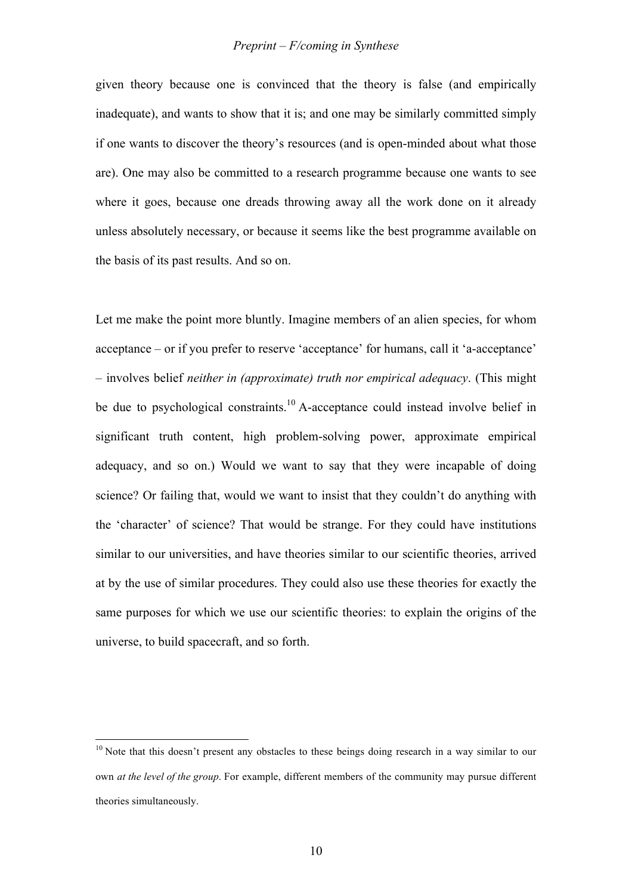given theory because one is convinced that the theory is false (and empirically inadequate), and wants to show that it is; and one may be similarly committed simply if one wants to discover the theory's resources (and is open-minded about what those are). One may also be committed to a research programme because one wants to see where it goes, because one dreads throwing away all the work done on it already unless absolutely necessary, or because it seems like the best programme available on the basis of its past results. And so on.

Let me make the point more bluntly. Imagine members of an alien species, for whom acceptance – or if you prefer to reserve 'acceptance' for humans, call it 'a-acceptance' – involves belief *neither in (approximate) truth nor empirical adequacy*. (This might be due to psychological constraints.[10] A-acceptance could instead involve belief in significant truth content, high problem-solving power, approximate empirical adequacy, and so on.) Would we want to say that they were incapable of doing science? Or failing that, would we want to insist that they couldn't do anything with the 'character' of science? That would be strange. For they could have institutions similar to our universities, and have theories similar to our scientific theories, arrived at by the use of similar procedures. They could also use these theories for exactly the same purposes for which we use our scientific theories: to explain the origins of the universe, to build spacecraft, and so forth.

[10] Note that this doesn't present any obstacles to these beings doing research in a way similar to our own *at the level of the group*. For example, different members of the community may pursue different theories simultaneously.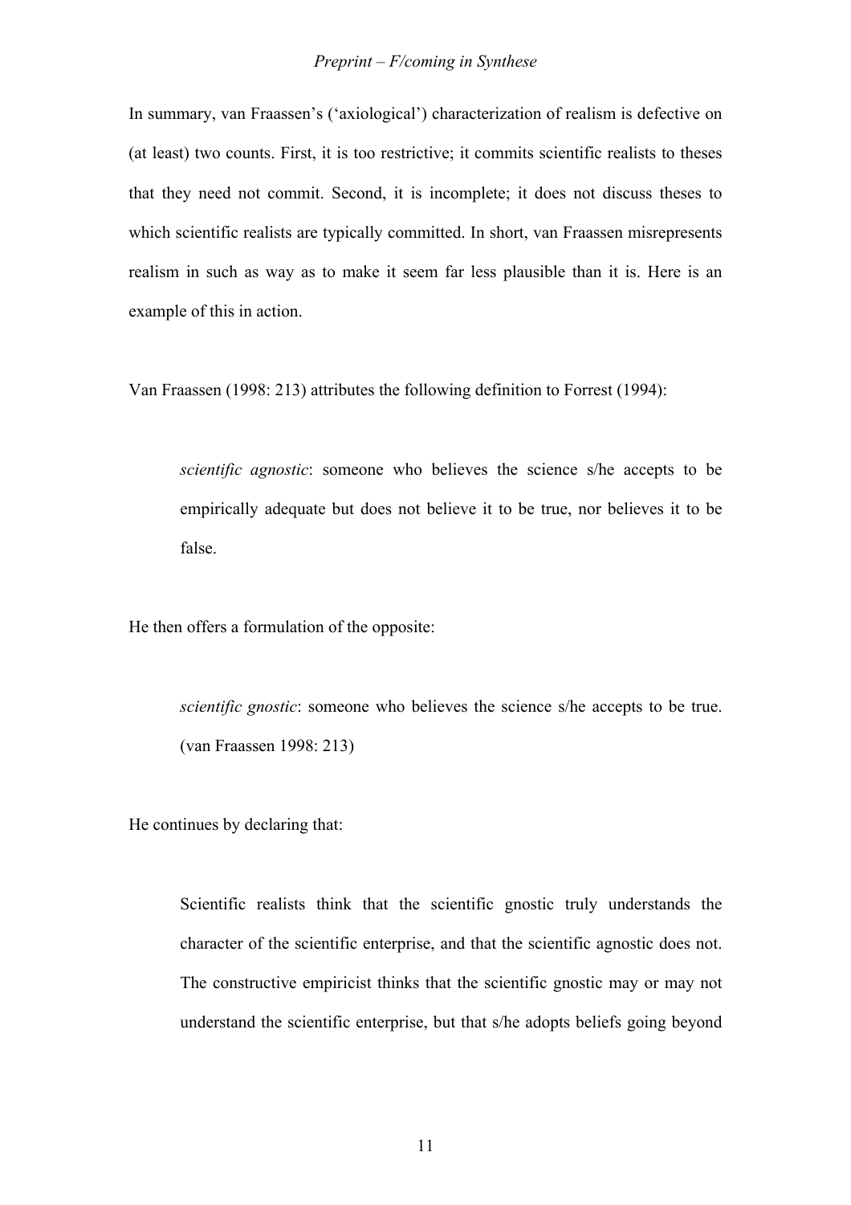In summary, van Fraassen's ('axiological') characterization of realism is defective on (at least) two counts. First, it is too restrictive; it commits scientific realists to theses that they need not commit. Second, it is incomplete; it does not discuss theses to which scientific realists are typically committed. In short, van Fraassen misrepresents realism in such as way as to make it seem far less plausible than it is. Here is an example of this in action.

Van Fraassen (1998: 213) attributes the following definition to Forrest (1994):

> *scientific agnostic*: someone who believes the science s/he accepts to be empirically adequate but does not believe it to be true, nor believes it to be false.

He then offers a formulation of the opposite:

> *scientific gnostic*: someone who believes the science s/he accepts to be true. (van Fraassen 1998: 213)

He continues by declaring that:

> Scientific realists think that the scientific gnostic truly understands the character of the scientific enterprise, and that the scientific agnostic does not. The constructive empiricist thinks that the scientific gnostic may or may not understand the scientific enterprise, but that s/he adopts beliefs going beyond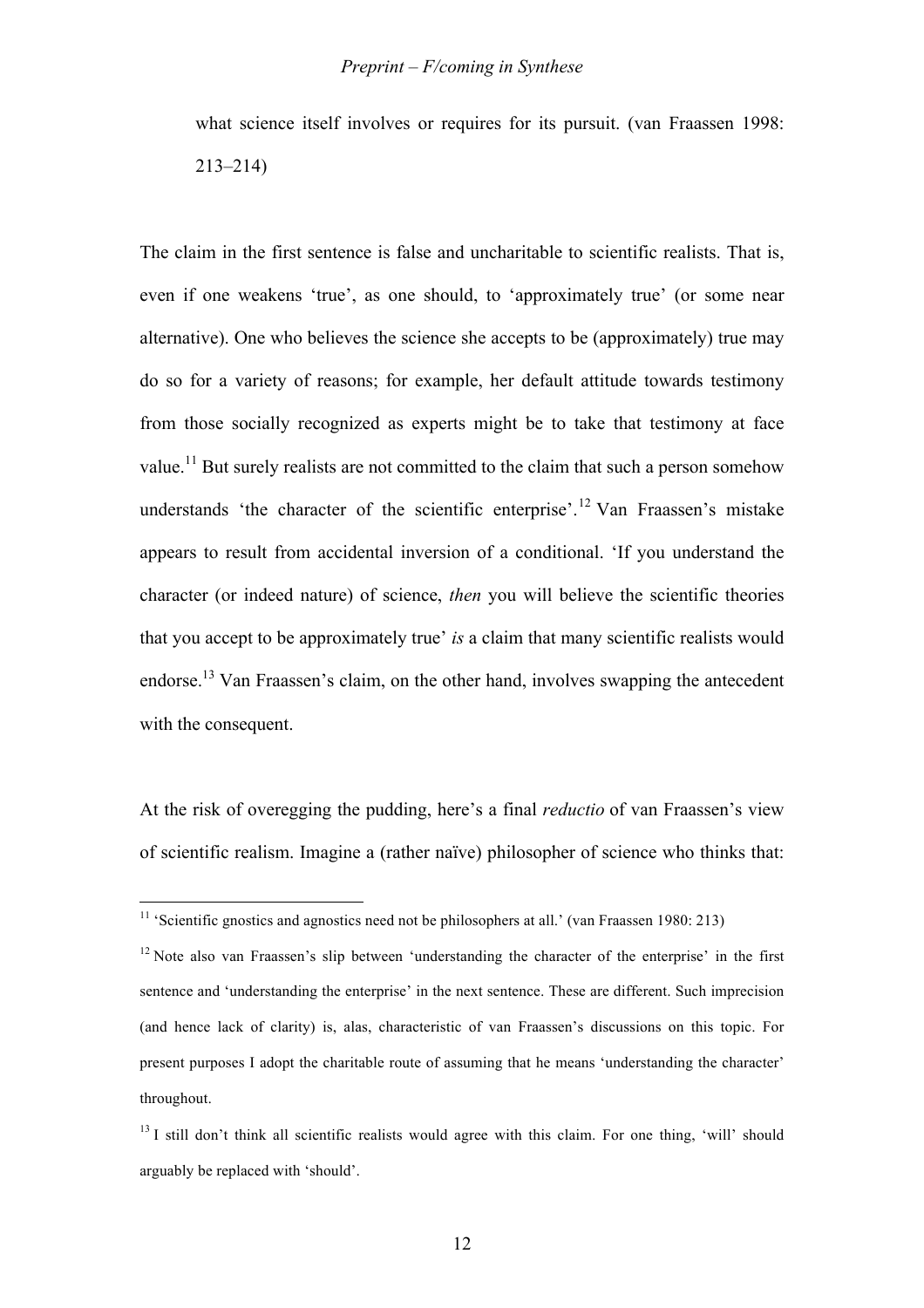what science itself involves or requires for its pursuit. (van Fraassen 1998: 213–214)

The claim in the first sentence is false and uncharitable to scientific realists. That is, even if one weakens 'true', as one should, to 'approximately true' (or some near alternative). One who believes the science she accepts to be (approximately) true may do so for a variety of reasons; for example, her default attitude towards testimony from those socially recognized as experts might be to take that testimony at face value.[11] But surely realists are not committed to the claim that such a person somehow understands 'the character of the scientific enterprise'.[12] Van Fraassen's mistake appears to result from accidental inversion of a conditional. 'If you understand the character (or indeed nature) of science, *then* you will believe the scientific theories that you accept to be approximately true' *is* a claim that many scientific realists would endorse.[13] Van Fraassen's claim, on the other hand, involves swapping the antecedent with the consequent.

At the risk of overegging the pudding, here's a final *reductio* of van Fraassen's view of scientific realism. Imagine a (rather naïve) philosopher of science who thinks that:

---

[11] 'Scientific gnostics and agnostics need not be philosophers at all.' (van Fraassen 1980: 213)

[12] Note also van Fraassen's slip between 'understanding the character of the enterprise' in the first sentence and 'understanding the enterprise' in the next sentence. These are different. Such imprecision (and hence lack of clarity) is, alas, characteristic of van Fraassen's discussions on this topic. For present purposes I adopt the charitable route of assuming that he means 'understanding the character' throughout.

[13] I still don't think all scientific realists would agree with this claim. For one thing, 'will' should arguably be replaced with 'should'.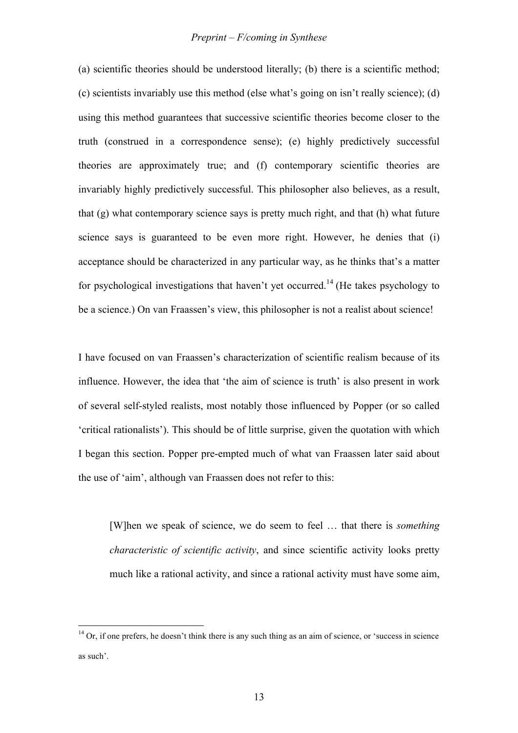(a) scientific theories should be understood literally; (b) there is a scientific method; (c) scientists invariably use this method (else what's going on isn't really science); (d) using this method guarantees that successive scientific theories become closer to the truth (construed in a correspondence sense); (e) highly predictively successful theories are approximately true; and (f) contemporary scientific theories are invariably highly predictively successful. This philosopher also believes, as a result, that (g) what contemporary science says is pretty much right, and that (h) what future science says is guaranteed to be even more right. However, he denies that (i) acceptance should be characterized in any particular way, as he thinks that's a matter for psychological investigations that haven't yet occurred.[14] (He takes psychology to be a science.) On van Fraassen's view, this philosopher is not a realist about science!

I have focused on van Fraassen's characterization of scientific realism because of its influence. However, the idea that 'the aim of science is truth' is also present in work of several self-styled realists, most notably those influenced by Popper (or so called 'critical rationalists'). This should be of little surprise, given the quotation with which I began this section. Popper pre-empted much of what van Fraassen later said about the use of 'aim', although van Fraassen does not refer to this:

> [W]hen we speak of science, we do seem to feel … that there is *something characteristic of scientific activity*, and since scientific activity looks pretty much like a rational activity, and since a rational activity must have some aim,

[14] Or, if one prefers, he doesn't think there is any such thing as an aim of science, or 'success in science as such'.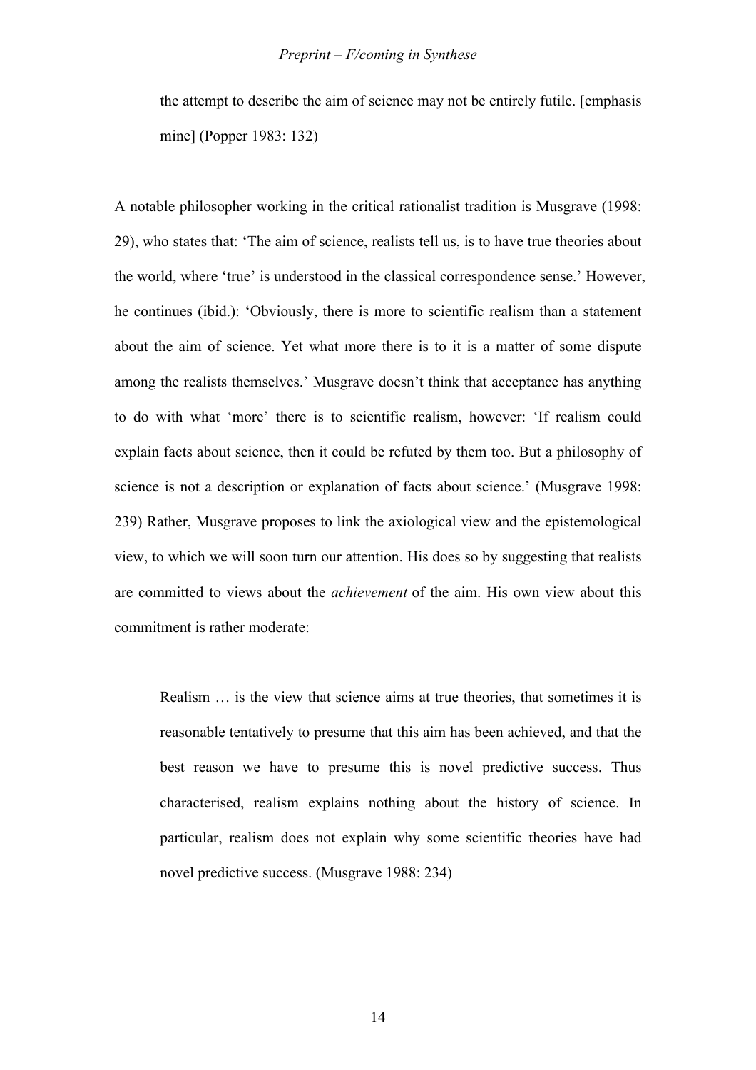> the attempt to describe the aim of science may not be entirely futile. [emphasis mine] (Popper 1983: 132)

A notable philosopher working in the critical rationalist tradition is Musgrave (1998: 29), who states that: 'The aim of science, realists tell us, is to have true theories about the world, where 'true' is understood in the classical correspondence sense.' However, he continues (ibid.): 'Obviously, there is more to scientific realism than a statement about the aim of science. Yet what more there is to it is a matter of some dispute among the realists themselves.' Musgrave doesn't think that acceptance has anything to do with what 'more' there is to scientific realism, however: 'If realism could explain facts about science, then it could be refuted by them too. But a philosophy of science is not a description or explanation of facts about science.' (Musgrave 1998: 239) Rather, Musgrave proposes to link the axiological view and the epistemological view, to which we will soon turn our attention. His does so by suggesting that realists are committed to views about the *achievement* of the aim. His own view about this commitment is rather moderate:

> Realism … is the view that science aims at true theories, that sometimes it is reasonable tentatively to presume that this aim has been achieved, and that the best reason we have to presume this is novel predictive success. Thus characterised, realism explains nothing about the history of science. In particular, realism does not explain why some scientific theories have had novel predictive success. (Musgrave 1988: 234)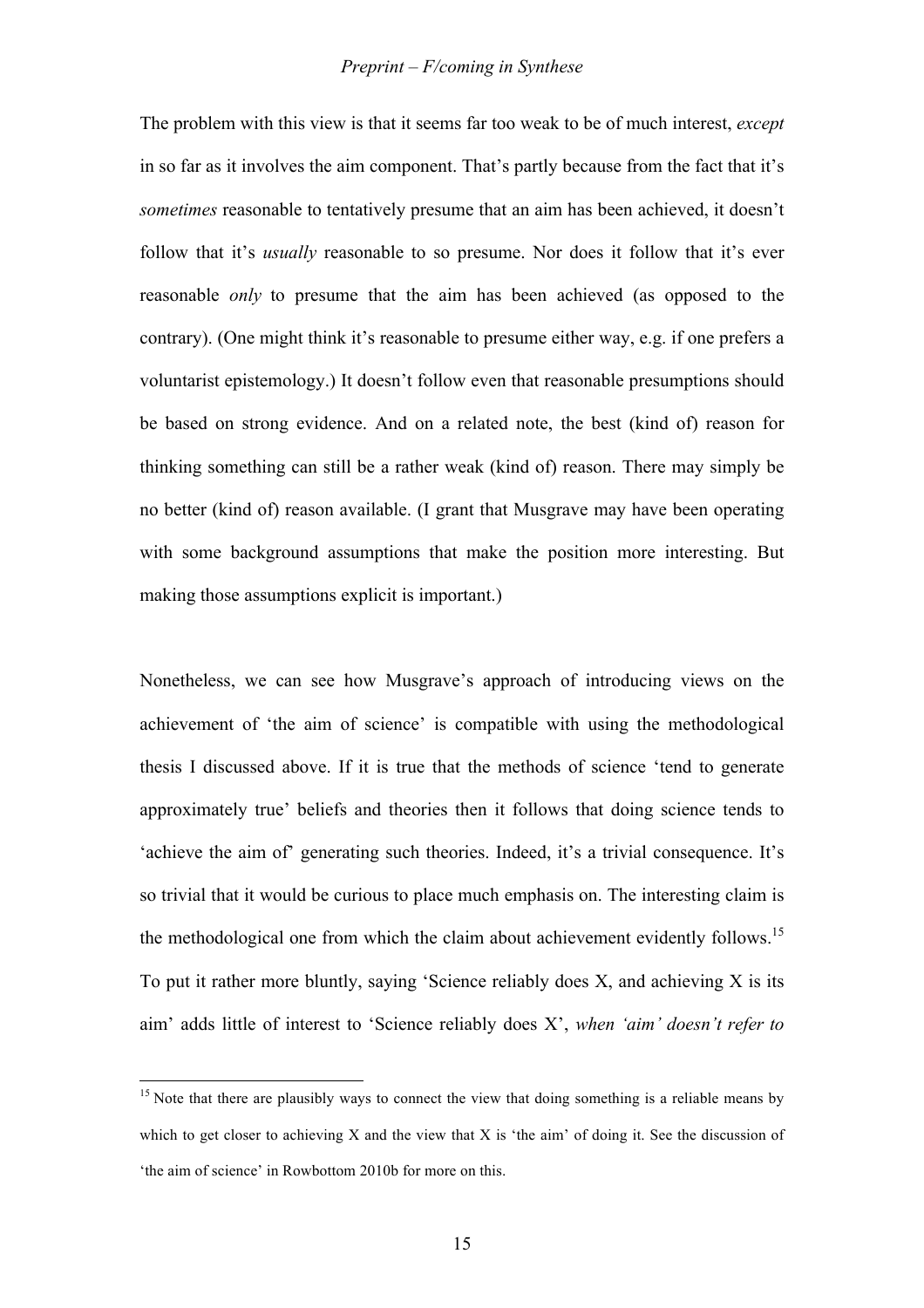The problem with this view is that it seems far too weak to be of much interest, *except* in so far as it involves the aim component. That's partly because from the fact that it's *sometimes* reasonable to tentatively presume that an aim has been achieved, it doesn't follow that it's *usually* reasonable to so presume. Nor does it follow that it's ever reasonable *only* to presume that the aim has been achieved (as opposed to the contrary). (One might think it's reasonable to presume either way, e.g. if one prefers a voluntarist epistemology.) It doesn't follow even that reasonable presumptions should be based on strong evidence. And on a related note, the best (kind of) reason for thinking something can still be a rather weak (kind of) reason. There may simply be no better (kind of) reason available. (I grant that Musgrave may have been operating with some background assumptions that make the position more interesting. But making those assumptions explicit is important.)

Nonetheless, we can see how Musgrave's approach of introducing views on the achievement of 'the aim of science' is compatible with using the methodological thesis I discussed above. If it is true that the methods of science 'tend to generate approximately true' beliefs and theories then it follows that doing science tends to 'achieve the aim of' generating such theories. Indeed, it's a trivial consequence. It's so trivial that it would be curious to place much emphasis on. The interesting claim is the methodological one from which the claim about achievement evidently follows.[15] To put it rather more bluntly, saying 'Science reliably does X, and achieving X is its aim' adds little of interest to 'Science reliably does X', *when 'aim' doesn't refer to*

[15] Note that there are plausibly ways to connect the view that doing something is a reliable means by which to get closer to achieving X and the view that X is 'the aim' of doing it. See the discussion of 'the aim of science' in Rowbottom 2010b for more on this.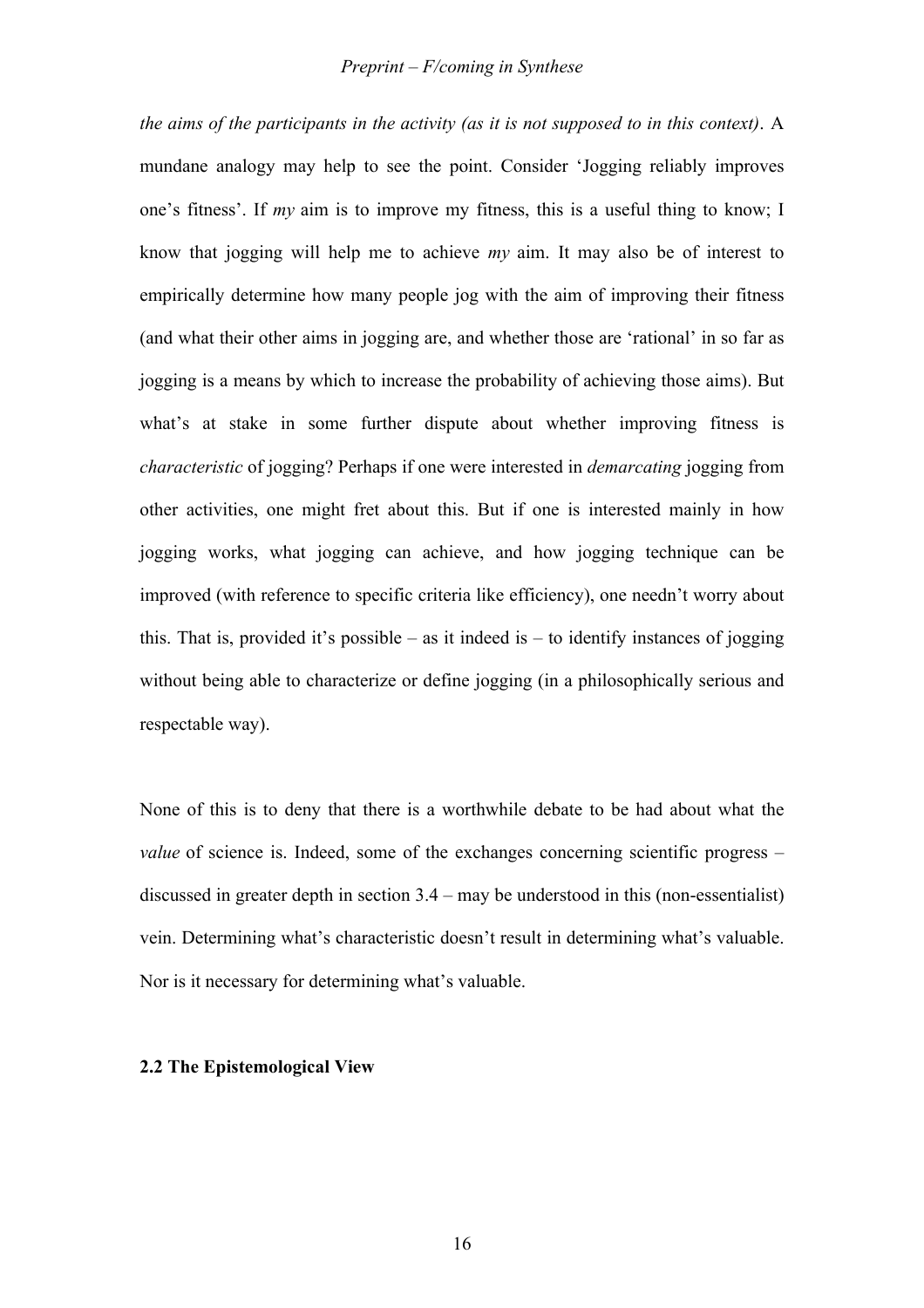*the aims of the participants in the activity (as it is not supposed to in this context)*. A mundane analogy may help to see the point. Consider 'Jogging reliably improves one's fitness'. If *my* aim is to improve my fitness, this is a useful thing to know; I know that jogging will help me to achieve *my* aim. It may also be of interest to empirically determine how many people jog with the aim of improving their fitness (and what their other aims in jogging are, and whether those are 'rational' in so far as jogging is a means by which to increase the probability of achieving those aims). But what's at stake in some further dispute about whether improving fitness is *characteristic* of jogging? Perhaps if one were interested in *demarcating* jogging from other activities, one might fret about this. But if one is interested mainly in how jogging works, what jogging can achieve, and how jogging technique can be improved (with reference to specific criteria like efficiency), one needn't worry about this. That is, provided it's possible – as it indeed is – to identify instances of jogging without being able to characterize or define jogging (in a philosophically serious and respectable way).

None of this is to deny that there is a worthwhile debate to be had about what the *value* of science is. Indeed, some of the exchanges concerning scientific progress – discussed in greater depth in section 3.4 – may be understood in this (non-essentialist) vein. Determining what's characteristic doesn't result in determining what's valuable. Nor is it necessary for determining what's valuable.

### 2.2 The Epistemological View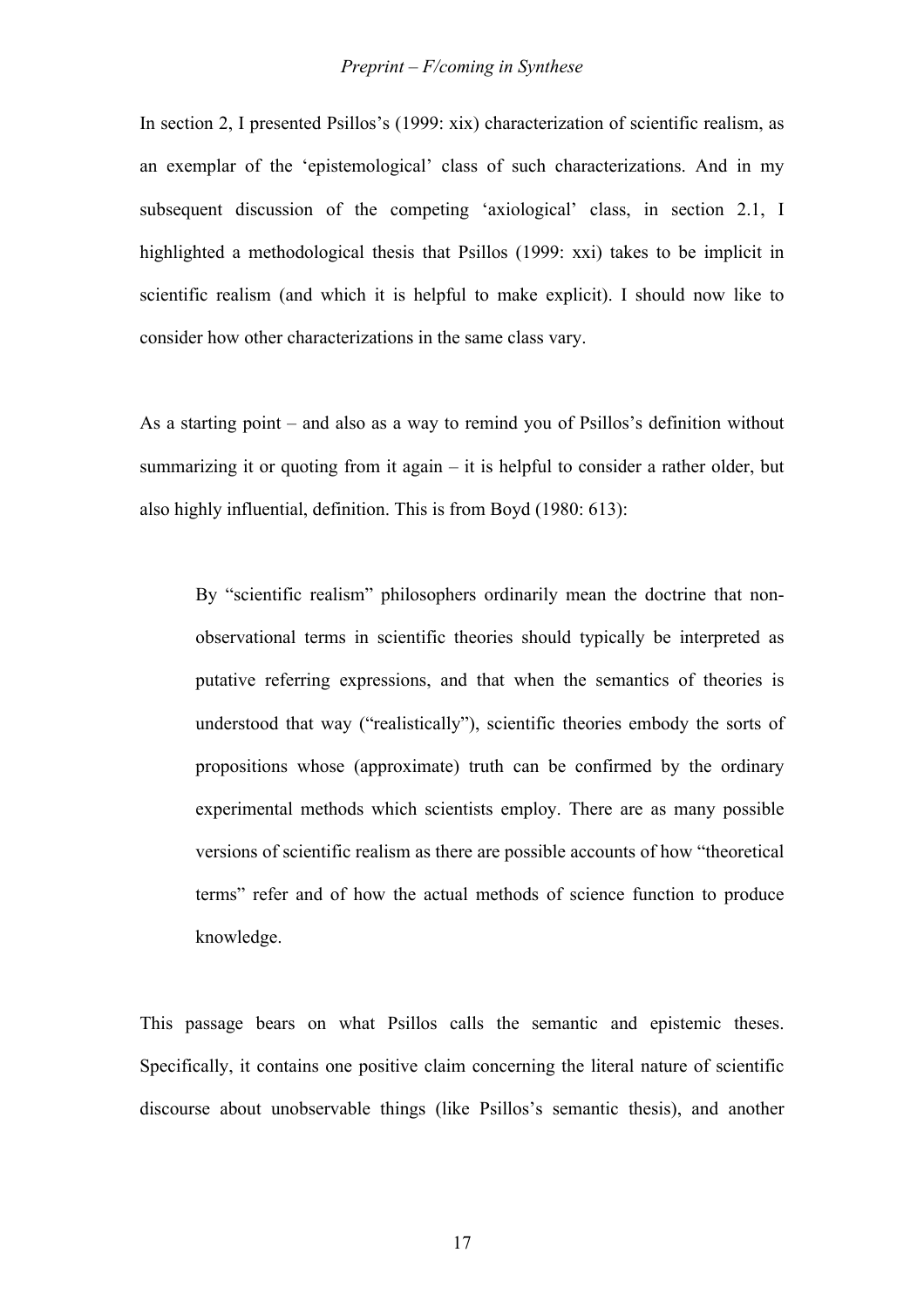In section 2, I presented Psillos's (1999: xix) characterization of scientific realism, as an exemplar of the 'epistemological' class of such characterizations. And in my subsequent discussion of the competing 'axiological' class, in section 2.1, I highlighted a methodological thesis that Psillos (1999: xxi) takes to be implicit in scientific realism (and which it is helpful to make explicit). I should now like to consider how other characterizations in the same class vary.

As a starting point – and also as a way to remind you of Psillos's definition without summarizing it or quoting from it again – it is helpful to consider a rather older, but also highly influential, definition. This is from Boyd (1980: 613):

> By "scientific realism" philosophers ordinarily mean the doctrine that non-observational terms in scientific theories should typically be interpreted as putative referring expressions, and that when the semantics of theories is understood that way ("realistically"), scientific theories embody the sorts of propositions whose (approximate) truth can be confirmed by the ordinary experimental methods which scientists employ. There are as many possible versions of scientific realism as there are possible accounts of how "theoretical terms" refer and of how the actual methods of science function to produce knowledge.

This passage bears on what Psillos calls the semantic and epistemic theses. Specifically, it contains one positive claim concerning the literal nature of scientific discourse about unobservable things (like Psillos's semantic thesis), and another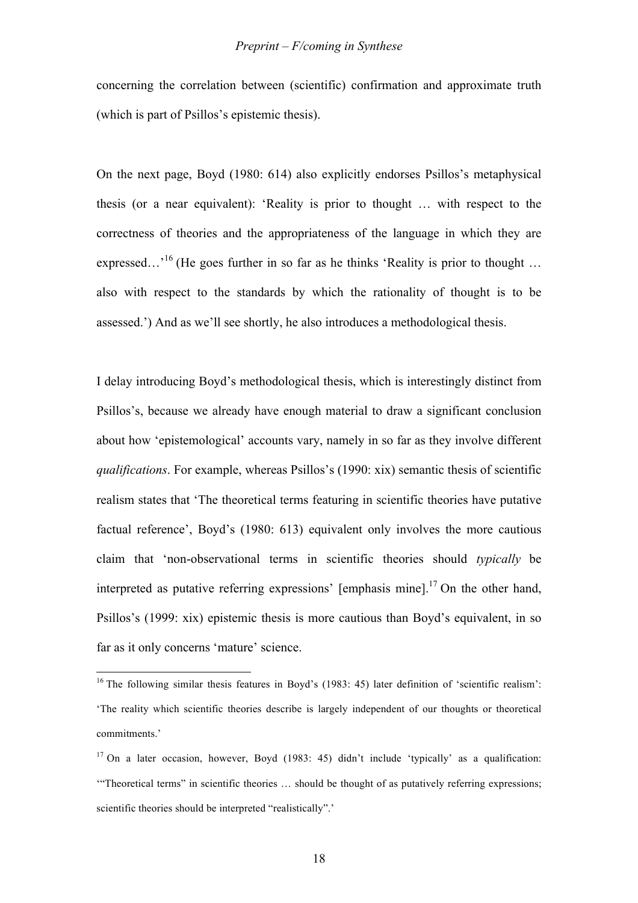concerning the correlation between (scientific) confirmation and approximate truth (which is part of Psillos's epistemic thesis).

On the next page, Boyd (1980: 614) also explicitly endorses Psillos's metaphysical thesis (or a near equivalent): 'Reality is prior to thought … with respect to the correctness of theories and the appropriateness of the language in which they are expressed…'[16] (He goes further in so far as he thinks 'Reality is prior to thought … also with respect to the standards by which the rationality of thought is to be assessed.') And as we'll see shortly, he also introduces a methodological thesis.

I delay introducing Boyd's methodological thesis, which is interestingly distinct from Psillos's, because we already have enough material to draw a significant conclusion about how 'epistemological' accounts vary, namely in so far as they involve different *qualifications*. For example, whereas Psillos's (1990: xix) semantic thesis of scientific realism states that 'The theoretical terms featuring in scientific theories have putative factual reference', Boyd's (1980: 613) equivalent only involves the more cautious claim that 'non-observational terms in scientific theories should *typically* be interpreted as putative referring expressions' [emphasis mine].[17] On the other hand, Psillos's (1999: xix) epistemic thesis is more cautious than Boyd's equivalent, in so far as it only concerns 'mature' science.

---

[16] The following similar thesis features in Boyd's (1983: 45) later definition of 'scientific realism': 'The reality which scientific theories describe is largely independent of our thoughts or theoretical commitments.'

[17] On a later occasion, however, Boyd (1983: 45) didn't include 'typically' as a qualification: '"Theoretical terms" in scientific theories … should be thought of as putatively referring expressions; scientific theories should be interpreted "realistically".'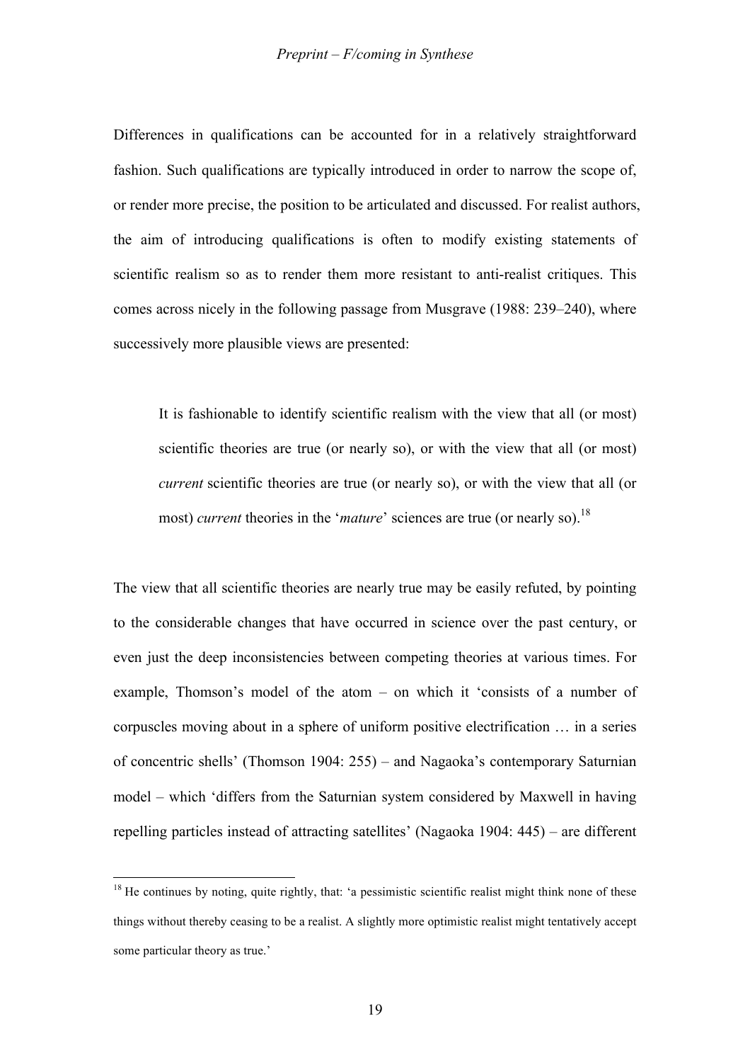Differences in qualifications can be accounted for in a relatively straightforward fashion. Such qualifications are typically introduced in order to narrow the scope of, or render more precise, the position to be articulated and discussed. For realist authors, the aim of introducing qualifications is often to modify existing statements of scientific realism so as to render them more resistant to anti-realist critiques. This comes across nicely in the following passage from Musgrave (1988: 239–240), where successively more plausible views are presented:

> It is fashionable to identify scientific realism with the view that all (or most) scientific theories are true (or nearly so), or with the view that all (or most) *current* scientific theories are true (or nearly so), or with the view that all (or most) *current* theories in the '*mature*' sciences are true (or nearly so).[18]

The view that all scientific theories are nearly true may be easily refuted, by pointing to the considerable changes that have occurred in science over the past century, or even just the deep inconsistencies between competing theories at various times. For example, Thomson's model of the atom – on which it 'consists of a number of corpuscles moving about in a sphere of uniform positive electrification … in a series of concentric shells' (Thomson 1904: 255) – and Nagaoka's contemporary Saturnian model – which 'differs from the Saturnian system considered by Maxwell in having repelling particles instead of attracting satellites' (Nagaoka 1904: 445) – are different

[18] He continues by noting, quite rightly, that: 'a pessimistic scientific realist might think none of these things without thereby ceasing to be a realist. A slightly more optimistic realist might tentatively accept some particular theory as true.'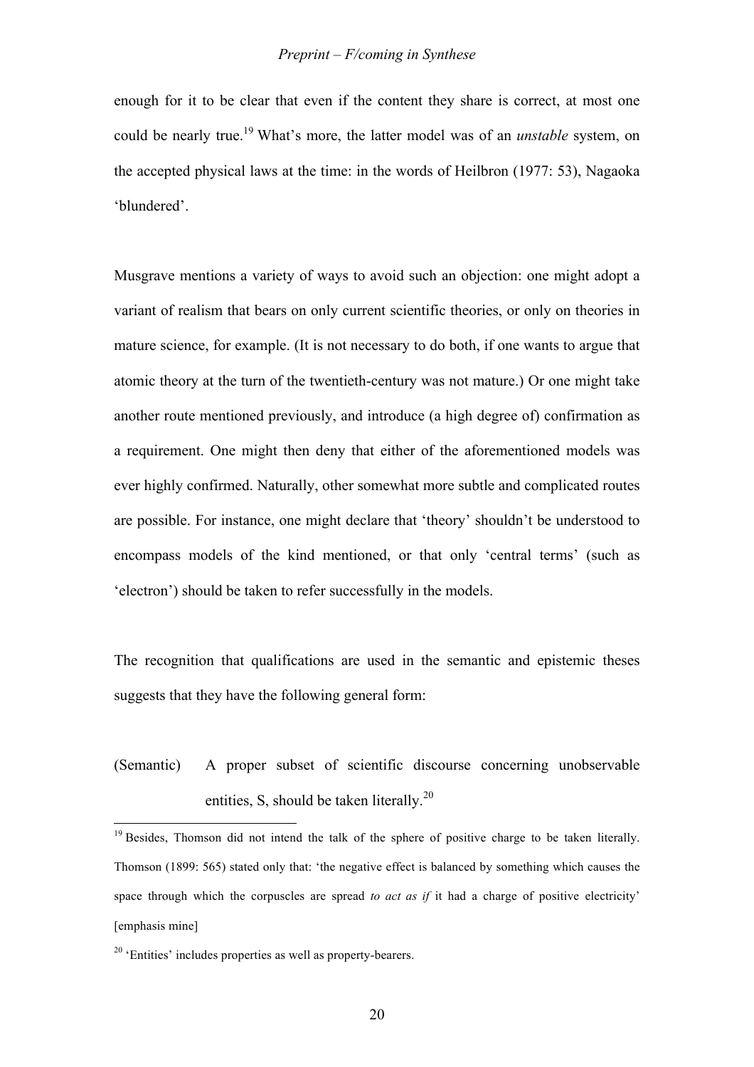enough for it to be clear that even if the content they share is correct, at most one could be nearly true.[19] What's more, the latter model was of an *unstable* system, on the accepted physical laws at the time: in the words of Heilbron (1977: 53), Nagaoka 'blundered'.

Musgrave mentions a variety of ways to avoid such an objection: one might adopt a variant of realism that bears on only current scientific theories, or only on theories in mature science, for example. (It is not necessary to do both, if one wants to argue that atomic theory at the turn of the twentieth-century was not mature.) Or one might take another route mentioned previously, and introduce (a high degree of) confirmation as a requirement. One might then deny that either of the aforementioned models was ever highly confirmed. Naturally, other somewhat more subtle and complicated routes are possible. For instance, one might declare that 'theory' shouldn't be understood to encompass models of the kind mentioned, or that only 'central terms' (such as 'electron') should be taken to refer successfully in the models.

The recognition that qualifications are used in the semantic and epistemic theses suggests that they have the following general form:

(Semantic) A proper subset of scientific discourse concerning unobservable entities, S, should be taken literally.[20]

---

[19] Besides, Thomson did not intend the talk of the sphere of positive charge to be taken literally. Thomson (1899: 565) stated only that: 'the negative effect is balanced by something which causes the space through which the corpuscles are spread *to act as if* it had a charge of positive electricity' [emphasis mine]

[20] 'Entities' includes properties as well as property-bearers.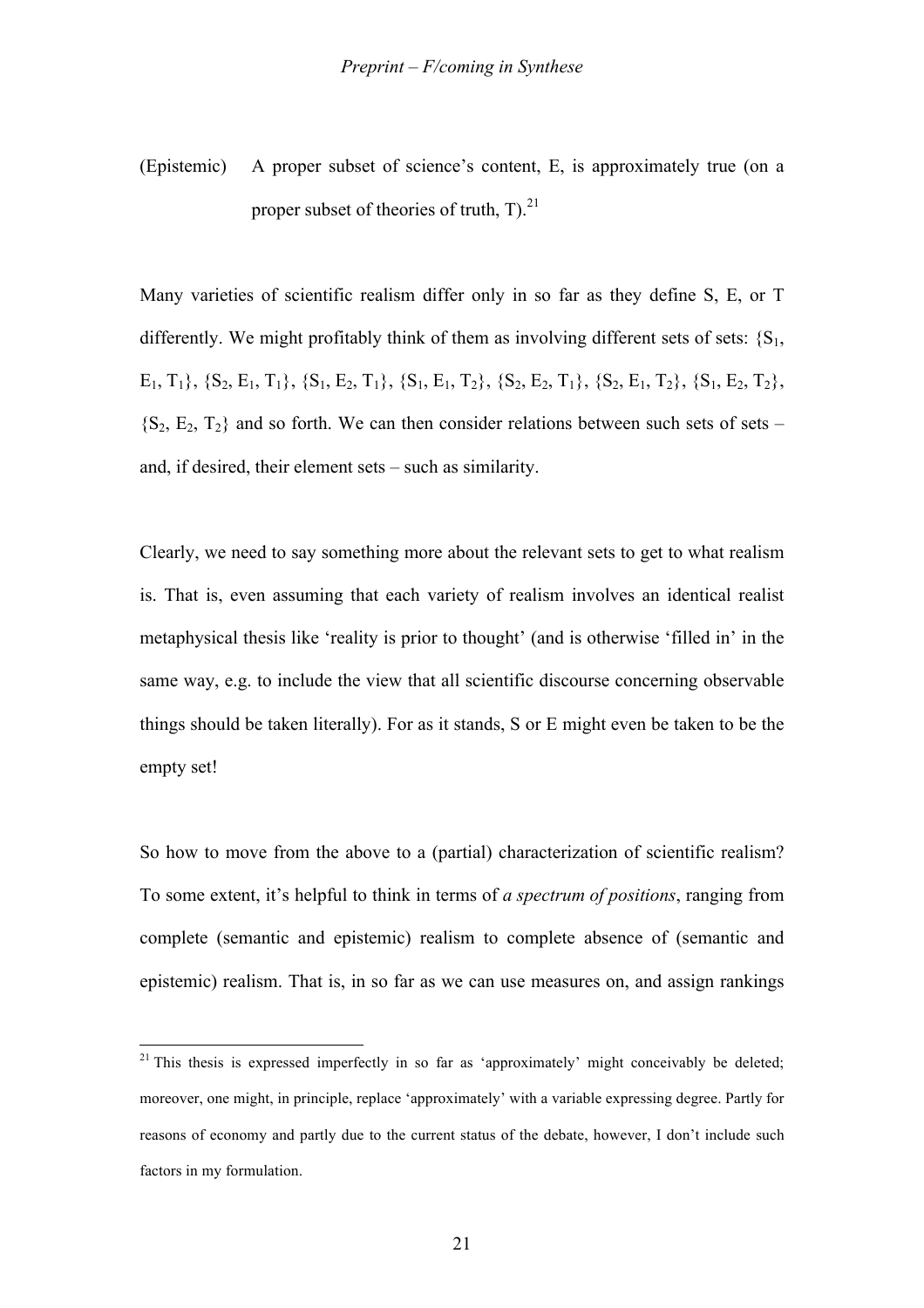(Epistemic) A proper subset of science's content, E, is approximately true (on a proper subset of theories of truth, T).[21]

Many varieties of scientific realism differ only in so far as they define S, E, or T differently. We might profitably think of them as involving different sets of sets: $\{S_1, E_1, T_1\}$, $\{S_2, E_1, T_1\}$, $\{S_1, E_2, T_1\}$, $\{S_1, E_1, T_2\}$, $\{S_2, E_2, T_1\}$, $\{S_2, E_1, T_2\}$, $\{S_1, E_2, T_2\}$, $\{S_2, E_2, T_2\}$ and so forth. We can then consider relations between such sets of sets – and, if desired, their element sets – such as similarity.

Clearly, we need to say something more about the relevant sets to get to what realism is. That is, even assuming that each variety of realism involves an identical realist metaphysical thesis like 'reality is prior to thought' (and is otherwise 'filled in' in the same way, e.g. to include the view that all scientific discourse concerning observable things should be taken literally). For as it stands, S or E might even be taken to be the empty set!

So how to move from the above to a (partial) characterization of scientific realism? To some extent, it's helpful to think in terms of *a spectrum of positions*, ranging from complete (semantic and epistemic) realism to complete absence of (semantic and epistemic) realism. That is, in so far as we can use measures on, and assign rankings

[21] This thesis is expressed imperfectly in so far as 'approximately' might conceivably be deleted; moreover, one might, in principle, replace 'approximately' with a variable expressing degree. Partly for reasons of economy and partly due to the current status of the debate, however, I don't include such factors in my formulation.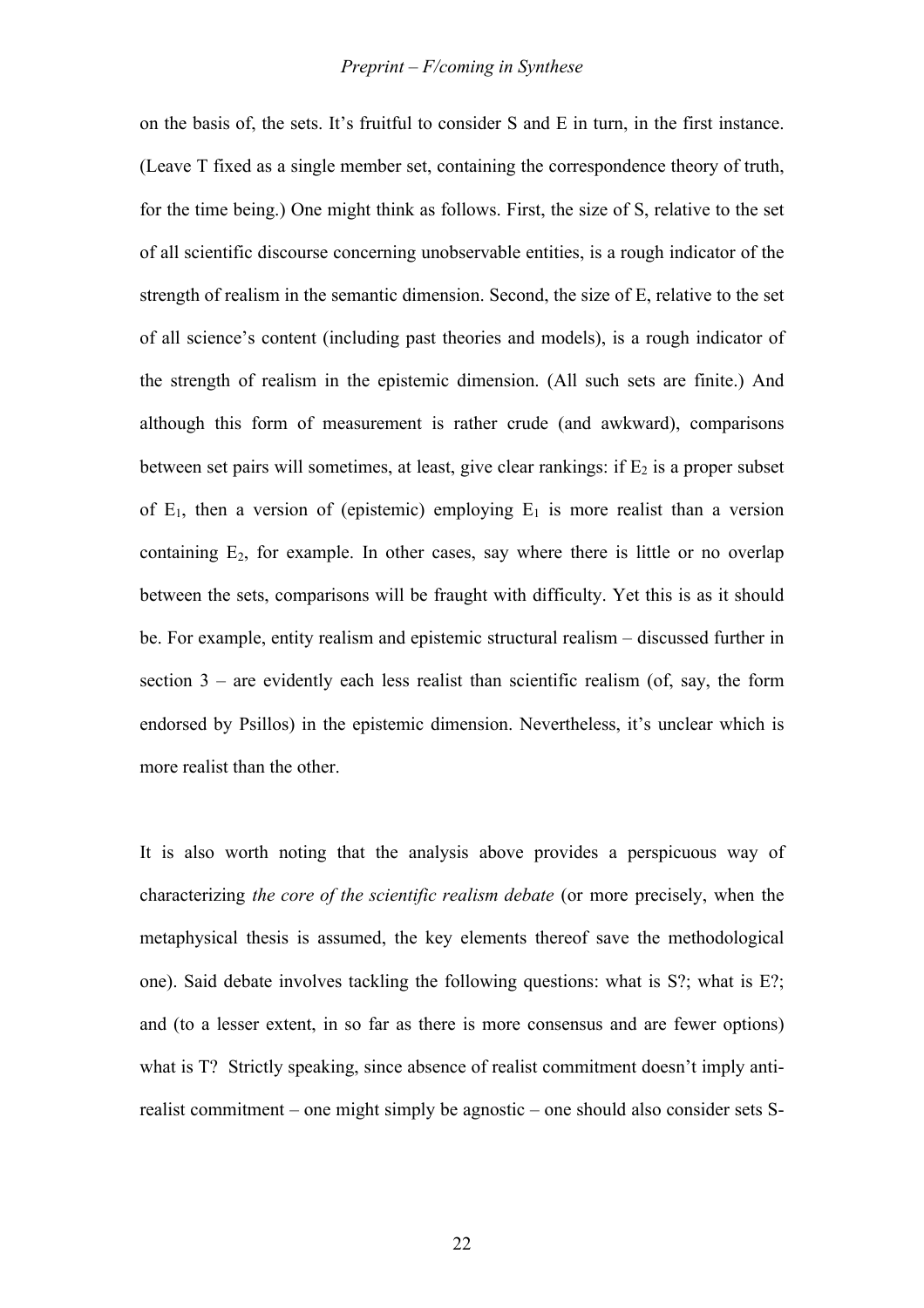on the basis of, the sets. It's fruitful to consider S and E in turn, in the first instance. (Leave T fixed as a single member set, containing the correspondence theory of truth, for the time being.) One might think as follows. First, the size of S, relative to the set of all scientific discourse concerning unobservable entities, is a rough indicator of the strength of realism in the semantic dimension. Second, the size of E, relative to the set of all science's content (including past theories and models), is a rough indicator of the strength of realism in the epistemic dimension. (All such sets are finite.) And although this form of measurement is rather crude (and awkward), comparisons between set pairs will sometimes, at least, give clear rankings: if $E_2$ is a proper subset of $E_1$, then a version of (epistemic) employing $E_1$ is more realist than a version containing $E_2$, for example. In other cases, say where there is little or no overlap between the sets, comparisons will be fraught with difficulty. Yet this is as it should be. For example, entity realism and epistemic structural realism – discussed further in section 3 – are evidently each less realist than scientific realism (of, say, the form endorsed by Psillos) in the epistemic dimension. Nevertheless, it's unclear which is more realist than the other.

It is also worth noting that the analysis above provides a perspicuous way of characterizing *the core of the scientific realism debate* (or more precisely, when the metaphysical thesis is assumed, the key elements thereof save the methodological one). Said debate involves tackling the following questions: what is S?; what is E?; and (to a lesser extent, in so far as there is more consensus and are fewer options) what is T? Strictly speaking, since absence of realist commitment doesn't imply anti-realist commitment – one might simply be agnostic – one should also consider sets S-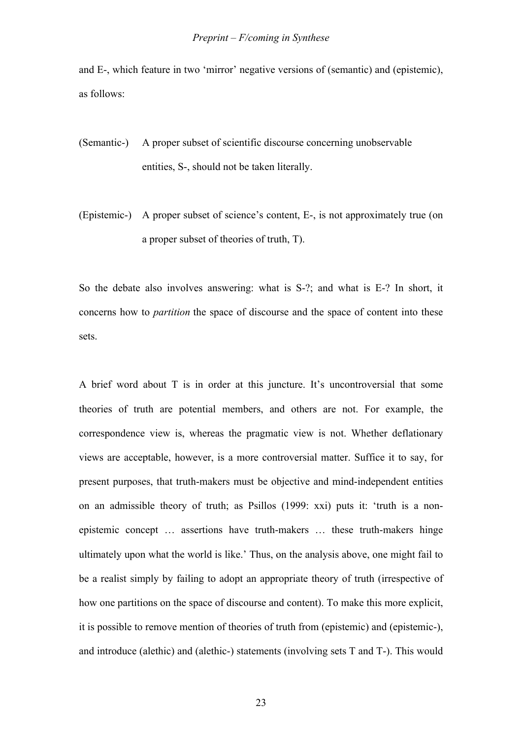and E-, which feature in two 'mirror' negative versions of (semantic) and (epistemic), as follows:

(Semantic-) A proper subset of scientific discourse concerning unobservable entities, S-, should not be taken literally.

(Epistemic-) A proper subset of science's content, E-, is not approximately true (on a proper subset of theories of truth, T).

So the debate also involves answering: what is S-?; and what is E-? In short, it concerns how to *partition* the space of discourse and the space of content into these sets.

A brief word about T is in order at this juncture. It's uncontroversial that some theories of truth are potential members, and others are not. For example, the correspondence view is, whereas the pragmatic view is not. Whether deflationary views are acceptable, however, is a more controversial matter. Suffice it to say, for present purposes, that truth-makers must be objective and mind-independent entities on an admissible theory of truth; as Psillos (1999: xxi) puts it: 'truth is a non-epistemic concept … assertions have truth-makers … these truth-makers hinge ultimately upon what the world is like.' Thus, on the analysis above, one might fail to be a realist simply by failing to adopt an appropriate theory of truth (irrespective of how one partitions on the space of discourse and content). To make this more explicit, it is possible to remove mention of theories of truth from (epistemic) and (epistemic-), and introduce (alethic) and (alethic-) statements (involving sets T and T-). This would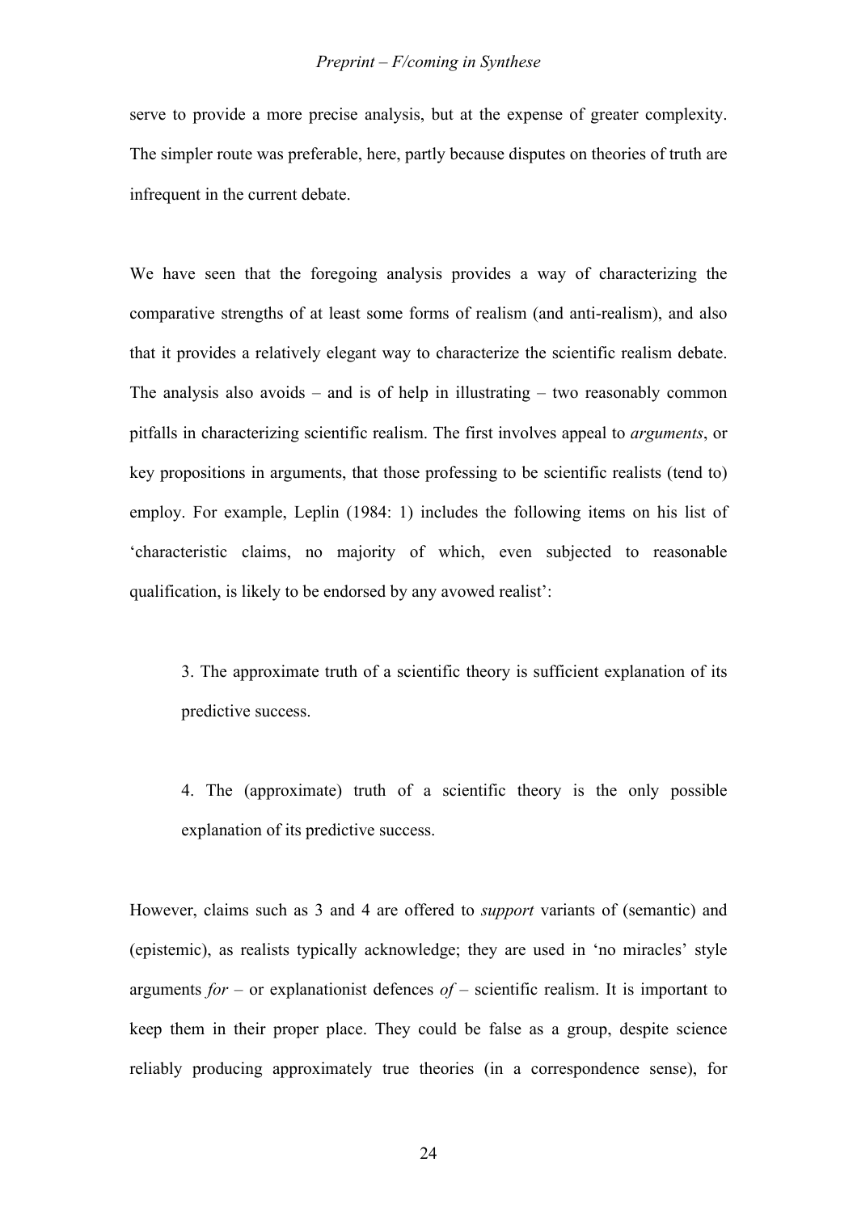serve to provide a more precise analysis, but at the expense of greater complexity. The simpler route was preferable, here, partly because disputes on theories of truth are infrequent in the current debate.

We have seen that the foregoing analysis provides a way of characterizing the comparative strengths of at least some forms of realism (and anti-realism), and also that it provides a relatively elegant way to characterize the scientific realism debate. The analysis also avoids – and is of help in illustrating – two reasonably common pitfalls in characterizing scientific realism. The first involves appeal to *arguments*, or key propositions in arguments, that those professing to be scientific realists (tend to) employ. For example, Leplin (1984: 1) includes the following items on his list of 'characteristic claims, no majority of which, even subjected to reasonable qualification, is likely to be endorsed by any avowed realist':

> 3. The approximate truth of a scientific theory is sufficient explanation of its predictive success.
>
> 4. The (approximate) truth of a scientific theory is the only possible explanation of its predictive success.

However, claims such as 3 and 4 are offered to *support* variants of (semantic) and (epistemic), as realists typically acknowledge; they are used in 'no miracles' style arguments *for* – or explanationist defences *of* – scientific realism. It is important to keep them in their proper place. They could be false as a group, despite science reliably producing approximately true theories (in a correspondence sense), for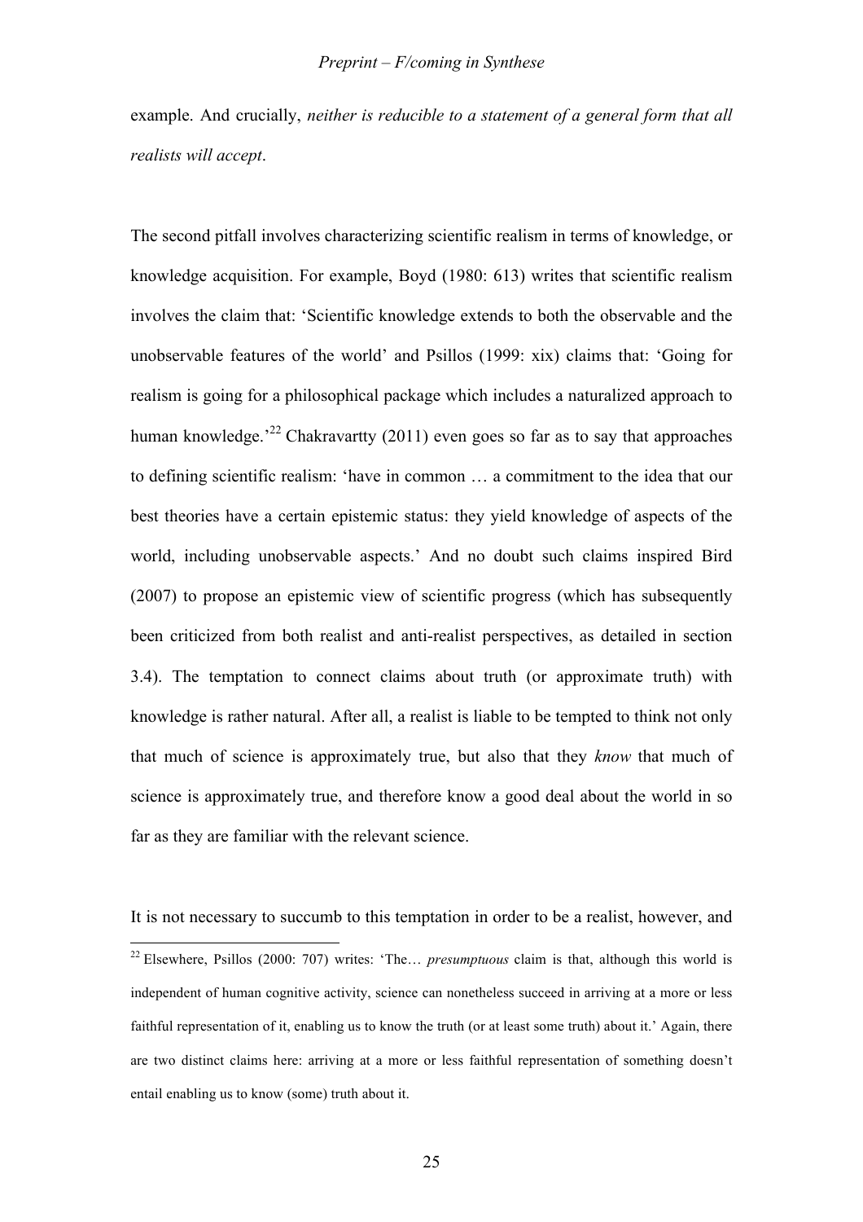example. And crucially, *neither is reducible to a statement of a general form that all realists will accept*.

The second pitfall involves characterizing scientific realism in terms of knowledge, or knowledge acquisition. For example, Boyd (1980: 613) writes that scientific realism involves the claim that: 'Scientific knowledge extends to both the observable and the unobservable features of the world' and Psillos (1999: xix) claims that: 'Going for realism is going for a philosophical package which includes a naturalized approach to human knowledge.'[22] Chakravartty (2011) even goes so far as to say that approaches to defining scientific realism: 'have in common … a commitment to the idea that our best theories have a certain epistemic status: they yield knowledge of aspects of the world, including unobservable aspects.' And no doubt such claims inspired Bird (2007) to propose an epistemic view of scientific progress (which has subsequently been criticized from both realist and anti-realist perspectives, as detailed in section 3.4). The temptation to connect claims about truth (or approximate truth) with knowledge is rather natural. After all, a realist is liable to be tempted to think not only that much of science is approximately true, but also that they *know* that much of science is approximately true, and therefore know a good deal about the world in so far as they are familiar with the relevant science.

It is not necessary to succumb to this temptation in order to be a realist, however, and

[22] Elsewhere, Psillos (2000: 707) writes: 'The… *presumptuous* claim is that, although this world is independent of human cognitive activity, science can nonetheless succeed in arriving at a more or less faithful representation of it, enabling us to know the truth (or at least some truth) about it.' Again, there are two distinct claims here: arriving at a more or less faithful representation of something doesn't entail enabling us to know (some) truth about it.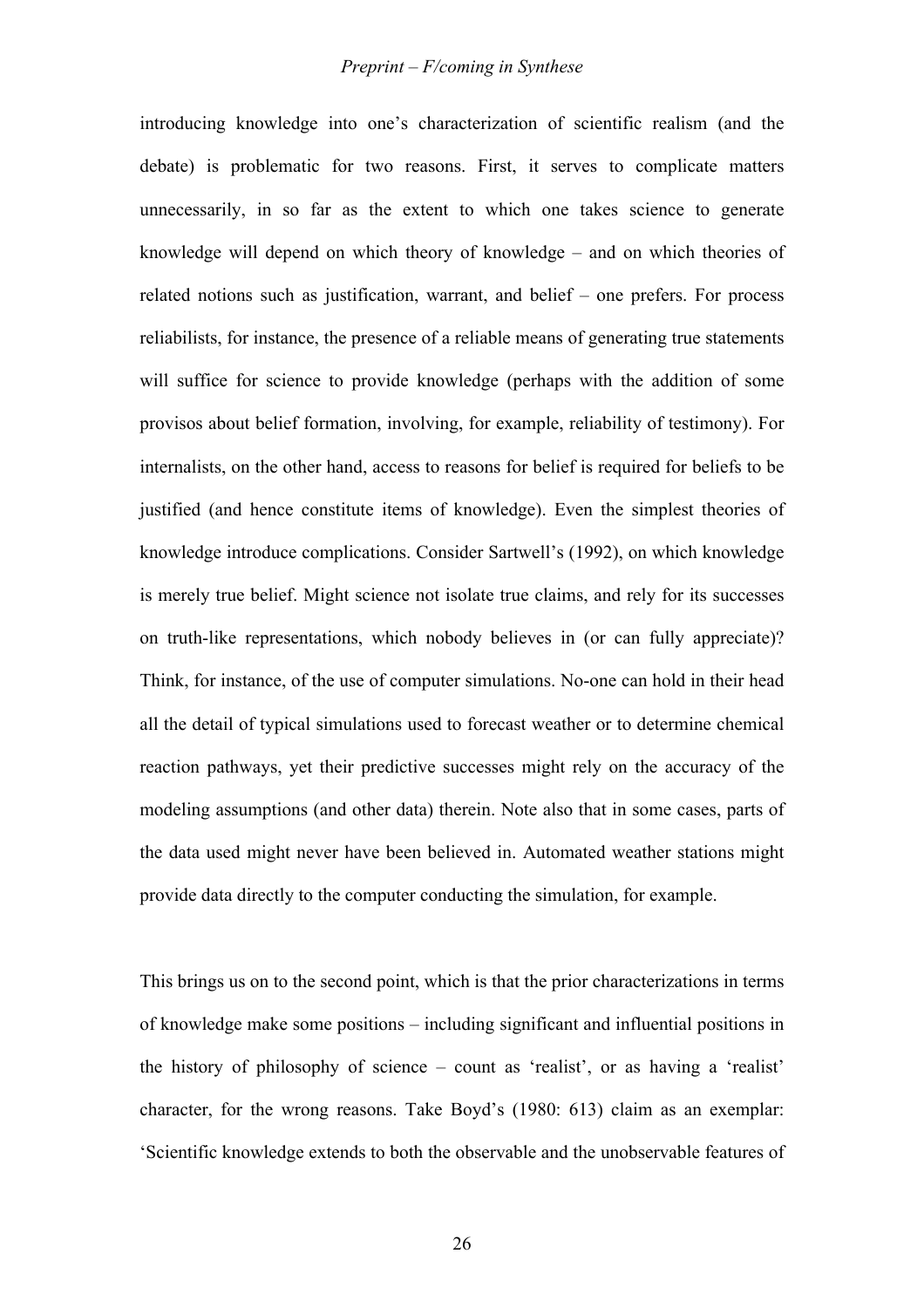introducing knowledge into one's characterization of scientific realism (and the debate) is problematic for two reasons. First, it serves to complicate matters unnecessarily, in so far as the extent to which one takes science to generate knowledge will depend on which theory of knowledge – and on which theories of related notions such as justification, warrant, and belief – one prefers. For process reliabilists, for instance, the presence of a reliable means of generating true statements will suffice for science to provide knowledge (perhaps with the addition of some provisos about belief formation, involving, for example, reliability of testimony). For internalists, on the other hand, access to reasons for belief is required for beliefs to be justified (and hence constitute items of knowledge). Even the simplest theories of knowledge introduce complications. Consider Sartwell's (1992), on which knowledge is merely true belief. Might science not isolate true claims, and rely for its successes on truth-like representations, which nobody believes in (or can fully appreciate)? Think, for instance, of the use of computer simulations. No-one can hold in their head all the detail of typical simulations used to forecast weather or to determine chemical reaction pathways, yet their predictive successes might rely on the accuracy of the modeling assumptions (and other data) therein. Note also that in some cases, parts of the data used might never have been believed in. Automated weather stations might provide data directly to the computer conducting the simulation, for example.

This brings us on to the second point, which is that the prior characterizations in terms of knowledge make some positions – including significant and influential positions in the history of philosophy of science – count as 'realist', or as having a 'realist' character, for the wrong reasons. Take Boyd's (1980: 613) claim as an exemplar: 'Scientific knowledge extends to both the observable and the unobservable features of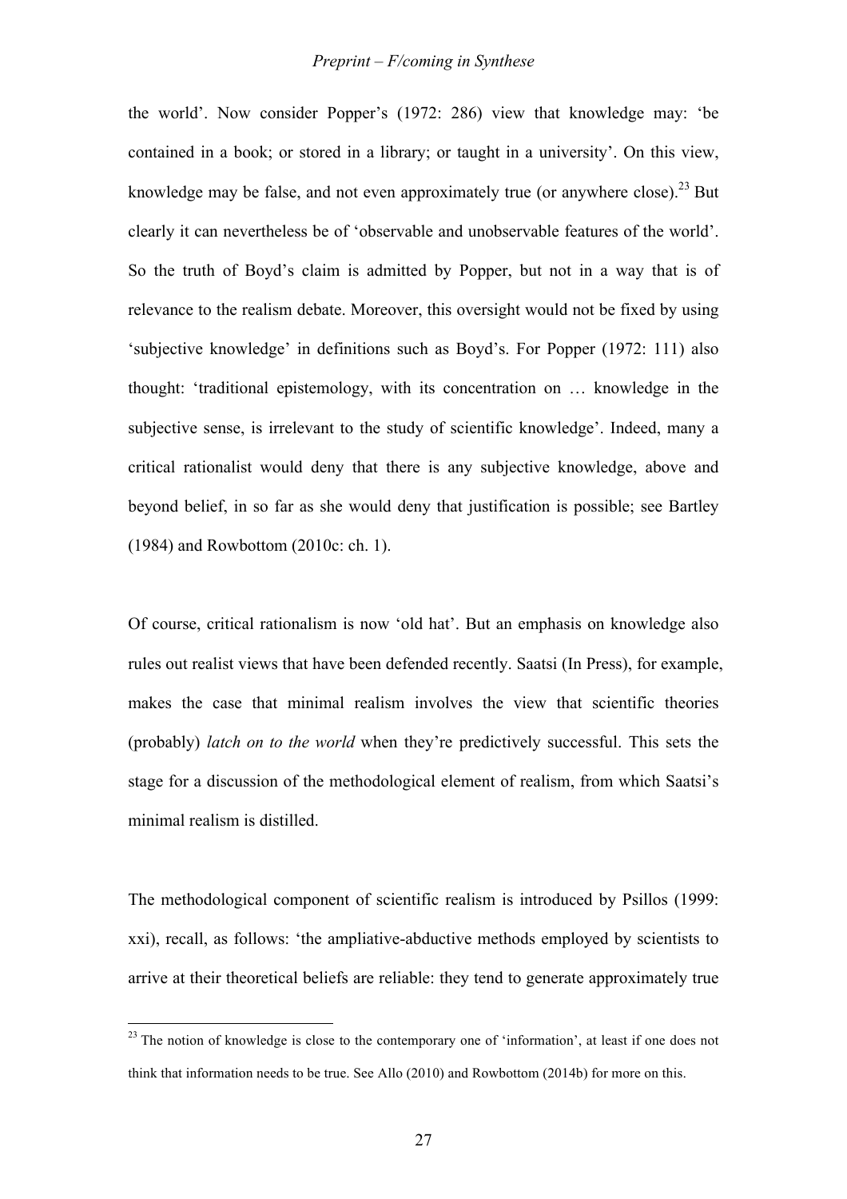the world'. Now consider Popper's (1972: 286) view that knowledge may: 'be contained in a book; or stored in a library; or taught in a university'. On this view, knowledge may be false, and not even approximately true (or anywhere close).[23] But clearly it can nevertheless be of 'observable and unobservable features of the world'. So the truth of Boyd's claim is admitted by Popper, but not in a way that is of relevance to the realism debate. Moreover, this oversight would not be fixed by using 'subjective knowledge' in definitions such as Boyd's. For Popper (1972: 111) also thought: 'traditional epistemology, with its concentration on … knowledge in the subjective sense, is irrelevant to the study of scientific knowledge'. Indeed, many a critical rationalist would deny that there is any subjective knowledge, above and beyond belief, in so far as she would deny that justification is possible; see Bartley (1984) and Rowbottom (2010c: ch. 1).

Of course, critical rationalism is now 'old hat'. But an emphasis on knowledge also rules out realist views that have been defended recently. Saatsi (In Press), for example, makes the case that minimal realism involves the view that scientific theories (probably) *latch on to the world* when they're predictively successful. This sets the stage for a discussion of the methodological element of realism, from which Saatsi's minimal realism is distilled.

The methodological component of scientific realism is introduced by Psillos (1999: xxi), recall, as follows: 'the ampliative-abductive methods employed by scientists to arrive at their theoretical beliefs are reliable: they tend to generate approximately true

[23] The notion of knowledge is close to the contemporary one of 'information', at least if one does not think that information needs to be true. See Allo (2010) and Rowbottom (2014b) for more on this.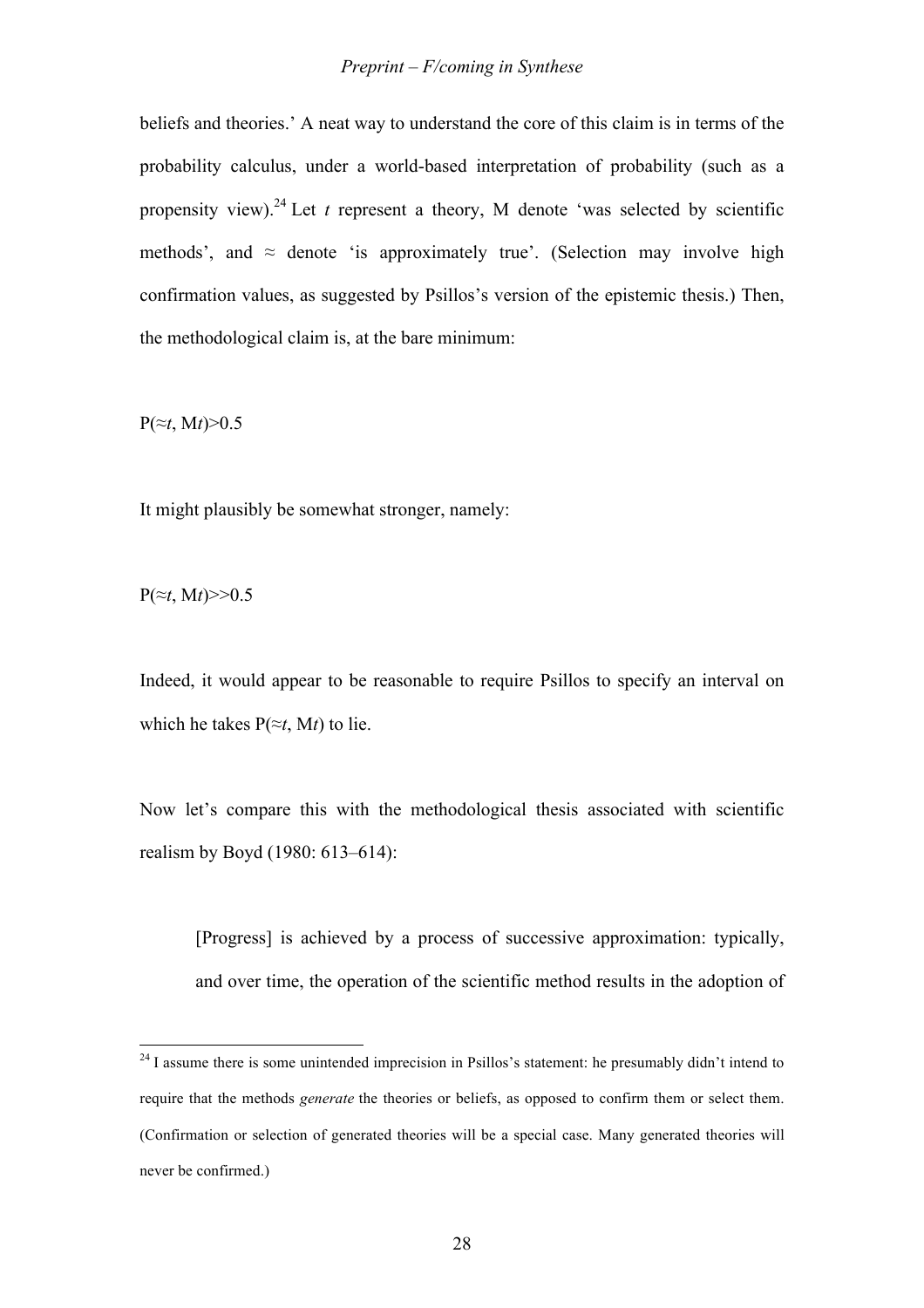beliefs and theories.' A neat way to understand the core of this claim is in terms of the probability calculus, under a world-based interpretation of probability (such as a propensity view).[24] Let *t* represent a theory, M denote 'was selected by scientific methods', and ≈ denote 'is approximately true'. (Selection may involve high confirmation values, as suggested by Psillos's version of the epistemic thesis.) Then, the methodological claim is, at the bare minimum:

$$P(\approx t, Mt) > 0.5$$

It might plausibly be somewhat stronger, namely:

$$P(\approx t, Mt) >> 0.5$$

Indeed, it would appear to be reasonable to require Psillos to specify an interval on which he takes $P(\approx t, Mt)$ to lie.

Now let's compare this with the methodological thesis associated with scientific realism by Boyd (1980: 613–614):

> [Progress] is achieved by a process of successive approximation: typically, and over time, the operation of the scientific method results in the adoption of

[24] I assume there is some unintended imprecision in Psillos's statement: he presumably didn't intend to require that the methods *generate* the theories or beliefs, as opposed to confirm them or select them. (Confirmation or selection of generated theories will be a special case. Many generated theories will never be confirmed.)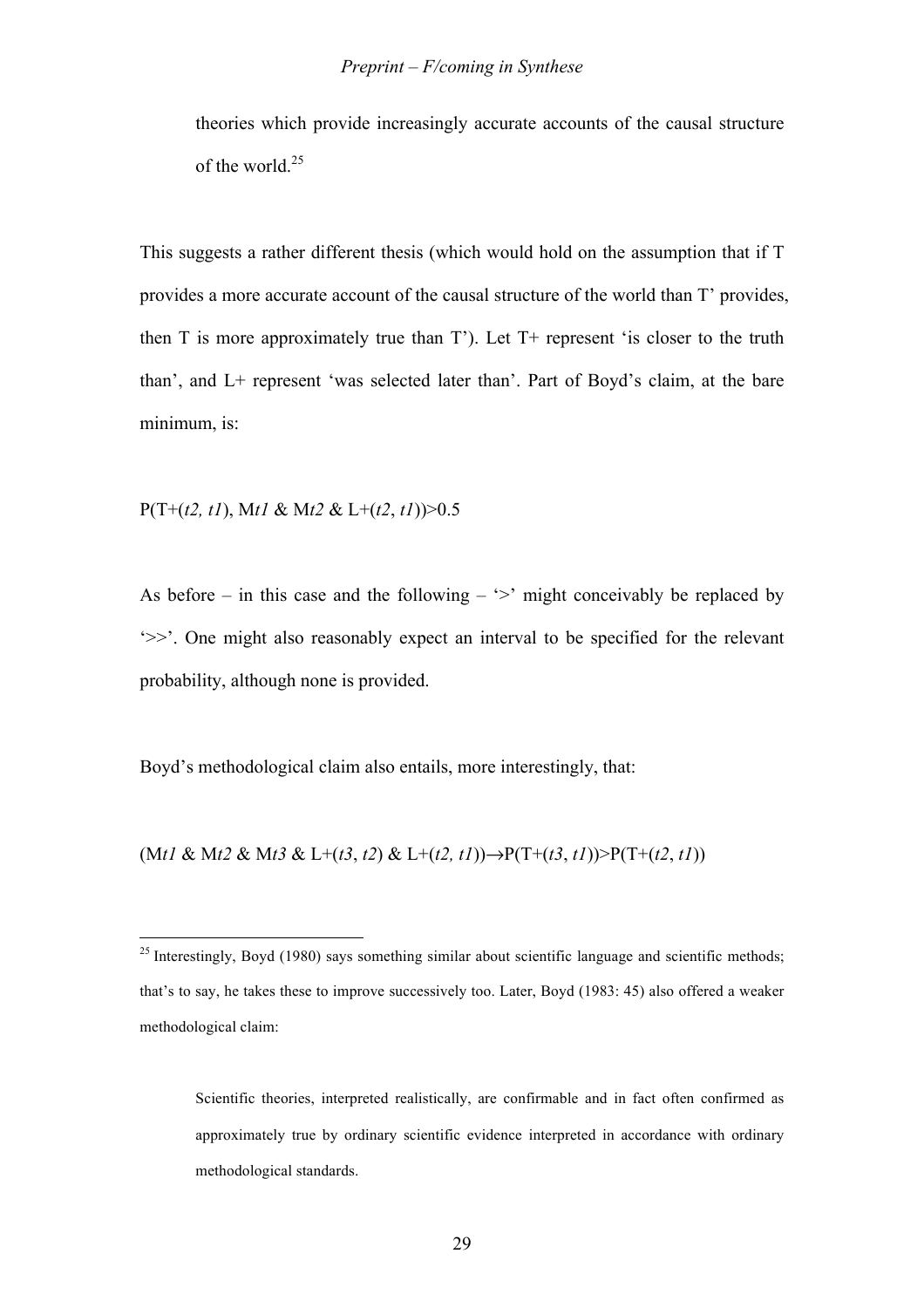> theories which provide increasingly accurate accounts of the causal structure of the world.[25]

This suggests a rather different thesis (which would hold on the assumption that if T provides a more accurate account of the causal structure of the world than T' provides, then T is more approximately true than T'). Let T+ represent 'is closer to the truth than', and L+ represent 'was selected later than'. Part of Boyd's claim, at the bare minimum, is:

$$P(T{+}(t2, t1), Mt1 \,\&\, Mt2 \,\&\, L{+}(t2, t1)) > 0.5$$

As before – in this case and the following – '>' might conceivably be replaced by '>>'. One might also reasonably expect an interval to be specified for the relevant probability, although none is provided.

Boyd's methodological claim also entails, more interestingly, that:

$$(Mt1 \,\&\, Mt2 \,\&\, Mt3 \,\&\, L{+}(t3, t2) \,\&\, L{+}(t2, t1)) \rightarrow P(T{+}(t3, t1)) > P(T{+}(t2, t1))$$

---

[25] Interestingly, Boyd (1980) says something similar about scientific language and scientific methods; that's to say, he takes these to improve successively too. Later, Boyd (1983: 45) also offered a weaker methodological claim:

> Scientific theories, interpreted realistically, are confirmable and in fact often confirmed as approximately true by ordinary scientific evidence interpreted in accordance with ordinary methodological standards.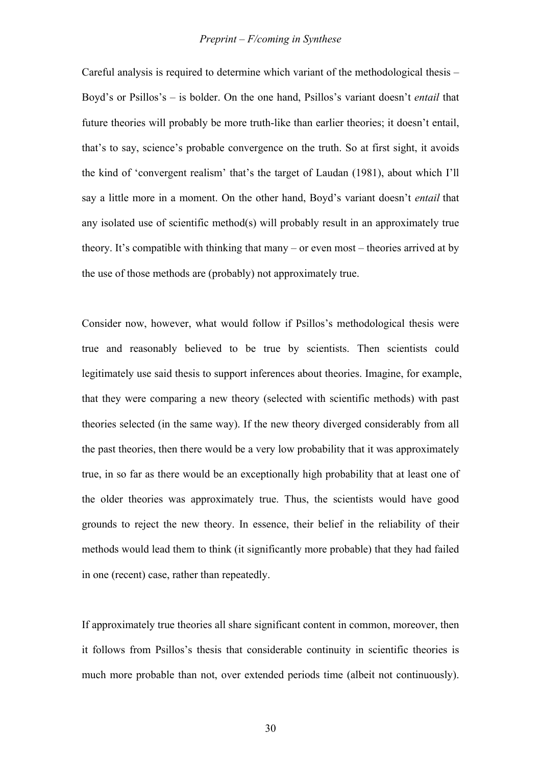Careful analysis is required to determine which variant of the methodological thesis – Boyd's or Psillos's – is bolder. On the one hand, Psillos's variant doesn't *entail* that future theories will probably be more truth-like than earlier theories; it doesn't entail, that's to say, science's probable convergence on the truth. So at first sight, it avoids the kind of 'convergent realism' that's the target of Laudan (1981), about which I'll say a little more in a moment. On the other hand, Boyd's variant doesn't *entail* that any isolated use of scientific method(s) will probably result in an approximately true theory. It's compatible with thinking that many – or even most – theories arrived at by the use of those methods are (probably) not approximately true.

Consider now, however, what would follow if Psillos's methodological thesis were true and reasonably believed to be true by scientists. Then scientists could legitimately use said thesis to support inferences about theories. Imagine, for example, that they were comparing a new theory (selected with scientific methods) with past theories selected (in the same way). If the new theory diverged considerably from all the past theories, then there would be a very low probability that it was approximately true, in so far as there would be an exceptionally high probability that at least one of the older theories was approximately true. Thus, the scientists would have good grounds to reject the new theory. In essence, their belief in the reliability of their methods would lead them to think (it significantly more probable) that they had failed in one (recent) case, rather than repeatedly.

If approximately true theories all share significant content in common, moreover, then it follows from Psillos's thesis that considerable continuity in scientific theories is much more probable than not, over extended periods time (albeit not continuously).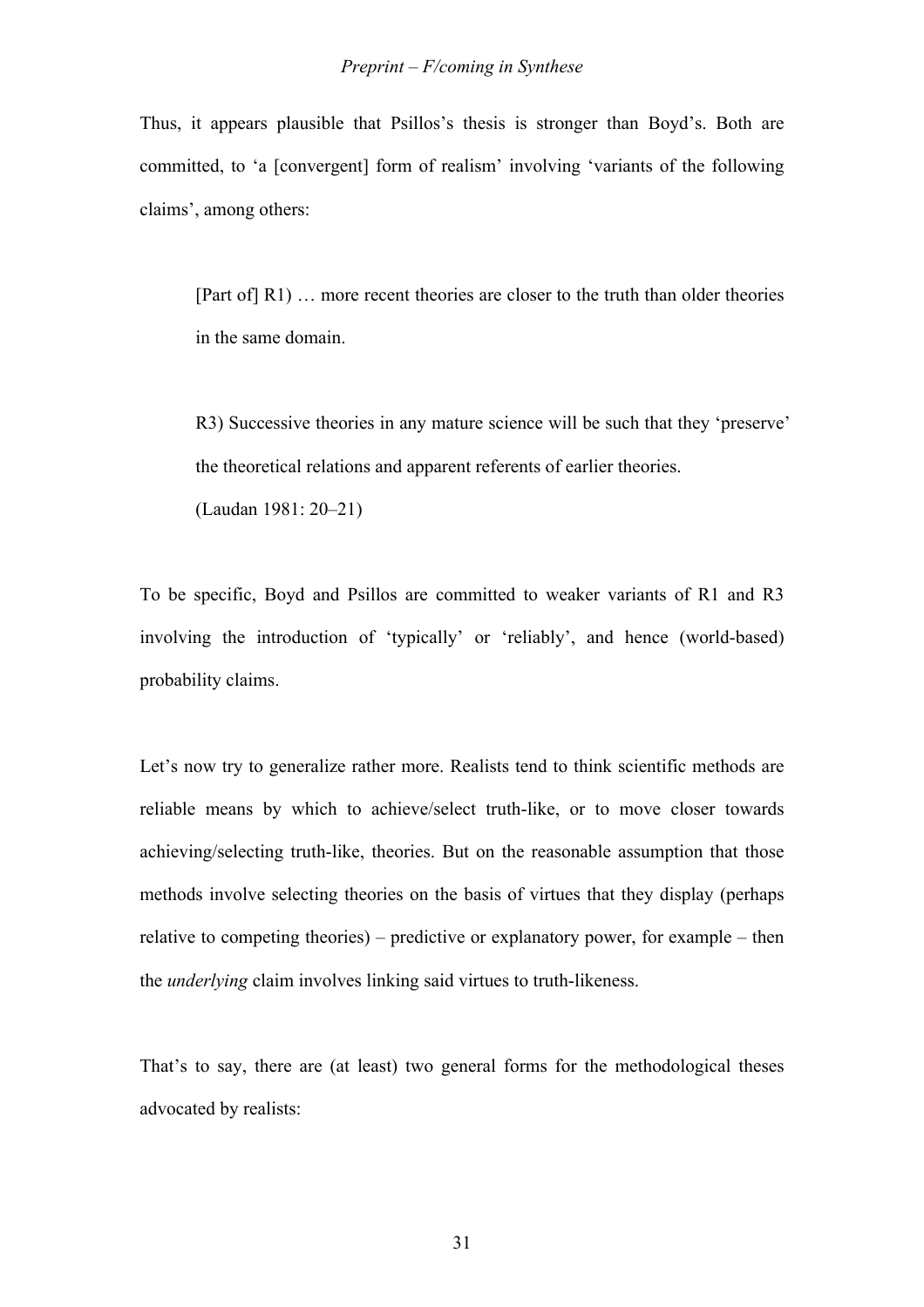Thus, it appears plausible that Psillos's thesis is stronger than Boyd's. Both are committed, to 'a [convergent] form of realism' involving 'variants of the following claims', among others:

> [Part of] R1) … more recent theories are closer to the truth than older theories in the same domain.
>
> R3) Successive theories in any mature science will be such that they 'preserve' the theoretical relations and apparent referents of earlier theories.
>
> (Laudan 1981: 20–21)

To be specific, Boyd and Psillos are committed to weaker variants of R1 and R3 involving the introduction of 'typically' or 'reliably', and hence (world-based) probability claims.

Let's now try to generalize rather more. Realists tend to think scientific methods are reliable means by which to achieve/select truth-like, or to move closer towards achieving/selecting truth-like, theories. But on the reasonable assumption that those methods involve selecting theories on the basis of virtues that they display (perhaps relative to competing theories) – predictive or explanatory power, for example – then the *underlying* claim involves linking said virtues to truth-likeness.

That's to say, there are (at least) two general forms for the methodological theses advocated by realists: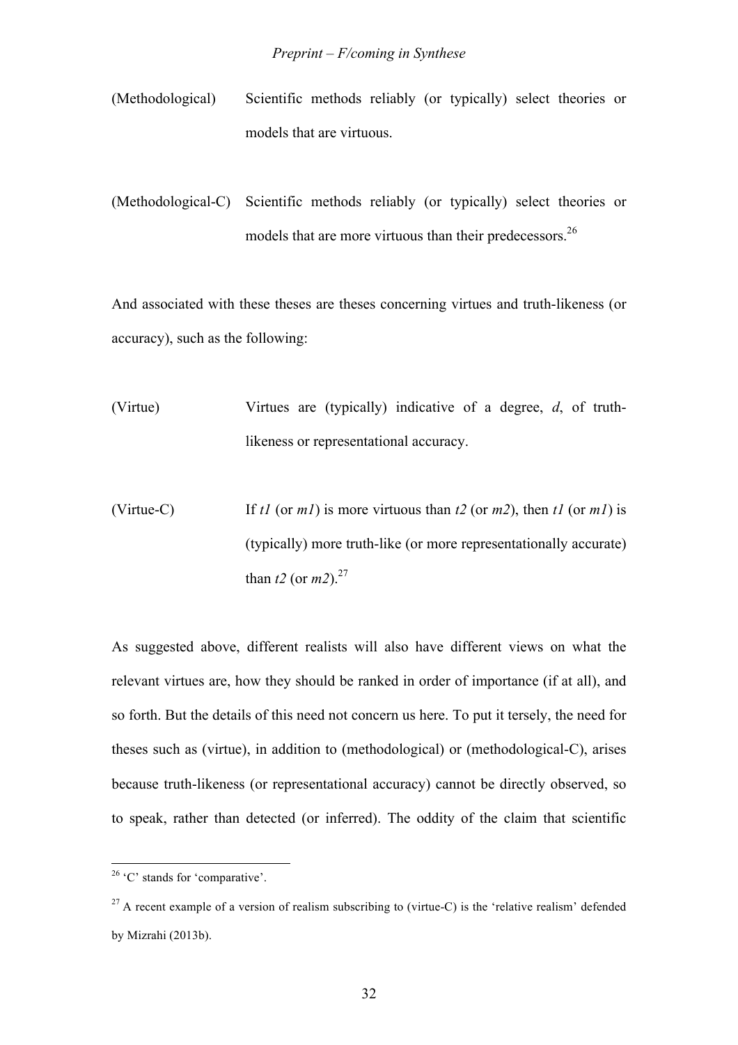(Methodological) Scientific methods reliably (or typically) select theories or models that are virtuous.

(Methodological-C) Scientific methods reliably (or typically) select theories or models that are more virtuous than their predecessors.[26]

And associated with these theses are theses concerning virtues and truth-likeness (or accuracy), such as the following:

(Virtue) Virtues are (typically) indicative of a degree, *d*, of truth-likeness or representational accuracy.

(Virtue-C) If *t1* (or *m1*) is more virtuous than *t2* (or *m2*), then *t1* (or *m1*) is (typically) more truth-like (or more representationally accurate) than *t2* (or *m2*).[27]

As suggested above, different realists will also have different views on what the relevant virtues are, how they should be ranked in order of importance (if at all), and so forth. But the details of this need not concern us here. To put it tersely, the need for theses such as (virtue), in addition to (methodological) or (methodological-C), arises because truth-likeness (or representational accuracy) cannot be directly observed, so to speak, rather than detected (or inferred). The oddity of the claim that scientific

---

[26] 'C' stands for 'comparative'.

[27] A recent example of a version of realism subscribing to (virtue-C) is the 'relative realism' defended by Mizrahi (2013b).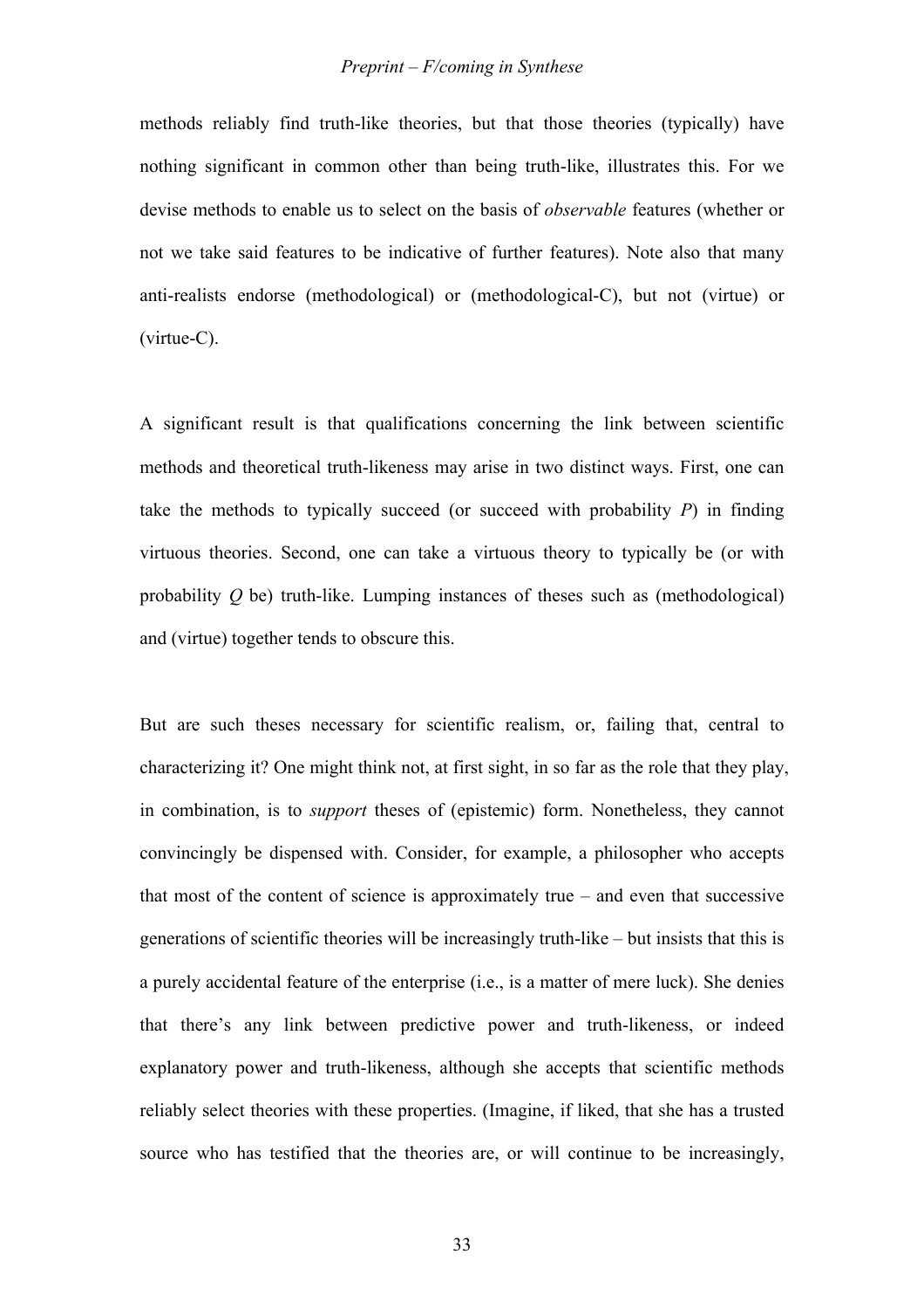methods reliably find truth-like theories, but that those theories (typically) have nothing significant in common other than being truth-like, illustrates this. For we devise methods to enable us to select on the basis of *observable* features (whether or not we take said features to be indicative of further features). Note also that many anti-realists endorse (methodological) or (methodological-C), but not (virtue) or (virtue-C).

A significant result is that qualifications concerning the link between scientific methods and theoretical truth-likeness may arise in two distinct ways. First, one can take the methods to typically succeed (or succeed with probability $P$) in finding virtuous theories. Second, one can take a virtuous theory to typically be (or with probability $Q$ be) truth-like. Lumping instances of theses such as (methodological) and (virtue) together tends to obscure this.

But are such theses necessary for scientific realism, or, failing that, central to characterizing it? One might think not, at first sight, in so far as the role that they play, in combination, is to *support* theses of (epistemic) form. Nonetheless, they cannot convincingly be dispensed with. Consider, for example, a philosopher who accepts that most of the content of science is approximately true – and even that successive generations of scientific theories will be increasingly truth-like – but insists that this is a purely accidental feature of the enterprise (i.e., is a matter of mere luck). She denies that there's any link between predictive power and truth-likeness, or indeed explanatory power and truth-likeness, although she accepts that scientific methods reliably select theories with these properties. (Imagine, if liked, that she has a trusted source who has testified that the theories are, or will continue to be increasingly,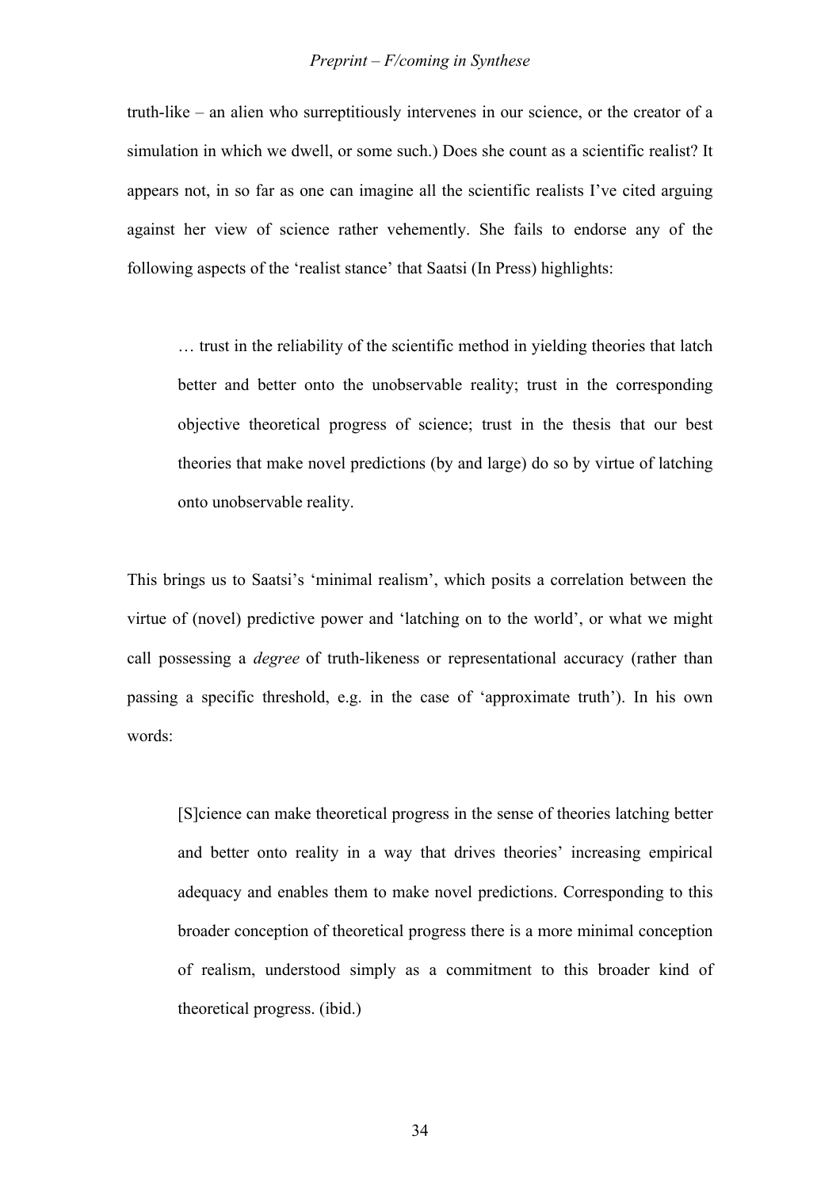truth-like – an alien who surreptitiously intervenes in our science, or the creator of a simulation in which we dwell, or some such.) Does she count as a scientific realist? It appears not, in so far as one can imagine all the scientific realists I've cited arguing against her view of science rather vehemently. She fails to endorse any of the following aspects of the 'realist stance' that Saatsi (In Press) highlights:

> … trust in the reliability of the scientific method in yielding theories that latch better and better onto the unobservable reality; trust in the corresponding objective theoretical progress of science; trust in the thesis that our best theories that make novel predictions (by and large) do so by virtue of latching onto unobservable reality.

This brings us to Saatsi's 'minimal realism', which posits a correlation between the virtue of (novel) predictive power and 'latching on to the world', or what we might call possessing a *degree* of truth-likeness or representational accuracy (rather than passing a specific threshold, e.g. in the case of 'approximate truth'). In his own words:

> [S]cience can make theoretical progress in the sense of theories latching better and better onto reality in a way that drives theories' increasing empirical adequacy and enables them to make novel predictions. Corresponding to this broader conception of theoretical progress there is a more minimal conception of realism, understood simply as a commitment to this broader kind of theoretical progress. (ibid.)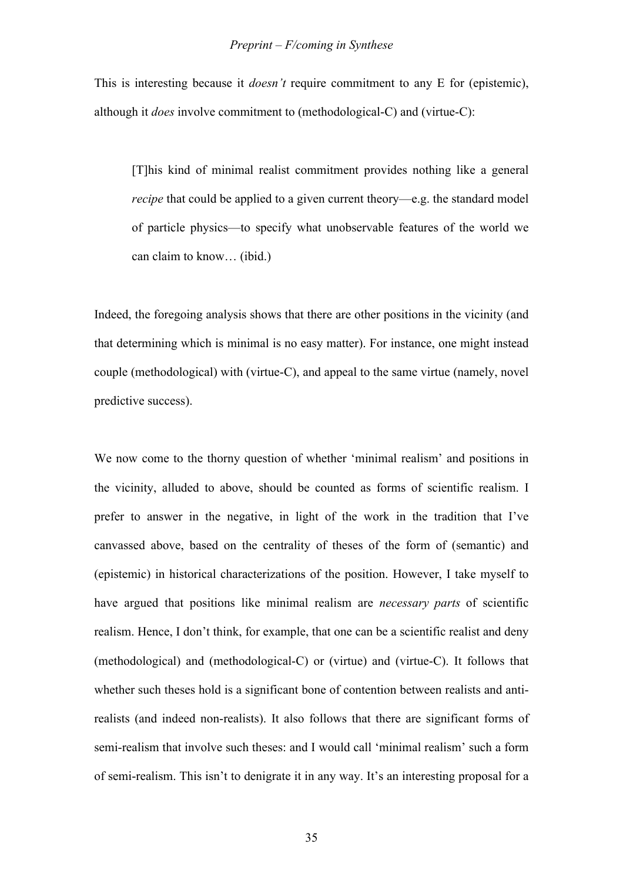This is interesting because it *doesn't* require commitment to any E for (epistemic), although it *does* involve commitment to (methodological-C) and (virtue-C):

> [T]his kind of minimal realist commitment provides nothing like a general *recipe* that could be applied to a given current theory—e.g. the standard model of particle physics—to specify what unobservable features of the world we can claim to know… (ibid.)

Indeed, the foregoing analysis shows that there are other positions in the vicinity (and that determining which is minimal is no easy matter). For instance, one might instead couple (methodological) with (virtue-C), and appeal to the same virtue (namely, novel predictive success).

We now come to the thorny question of whether 'minimal realism' and positions in the vicinity, alluded to above, should be counted as forms of scientific realism. I prefer to answer in the negative, in light of the work in the tradition that I've canvassed above, based on the centrality of theses of the form of (semantic) and (epistemic) in historical characterizations of the position. However, I take myself to have argued that positions like minimal realism are *necessary parts* of scientific realism. Hence, I don't think, for example, that one can be a scientific realist and deny (methodological) and (methodological-C) or (virtue) and (virtue-C). It follows that whether such theses hold is a significant bone of contention between realists and anti-realists (and indeed non-realists). It also follows that there are significant forms of semi-realism that involve such theses: and I would call 'minimal realism' such a form of semi-realism. This isn't to denigrate it in any way. It's an interesting proposal for a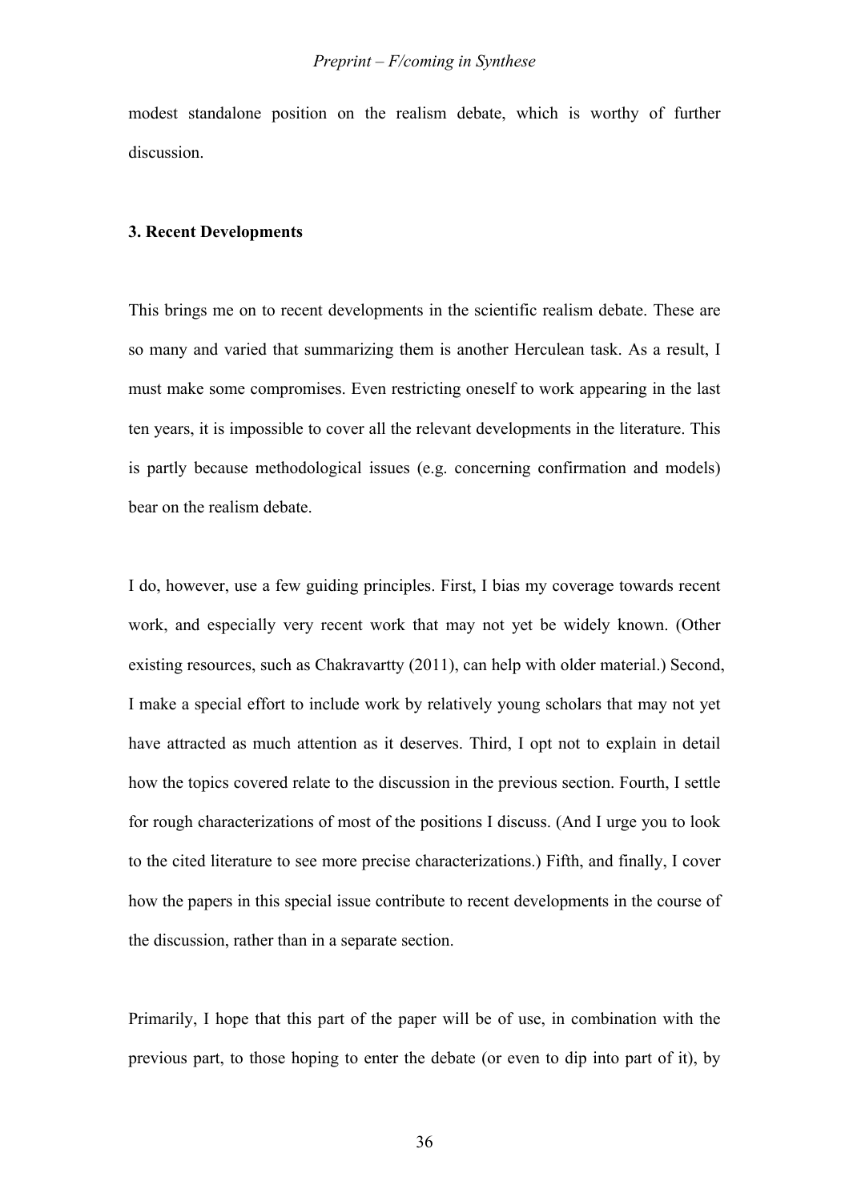modest standalone position on the realism debate, which is worthy of further discussion.

## 3. Recent Developments

This brings me on to recent developments in the scientific realism debate. These are so many and varied that summarizing them is another Herculean task. As a result, I must make some compromises. Even restricting oneself to work appearing in the last ten years, it is impossible to cover all the relevant developments in the literature. This is partly because methodological issues (e.g. concerning confirmation and models) bear on the realism debate.

I do, however, use a few guiding principles. First, I bias my coverage towards recent work, and especially very recent work that may not yet be widely known. (Other existing resources, such as Chakravartty (2011), can help with older material.) Second, I make a special effort to include work by relatively young scholars that may not yet have attracted as much attention as it deserves. Third, I opt not to explain in detail how the topics covered relate to the discussion in the previous section. Fourth, I settle for rough characterizations of most of the positions I discuss. (And I urge you to look to the cited literature to see more precise characterizations.) Fifth, and finally, I cover how the papers in this special issue contribute to recent developments in the course of the discussion, rather than in a separate section.

Primarily, I hope that this part of the paper will be of use, in combination with the previous part, to those hoping to enter the debate (or even to dip into part of it), by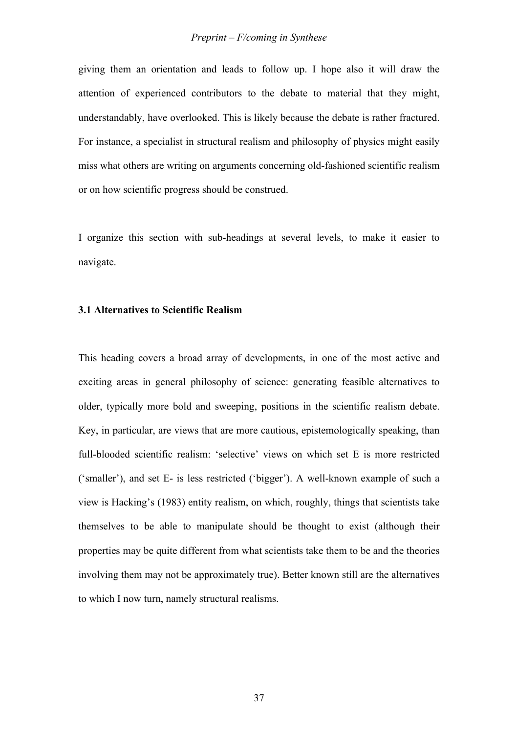giving them an orientation and leads to follow up. I hope also it will draw the attention of experienced contributors to the debate to material that they might, understandably, have overlooked. This is likely because the debate is rather fractured. For instance, a specialist in structural realism and philosophy of physics might easily miss what others are writing on arguments concerning old-fashioned scientific realism or on how scientific progress should be construed.

I organize this section with sub-headings at several levels, to make it easier to navigate.

### 3.1 Alternatives to Scientific Realism

This heading covers a broad array of developments, in one of the most active and exciting areas in general philosophy of science: generating feasible alternatives to older, typically more bold and sweeping, positions in the scientific realism debate. Key, in particular, are views that are more cautious, epistemologically speaking, than full-blooded scientific realism: 'selective' views on which set E is more restricted ('smaller'), and set E- is less restricted ('bigger'). A well-known example of such a view is Hacking's (1983) entity realism, on which, roughly, things that scientists take themselves to be able to manipulate should be thought to exist (although their properties may be quite different from what scientists take them to be and the theories involving them may not be approximately true). Better known still are the alternatives to which I now turn, namely structural realisms.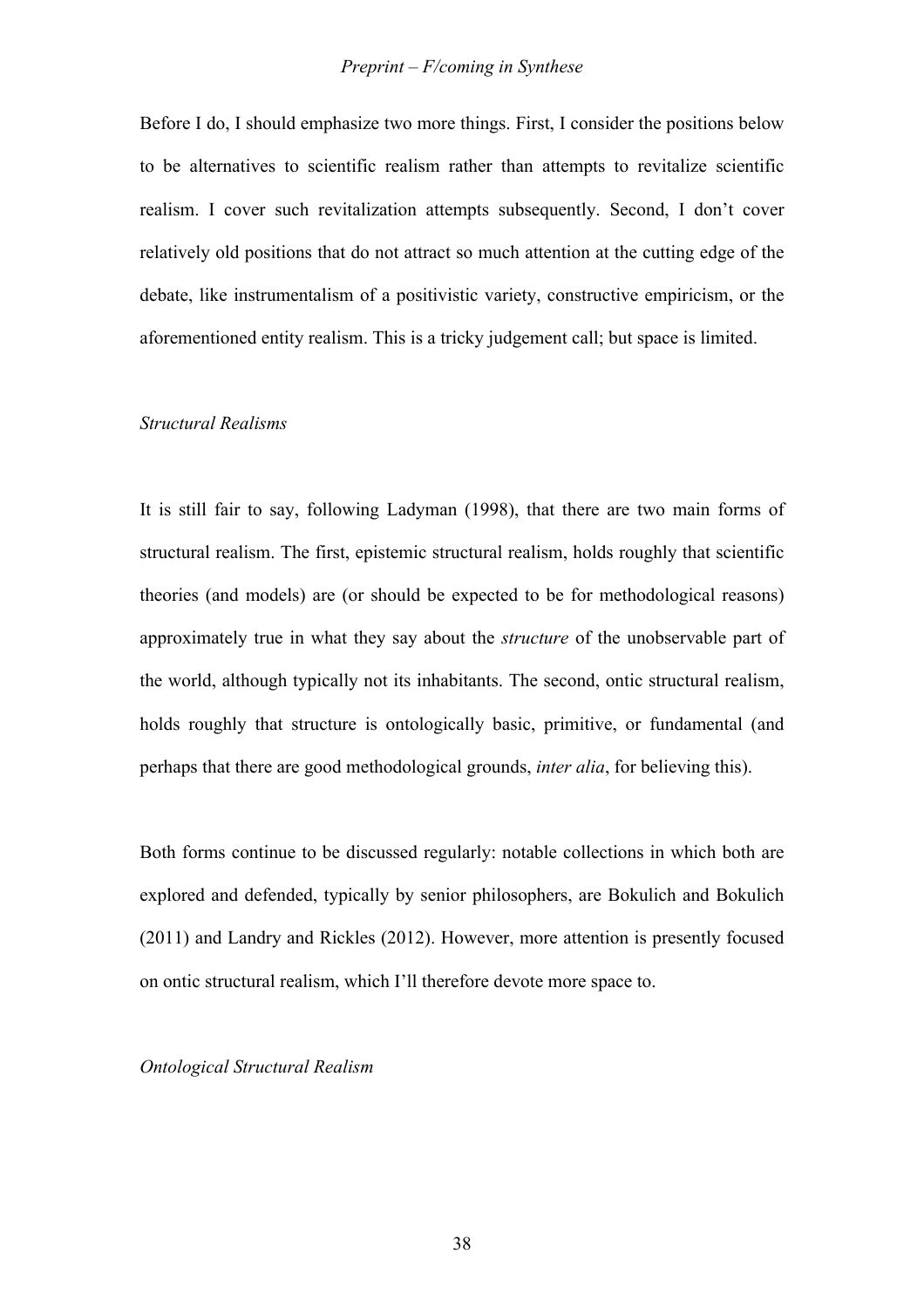Before I do, I should emphasize two more things. First, I consider the positions below to be alternatives to scientific realism rather than attempts to revitalize scientific realism. I cover such revitalization attempts subsequently. Second, I don't cover relatively old positions that do not attract so much attention at the cutting edge of the debate, like instrumentalism of a positivistic variety, constructive empiricism, or the aforementioned entity realism. This is a tricky judgement call; but space is limited.

*Structural Realisms*

It is still fair to say, following Ladyman (1998), that there are two main forms of structural realism. The first, epistemic structural realism, holds roughly that scientific theories (and models) are (or should be expected to be for methodological reasons) approximately true in what they say about the *structure* of the unobservable part of the world, although typically not its inhabitants. The second, ontic structural realism, holds roughly that structure is ontologically basic, primitive, or fundamental (and perhaps that there are good methodological grounds, *inter alia*, for believing this).

Both forms continue to be discussed regularly: notable collections in which both are explored and defended, typically by senior philosophers, are Bokulich and Bokulich (2011) and Landry and Rickles (2012). However, more attention is presently focused on ontic structural realism, which I'll therefore devote more space to.

*Ontological Structural Realism*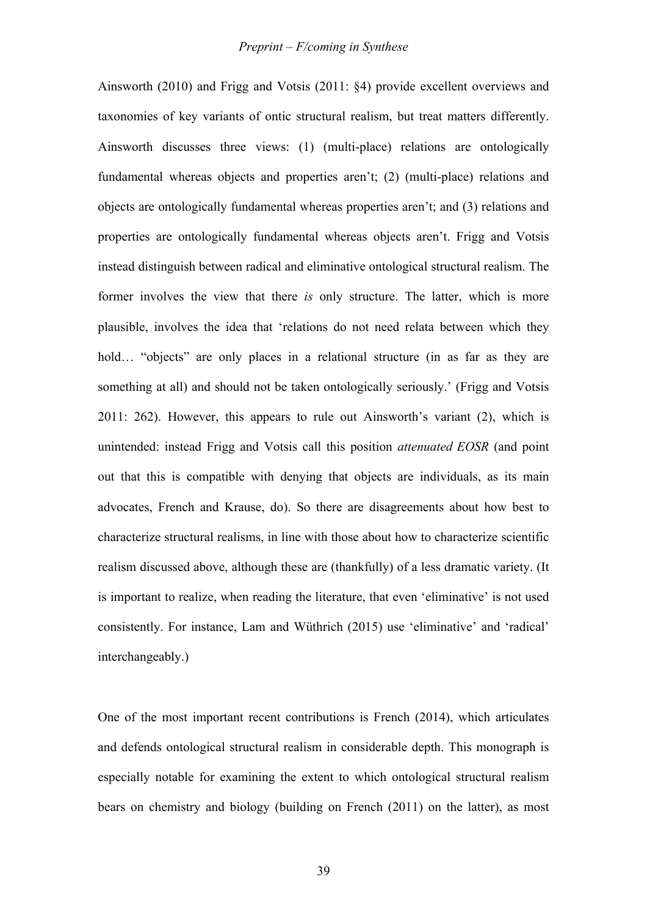Ainsworth (2010) and Frigg and Votsis (2011: §4) provide excellent overviews and taxonomies of key variants of ontic structural realism, but treat matters differently. Ainsworth discusses three views: (1) (multi-place) relations are ontologically fundamental whereas objects and properties aren't; (2) (multi-place) relations and objects are ontologically fundamental whereas properties aren't; and (3) relations and properties are ontologically fundamental whereas objects aren't. Frigg and Votsis instead distinguish between radical and eliminative ontological structural realism. The former involves the view that there *is* only structure. The latter, which is more plausible, involves the idea that 'relations do not need relata between which they hold… "objects" are only places in a relational structure (in as far as they are something at all) and should not be taken ontologically seriously.' (Frigg and Votsis 2011: 262). However, this appears to rule out Ainsworth's variant (2), which is unintended: instead Frigg and Votsis call this position *attenuated EOSR* (and point out that this is compatible with denying that objects are individuals, as its main advocates, French and Krause, do). So there are disagreements about how best to characterize structural realisms, in line with those about how to characterize scientific realism discussed above, although these are (thankfully) of a less dramatic variety. (It is important to realize, when reading the literature, that even 'eliminative' is not used consistently. For instance, Lam and Wüthrich (2015) use 'eliminative' and 'radical' interchangeably.)

One of the most important recent contributions is French (2014), which articulates and defends ontological structural realism in considerable depth. This monograph is especially notable for examining the extent to which ontological structural realism bears on chemistry and biology (building on French (2011) on the latter), as most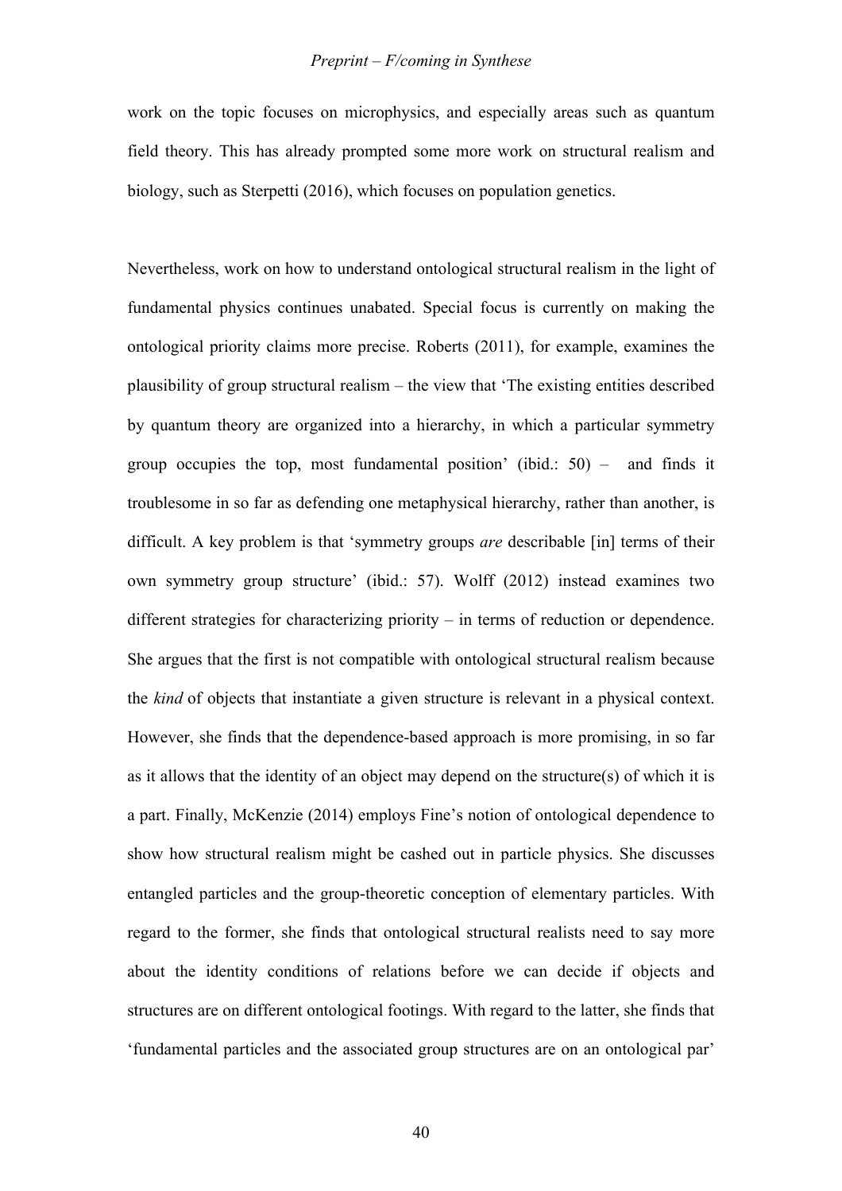work on the topic focuses on microphysics, and especially areas such as quantum field theory. This has already prompted some more work on structural realism and biology, such as Sterpetti (2016), which focuses on population genetics.

Nevertheless, work on how to understand ontological structural realism in the light of fundamental physics continues unabated. Special focus is currently on making the ontological priority claims more precise. Roberts (2011), for example, examines the plausibility of group structural realism – the view that 'The existing entities described by quantum theory are organized into a hierarchy, in which a particular symmetry group occupies the top, most fundamental position' (ibid.: 50) – and finds it troublesome in so far as defending one metaphysical hierarchy, rather than another, is difficult. A key problem is that 'symmetry groups *are* describable [in] terms of their own symmetry group structure' (ibid.: 57). Wolff (2012) instead examines two different strategies for characterizing priority – in terms of reduction or dependence. She argues that the first is not compatible with ontological structural realism because the *kind* of objects that instantiate a given structure is relevant in a physical context. However, she finds that the dependence-based approach is more promising, in so far as it allows that the identity of an object may depend on the structure(s) of which it is a part. Finally, McKenzie (2014) employs Fine's notion of ontological dependence to show how structural realism might be cashed out in particle physics. She discusses entangled particles and the group-theoretic conception of elementary particles. With regard to the former, she finds that ontological structural realists need to say more about the identity conditions of relations before we can decide if objects and structures are on different ontological footings. With regard to the latter, she finds that 'fundamental particles and the associated group structures are on an ontological par'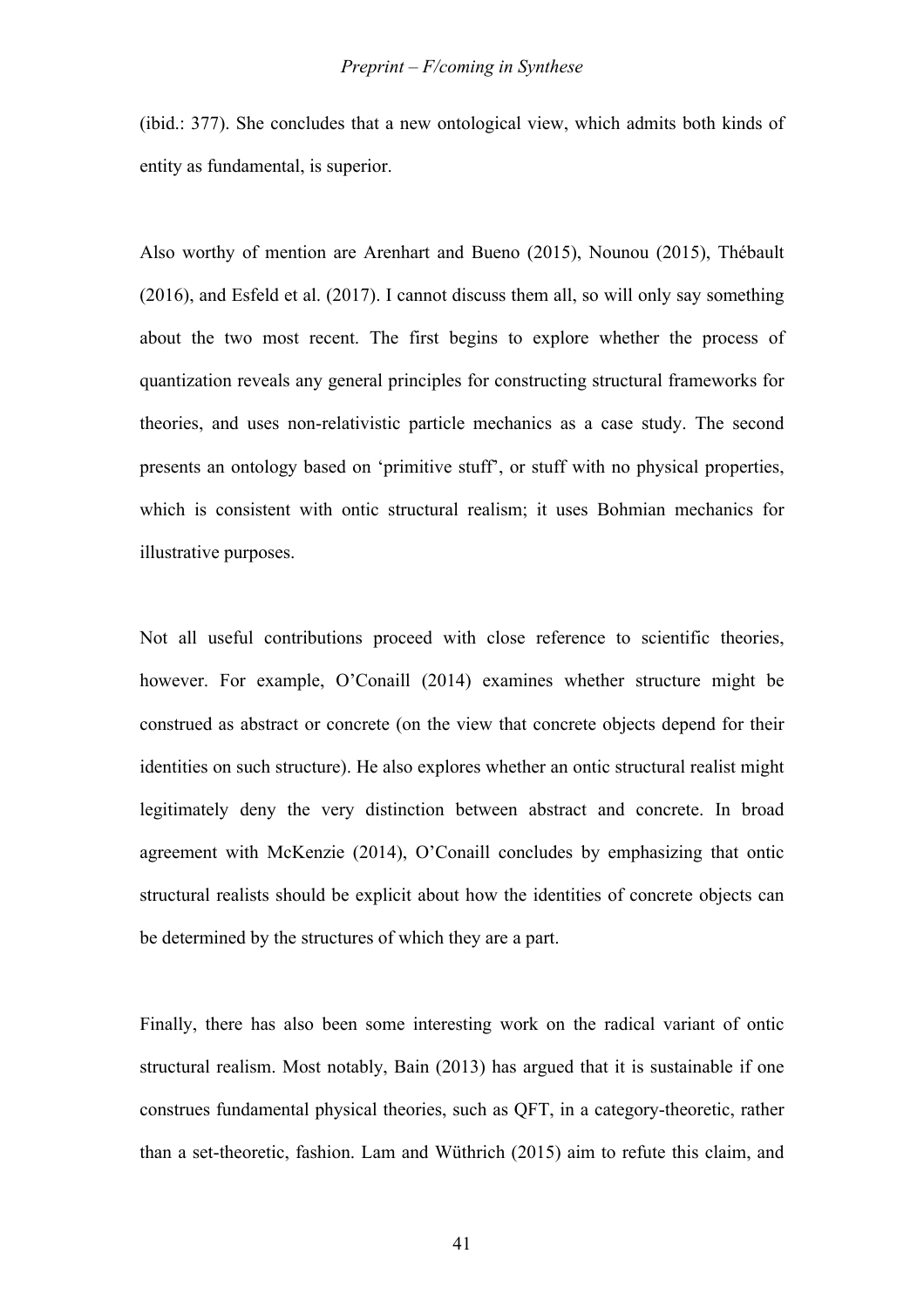(ibid.: 377). She concludes that a new ontological view, which admits both kinds of entity as fundamental, is superior.

Also worthy of mention are Arenhart and Bueno (2015), Nounou (2015), Thébault (2016), and Esfeld et al. (2017). I cannot discuss them all, so will only say something about the two most recent. The first begins to explore whether the process of quantization reveals any general principles for constructing structural frameworks for theories, and uses non-relativistic particle mechanics as a case study. The second presents an ontology based on 'primitive stuff', or stuff with no physical properties, which is consistent with ontic structural realism; it uses Bohmian mechanics for illustrative purposes.

Not all useful contributions proceed with close reference to scientific theories, however. For example, O'Conaill (2014) examines whether structure might be construed as abstract or concrete (on the view that concrete objects depend for their identities on such structure). He also explores whether an ontic structural realist might legitimately deny the very distinction between abstract and concrete. In broad agreement with McKenzie (2014), O'Conaill concludes by emphasizing that ontic structural realists should be explicit about how the identities of concrete objects can be determined by the structures of which they are a part.

Finally, there has also been some interesting work on the radical variant of ontic structural realism. Most notably, Bain (2013) has argued that it is sustainable if one construes fundamental physical theories, such as QFT, in a category-theoretic, rather than a set-theoretic, fashion. Lam and Wüthrich (2015) aim to refute this claim, and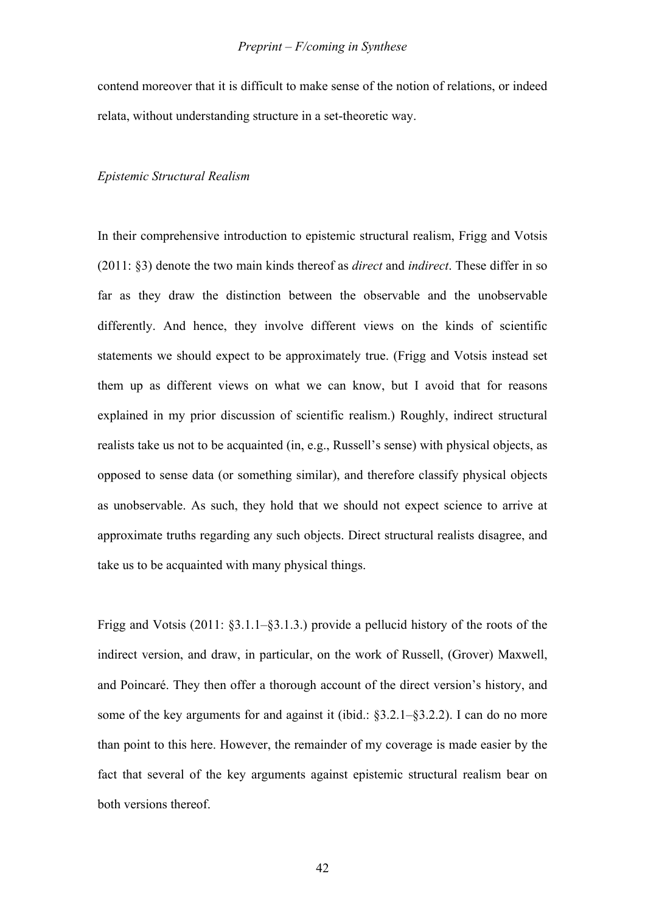contend moreover that it is difficult to make sense of the notion of relations, or indeed relata, without understanding structure in a set-theoretic way.

*Epistemic Structural Realism*

In their comprehensive introduction to epistemic structural realism, Frigg and Votsis (2011: §3) denote the two main kinds thereof as *direct* and *indirect*. These differ in so far as they draw the distinction between the observable and the unobservable differently. And hence, they involve different views on the kinds of scientific statements we should expect to be approximately true. (Frigg and Votsis instead set them up as different views on what we can know, but I avoid that for reasons explained in my prior discussion of scientific realism.) Roughly, indirect structural realists take us not to be acquainted (in, e.g., Russell's sense) with physical objects, as opposed to sense data (or something similar), and therefore classify physical objects as unobservable. As such, they hold that we should not expect science to arrive at approximate truths regarding any such objects. Direct structural realists disagree, and take us to be acquainted with many physical things.

Frigg and Votsis (2011: §3.1.1–§3.1.3.) provide a pellucid history of the roots of the indirect version, and draw, in particular, on the work of Russell, (Grover) Maxwell, and Poincaré. They then offer a thorough account of the direct version's history, and some of the key arguments for and against it (ibid.: §3.2.1–§3.2.2). I can do no more than point to this here. However, the remainder of my coverage is made easier by the fact that several of the key arguments against epistemic structural realism bear on both versions thereof.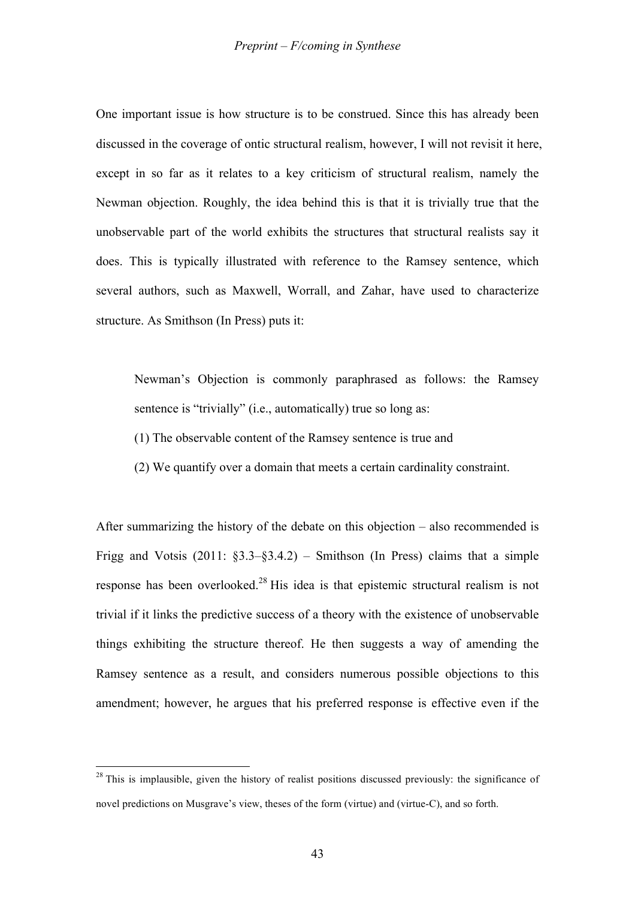One important issue is how structure is to be construed. Since this has already been discussed in the coverage of ontic structural realism, however, I will not revisit it here, except in so far as it relates to a key criticism of structural realism, namely the Newman objection. Roughly, the idea behind this is that it is trivially true that the unobservable part of the world exhibits the structures that structural realists say it does. This is typically illustrated with reference to the Ramsey sentence, which several authors, such as Maxwell, Worrall, and Zahar, have used to characterize structure. As Smithson (In Press) puts it:

> Newman's Objection is commonly paraphrased as follows: the Ramsey sentence is "trivially" (i.e., automatically) true so long as:
>
> (1) The observable content of the Ramsey sentence is true and
>
> (2) We quantify over a domain that meets a certain cardinality constraint.

After summarizing the history of the debate on this objection – also recommended is Frigg and Votsis (2011: §3.3–§3.4.2) – Smithson (In Press) claims that a simple response has been overlooked.[28] His idea is that epistemic structural realism is not trivial if it links the predictive success of a theory with the existence of unobservable things exhibiting the structure thereof. He then suggests a way of amending the Ramsey sentence as a result, and considers numerous possible objections to this amendment; however, he argues that his preferred response is effective even if the

---

[28] This is implausible, given the history of realist positions discussed previously: the significance of novel predictions on Musgrave's view, theses of the form (virtue) and (virtue-C), and so forth.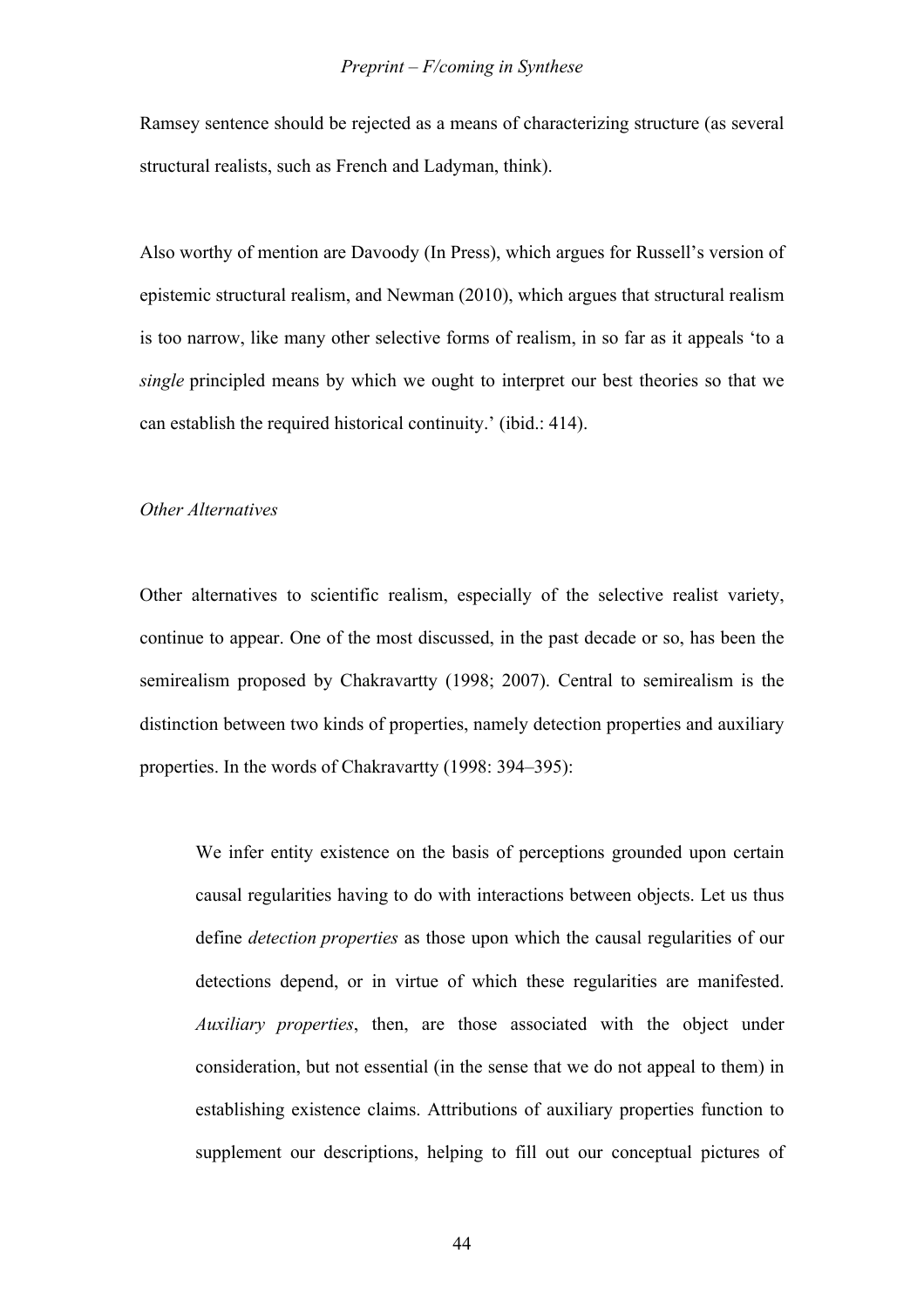Ramsey sentence should be rejected as a means of characterizing structure (as several structural realists, such as French and Ladyman, think).

Also worthy of mention are Davoody (In Press), which argues for Russell's version of epistemic structural realism, and Newman (2010), which argues that structural realism is too narrow, like many other selective forms of realism, in so far as it appeals 'to a *single* principled means by which we ought to interpret our best theories so that we can establish the required historical continuity.' (ibid.: 414).

*Other Alternatives*

Other alternatives to scientific realism, especially of the selective realist variety, continue to appear. One of the most discussed, in the past decade or so, has been the semirealism proposed by Chakravartty (1998; 2007). Central to semirealism is the distinction between two kinds of properties, namely detection properties and auxiliary properties. In the words of Chakravartty (1998: 394–395):

> We infer entity existence on the basis of perceptions grounded upon certain causal regularities having to do with interactions between objects. Let us thus define *detection properties* as those upon which the causal regularities of our detections depend, or in virtue of which these regularities are manifested. *Auxiliary properties*, then, are those associated with the object under consideration, but not essential (in the sense that we do not appeal to them) in establishing existence claims. Attributions of auxiliary properties function to supplement our descriptions, helping to fill out our conceptual pictures of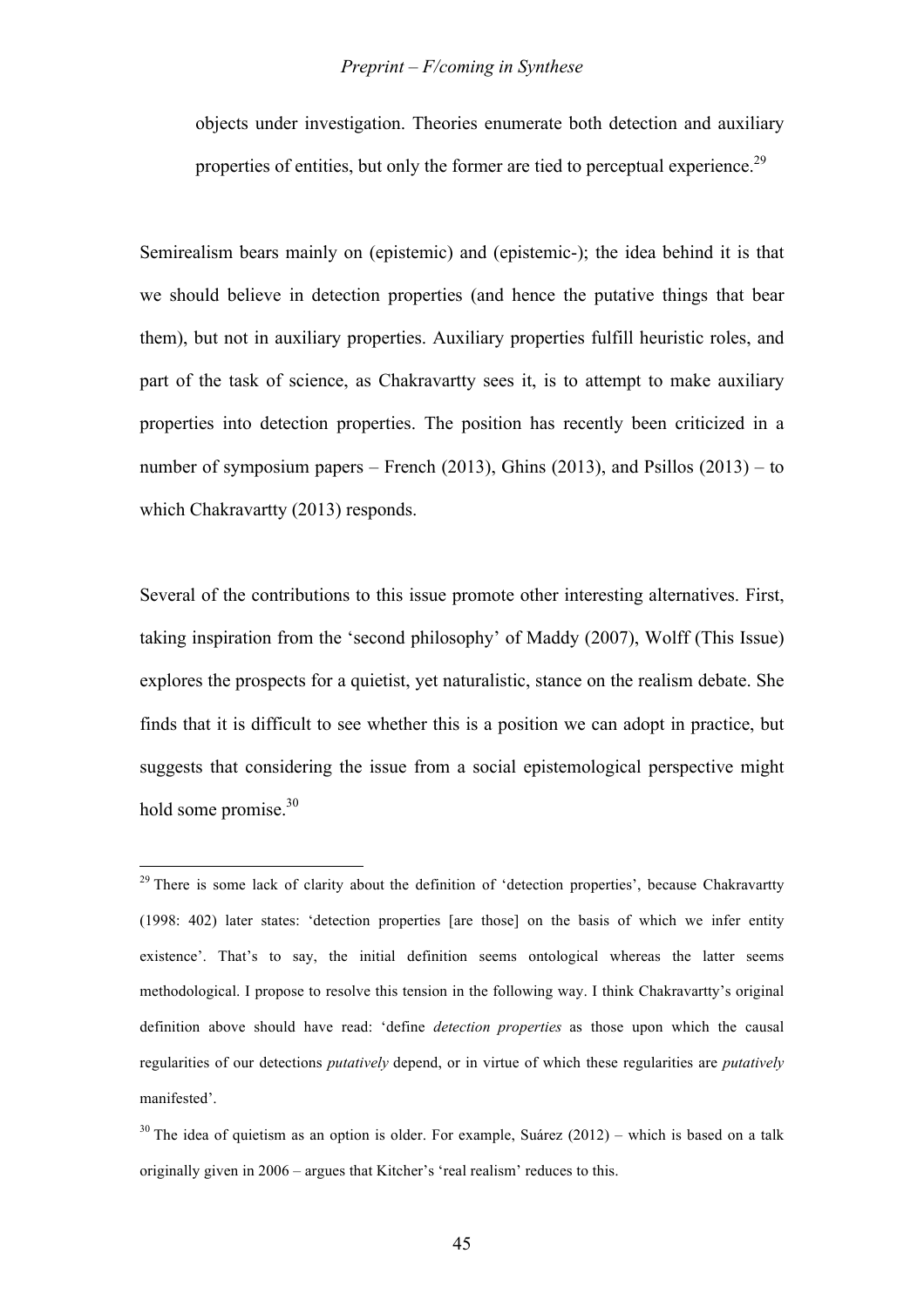objects under investigation. Theories enumerate both detection and auxiliary properties of entities, but only the former are tied to perceptual experience.[29]

Semirealism bears mainly on (epistemic) and (epistemic-); the idea behind it is that we should believe in detection properties (and hence the putative things that bear them), but not in auxiliary properties. Auxiliary properties fulfill heuristic roles, and part of the task of science, as Chakravartty sees it, is to attempt to make auxiliary properties into detection properties. The position has recently been criticized in a number of symposium papers – French (2013), Ghins (2013), and Psillos (2013) – to which Chakravartty (2013) responds.

Several of the contributions to this issue promote other interesting alternatives. First, taking inspiration from the 'second philosophy' of Maddy (2007), Wolff (This Issue) explores the prospects for a quietist, yet naturalistic, stance on the realism debate. She finds that it is difficult to see whether this is a position we can adopt in practice, but suggests that considering the issue from a social epistemological perspective might hold some promise.[30]

[29] There is some lack of clarity about the definition of 'detection properties', because Chakravartty (1998: 402) later states: 'detection properties [are those] on the basis of which we infer entity existence'. That's to say, the initial definition seems ontological whereas the latter seems methodological. I propose to resolve this tension in the following way. I think Chakravartty's original definition above should have read: 'define *detection properties* as those upon which the causal regularities of our detections *putatively* depend, or in virtue of which these regularities are *putatively* manifested'.

[30] The idea of quietism as an option is older. For example, Suárez (2012) – which is based on a talk originally given in 2006 – argues that Kitcher's 'real realism' reduces to this.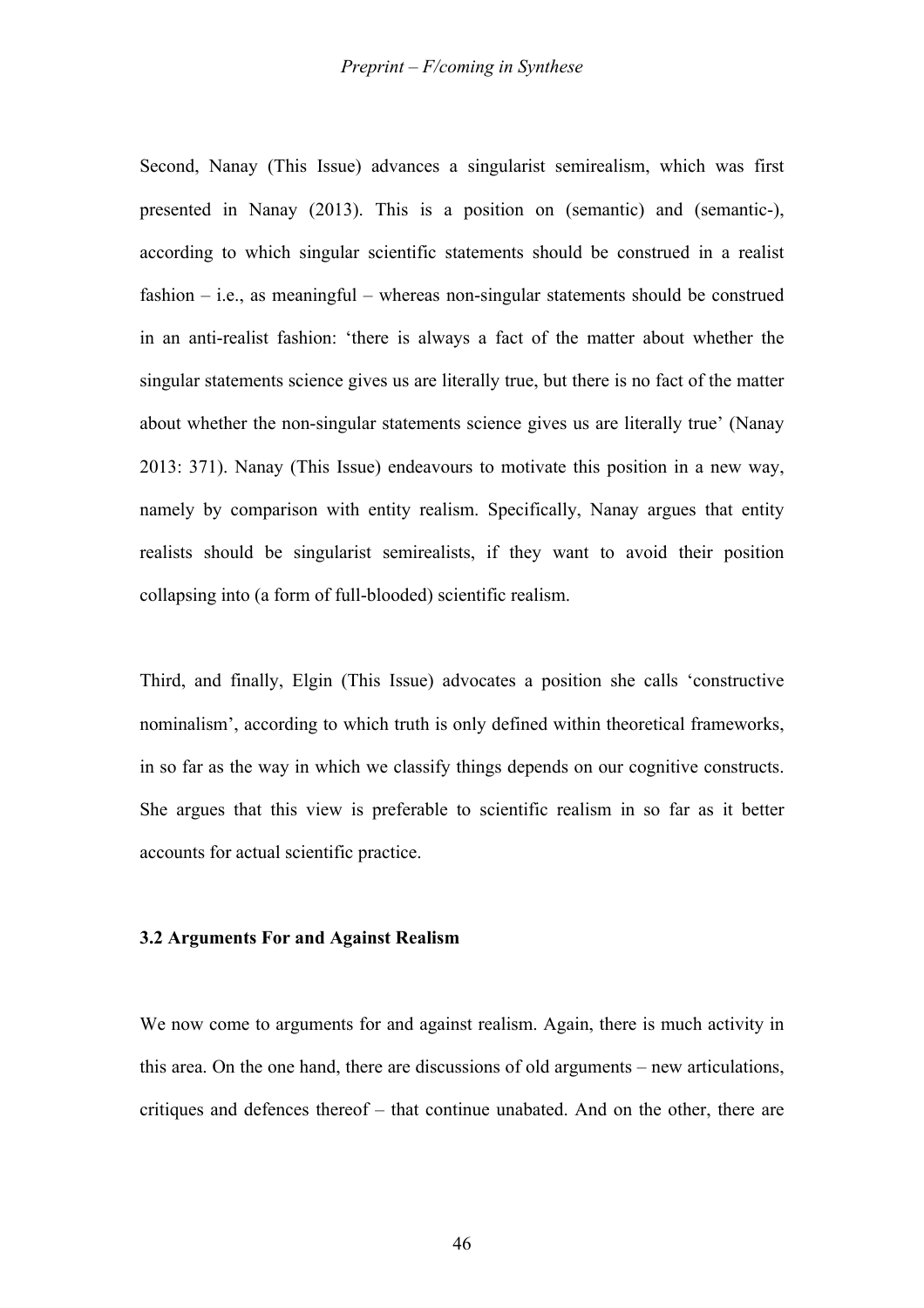Second, Nanay (This Issue) advances a singularist semirealism, which was first presented in Nanay (2013). This is a position on (semantic) and (semantic-), according to which singular scientific statements should be construed in a realist fashion – i.e., as meaningful – whereas non-singular statements should be construed in an anti-realist fashion: 'there is always a fact of the matter about whether the singular statements science gives us are literally true, but there is no fact of the matter about whether the non-singular statements science gives us are literally true' (Nanay 2013: 371). Nanay (This Issue) endeavours to motivate this position in a new way, namely by comparison with entity realism. Specifically, Nanay argues that entity realists should be singularist semirealists, if they want to avoid their position collapsing into (a form of full-blooded) scientific realism.

Third, and finally, Elgin (This Issue) advocates a position she calls 'constructive nominalism', according to which truth is only defined within theoretical frameworks, in so far as the way in which we classify things depends on our cognitive constructs. She argues that this view is preferable to scientific realism in so far as it better accounts for actual scientific practice.

### 3.2 Arguments For and Against Realism

We now come to arguments for and against realism. Again, there is much activity in this area. On the one hand, there are discussions of old arguments – new articulations, critiques and defences thereof – that continue unabated. And on the other, there are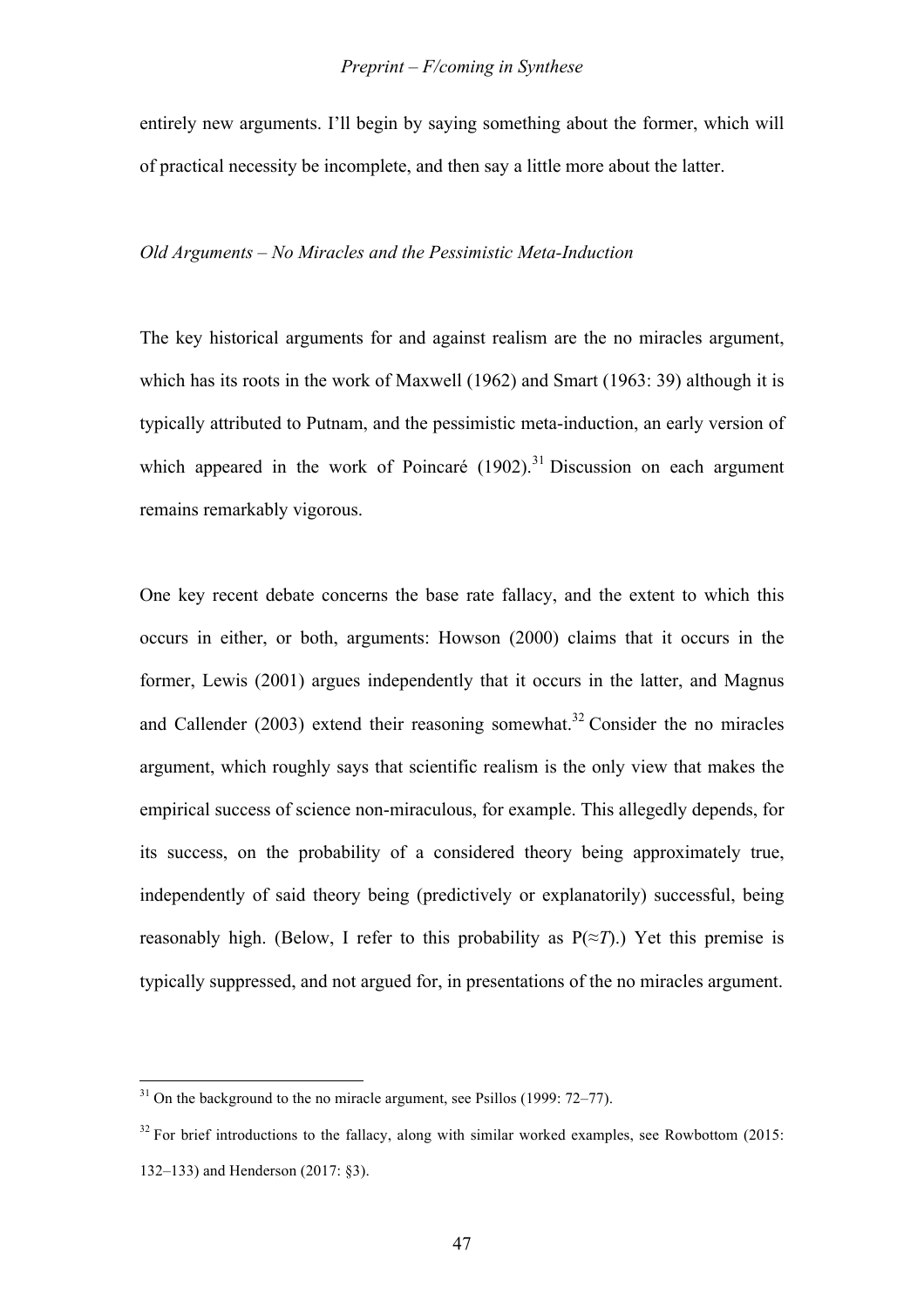entirely new arguments. I'll begin by saying something about the former, which will of practical necessity be incomplete, and then say a little more about the latter.

*Old Arguments – No Miracles and the Pessimistic Meta-Induction*

The key historical arguments for and against realism are the no miracles argument, which has its roots in the work of Maxwell (1962) and Smart (1963: 39) although it is typically attributed to Putnam, and the pessimistic meta-induction, an early version of which appeared in the work of Poincaré (1902).[31] Discussion on each argument remains remarkably vigorous.

One key recent debate concerns the base rate fallacy, and the extent to which this occurs in either, or both, arguments: Howson (2000) claims that it occurs in the former, Lewis (2001) argues independently that it occurs in the latter, and Magnus and Callender (2003) extend their reasoning somewhat.[32] Consider the no miracles argument, which roughly says that scientific realism is the only view that makes the empirical success of science non-miraculous, for example. This allegedly depends, for its success, on the probability of a considered theory being approximately true, independently of said theory being (predictively or explanatorily) successful, being reasonably high. (Below, I refer to this probability as $P(\approx T)$.) Yet this premise is typically suppressed, and not argued for, in presentations of the no miracles argument.

[31] On the background to the no miracle argument, see Psillos (1999: 72–77).

[32] For brief introductions to the fallacy, along with similar worked examples, see Rowbottom (2015: 132–133) and Henderson (2017: §3).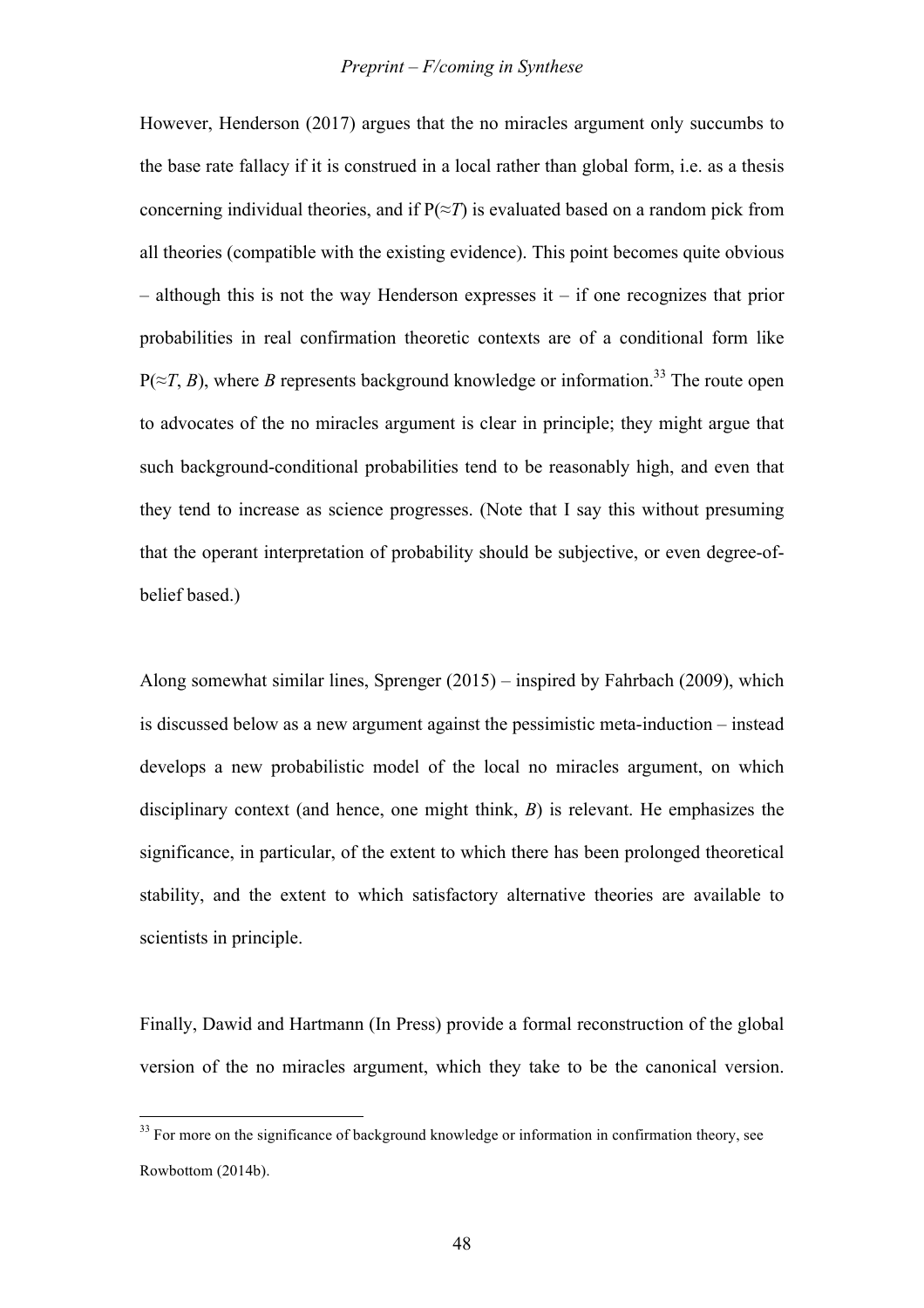However, Henderson (2017) argues that the no miracles argument only succumbs to the base rate fallacy if it is construed in a local rather than global form, i.e. as a thesis concerning individual theories, and if $P(\approx T)$ is evaluated based on a random pick from all theories (compatible with the existing evidence). This point becomes quite obvious – although this is not the way Henderson expresses it – if one recognizes that prior probabilities in real confirmation theoretic contexts are of a conditional form like $P(\approx T, B)$, where $B$ represents background knowledge or information.[33] The route open to advocates of the no miracles argument is clear in principle; they might argue that such background-conditional probabilities tend to be reasonably high, and even that they tend to increase as science progresses. (Note that I say this without presuming that the operant interpretation of probability should be subjective, or even degree-of-belief based.)

Along somewhat similar lines, Sprenger (2015) – inspired by Fahrbach (2009), which is discussed below as a new argument against the pessimistic meta-induction – instead develops a new probabilistic model of the local no miracles argument, on which disciplinary context (and hence, one might think, $B$) is relevant. He emphasizes the significance, in particular, of the extent to which there has been prolonged theoretical stability, and the extent to which satisfactory alternative theories are available to scientists in principle.

Finally, Dawid and Hartmann (In Press) provide a formal reconstruction of the global version of the no miracles argument, which they take to be the canonical version.

[33] For more on the significance of background knowledge or information in confirmation theory, see Rowbottom (2014b).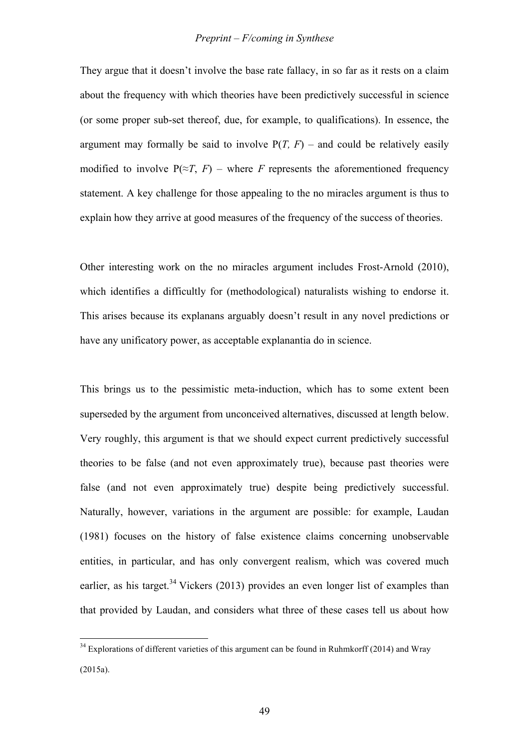They argue that it doesn't involve the base rate fallacy, in so far as it rests on a claim about the frequency with which theories have been predictively successful in science (or some proper sub-set thereof, due, for example, to qualifications). In essence, the argument may formally be said to involve $P(T, F)$ – and could be relatively easily modified to involve $P(\approx T, F)$ – where $F$ represents the aforementioned frequency statement. A key challenge for those appealing to the no miracles argument is thus to explain how they arrive at good measures of the frequency of the success of theories.

Other interesting work on the no miracles argument includes Frost-Arnold (2010), which identifies a difficultly for (methodological) naturalists wishing to endorse it. This arises because its explanans arguably doesn't result in any novel predictions or have any unificatory power, as acceptable explanantia do in science.

This brings us to the pessimistic meta-induction, which has to some extent been superseded by the argument from unconceived alternatives, discussed at length below. Very roughly, this argument is that we should expect current predictively successful theories to be false (and not even approximately true), because past theories were false (and not even approximately true) despite being predictively successful. Naturally, however, variations in the argument are possible: for example, Laudan (1981) focuses on the history of false existence claims concerning unobservable entities, in particular, and has only convergent realism, which was covered much earlier, as his target.[34] Vickers (2013) provides an even longer list of examples than that provided by Laudan, and considers what three of these cases tell us about how

[34] Explorations of different varieties of this argument can be found in Ruhmkorff (2014) and Wray (2015a).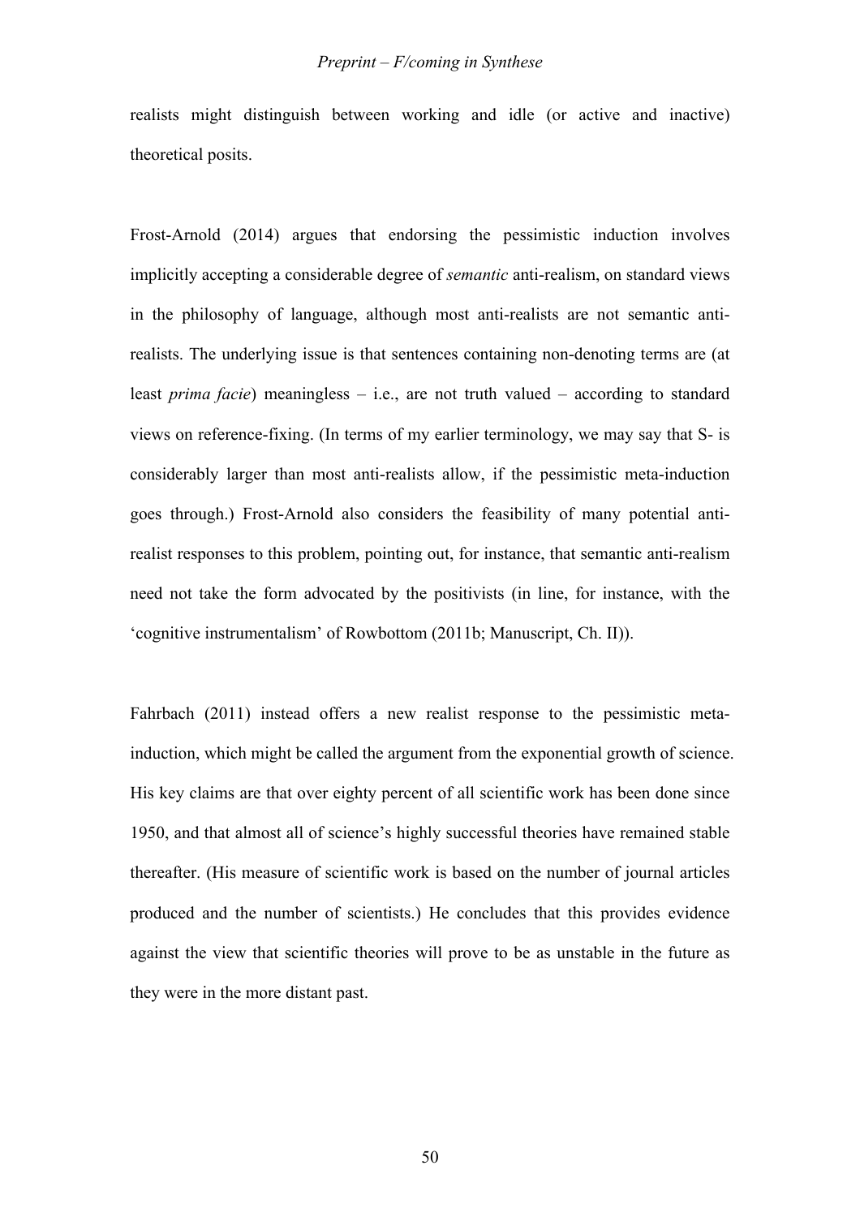realists might distinguish between working and idle (or active and inactive) theoretical posits.

Frost-Arnold (2014) argues that endorsing the pessimistic induction involves implicitly accepting a considerable degree of *semantic* anti-realism, on standard views in the philosophy of language, although most anti-realists are not semantic anti-realists. The underlying issue is that sentences containing non-denoting terms are (at least *prima facie*) meaningless – i.e., are not truth valued – according to standard views on reference-fixing. (In terms of my earlier terminology, we may say that S- is considerably larger than most anti-realists allow, if the pessimistic meta-induction goes through.) Frost-Arnold also considers the feasibility of many potential anti-realist responses to this problem, pointing out, for instance, that semantic anti-realism need not take the form advocated by the positivists (in line, for instance, with the 'cognitive instrumentalism' of Rowbottom (2011b; Manuscript, Ch. II)).

Fahrbach (2011) instead offers a new realist response to the pessimistic meta-induction, which might be called the argument from the exponential growth of science. His key claims are that over eighty percent of all scientific work has been done since 1950, and that almost all of science's highly successful theories have remained stable thereafter. (His measure of scientific work is based on the number of journal articles produced and the number of scientists.) He concludes that this provides evidence against the view that scientific theories will prove to be as unstable in the future as they were in the more distant past.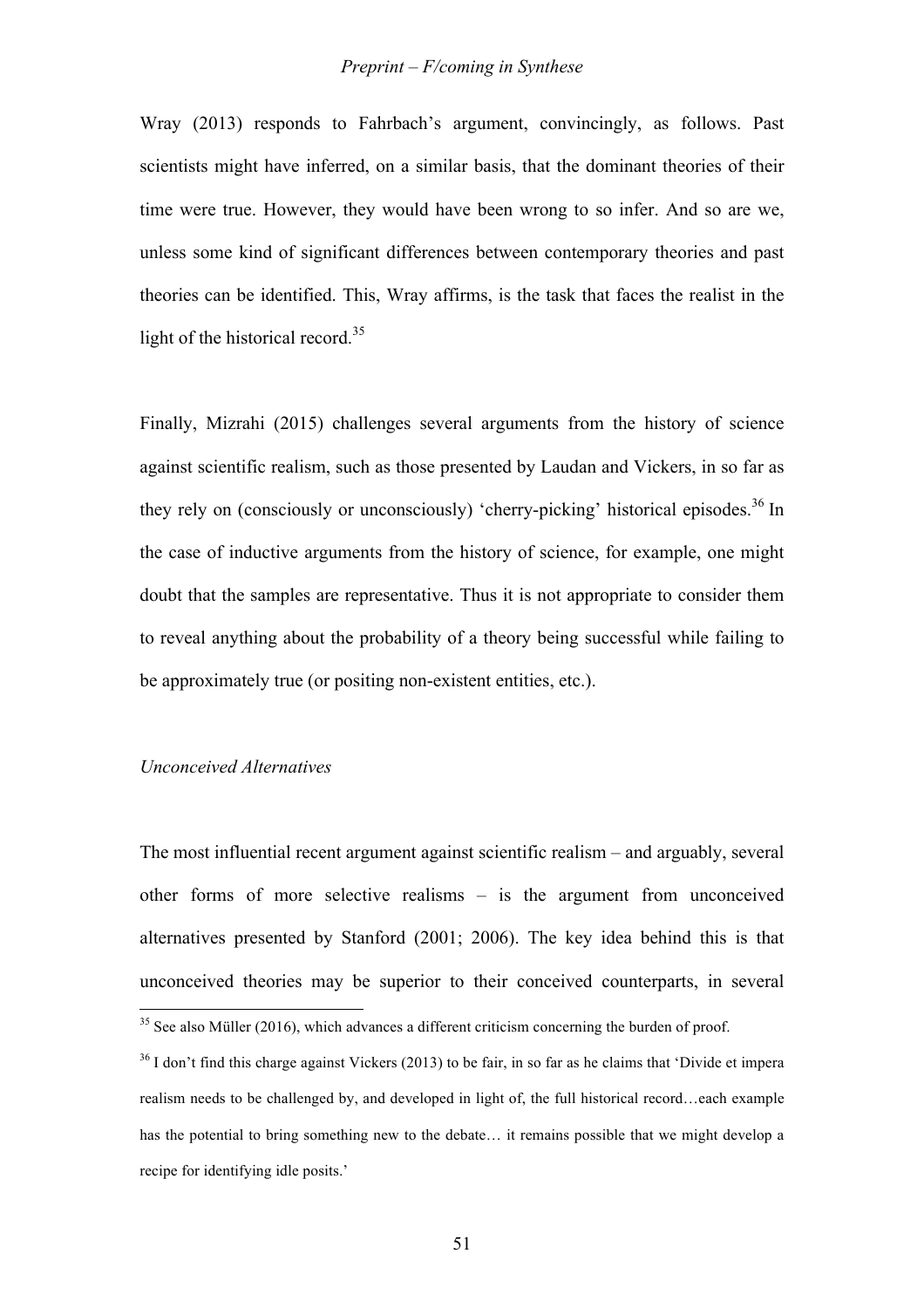Wray (2013) responds to Fahrbach's argument, convincingly, as follows. Past scientists might have inferred, on a similar basis, that the dominant theories of their time were true. However, they would have been wrong to so infer. And so are we, unless some kind of significant differences between contemporary theories and past theories can be identified. This, Wray affirms, is the task that faces the realist in the light of the historical record.[35]

Finally, Mizrahi (2015) challenges several arguments from the history of science against scientific realism, such as those presented by Laudan and Vickers, in so far as they rely on (consciously or unconsciously) 'cherry-picking' historical episodes.[36] In the case of inductive arguments from the history of science, for example, one might doubt that the samples are representative. Thus it is not appropriate to consider them to reveal anything about the probability of a theory being successful while failing to be approximately true (or positing non-existent entities, etc.).

*Unconceived Alternatives*

The most influential recent argument against scientific realism – and arguably, several other forms of more selective realisms – is the argument from unconceived alternatives presented by Stanford (2001; 2006). The key idea behind this is that unconceived theories may be superior to their conceived counterparts, in several

[35] See also Müller (2016), which advances a different criticism concerning the burden of proof.

[36] I don't find this charge against Vickers (2013) to be fair, in so far as he claims that 'Divide et impera realism needs to be challenged by, and developed in light of, the full historical record…each example has the potential to bring something new to the debate… it remains possible that we might develop a recipe for identifying idle posits.'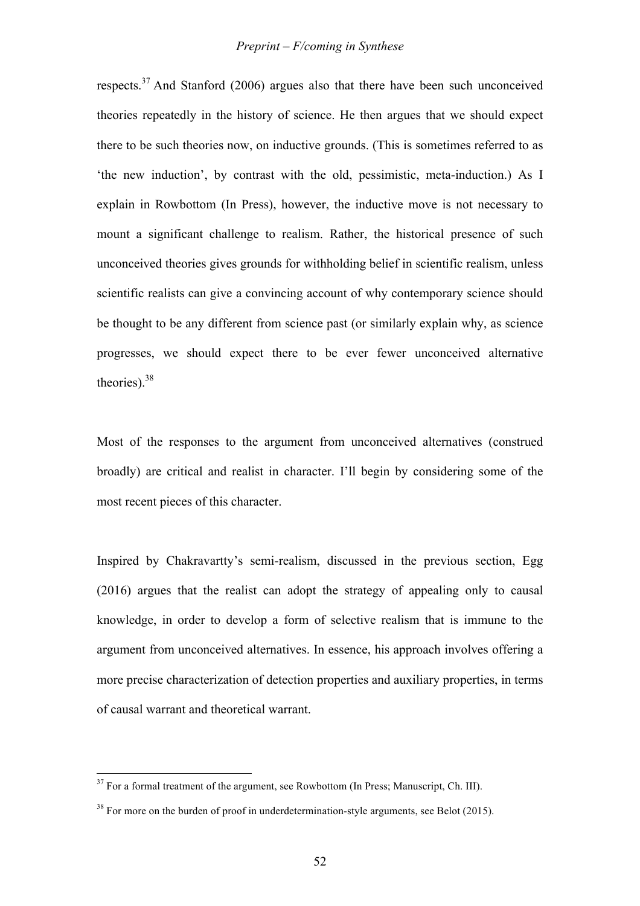respects.[37] And Stanford (2006) argues also that there have been such unconceived theories repeatedly in the history of science. He then argues that we should expect there to be such theories now, on inductive grounds. (This is sometimes referred to as 'the new induction', by contrast with the old, pessimistic, meta-induction.) As I explain in Rowbottom (In Press), however, the inductive move is not necessary to mount a significant challenge to realism. Rather, the historical presence of such unconceived theories gives grounds for withholding belief in scientific realism, unless scientific realists can give a convincing account of why contemporary science should be thought to be any different from science past (or similarly explain why, as science progresses, we should expect there to be ever fewer unconceived alternative theories).[38]

Most of the responses to the argument from unconceived alternatives (construed broadly) are critical and realist in character. I'll begin by considering some of the most recent pieces of this character.

Inspired by Chakravartty's semi-realism, discussed in the previous section, Egg (2016) argues that the realist can adopt the strategy of appealing only to causal knowledge, in order to develop a form of selective realism that is immune to the argument from unconceived alternatives. In essence, his approach involves offering a more precise characterization of detection properties and auxiliary properties, in terms of causal warrant and theoretical warrant.

---

[37] For a formal treatment of the argument, see Rowbottom (In Press; Manuscript, Ch. III).

[38] For more on the burden of proof in underdetermination-style arguments, see Belot (2015).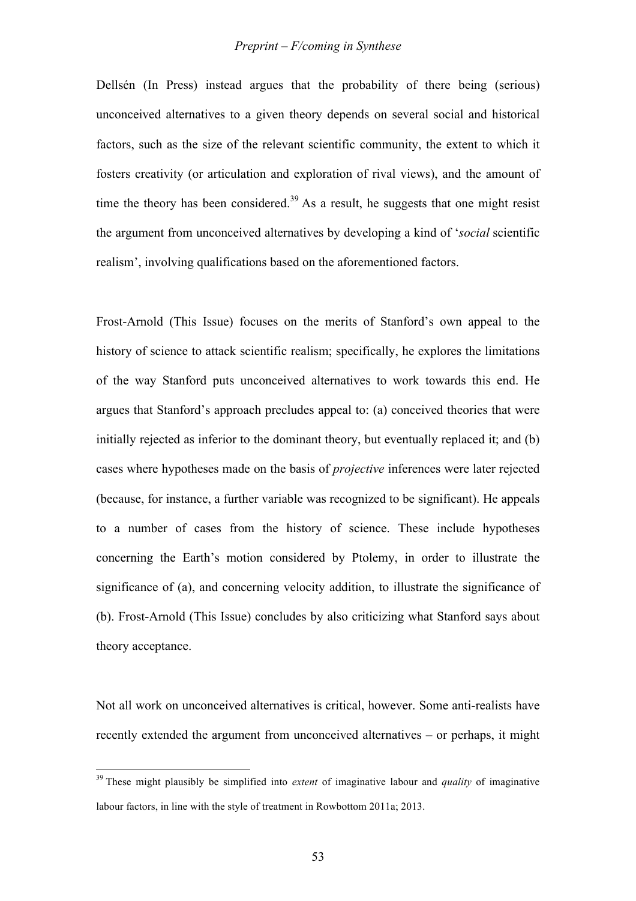Dellsén (In Press) instead argues that the probability of there being (serious) unconceived alternatives to a given theory depends on several social and historical factors, such as the size of the relevant scientific community, the extent to which it fosters creativity (or articulation and exploration of rival views), and the amount of time the theory has been considered.[39] As a result, he suggests that one might resist the argument from unconceived alternatives by developing a kind of '*social* scientific realism', involving qualifications based on the aforementioned factors.

Frost-Arnold (This Issue) focuses on the merits of Stanford's own appeal to the history of science to attack scientific realism; specifically, he explores the limitations of the way Stanford puts unconceived alternatives to work towards this end. He argues that Stanford's approach precludes appeal to: (a) conceived theories that were initially rejected as inferior to the dominant theory, but eventually replaced it; and (b) cases where hypotheses made on the basis of *projective* inferences were later rejected (because, for instance, a further variable was recognized to be significant). He appeals to a number of cases from the history of science. These include hypotheses concerning the Earth's motion considered by Ptolemy, in order to illustrate the significance of (a), and concerning velocity addition, to illustrate the significance of (b). Frost-Arnold (This Issue) concludes by also criticizing what Stanford says about theory acceptance.

Not all work on unconceived alternatives is critical, however. Some anti-realists have recently extended the argument from unconceived alternatives – or perhaps, it might

[39] These might plausibly be simplified into *extent* of imaginative labour and *quality* of imaginative labour factors, in line with the style of treatment in Rowbottom 2011a; 2013.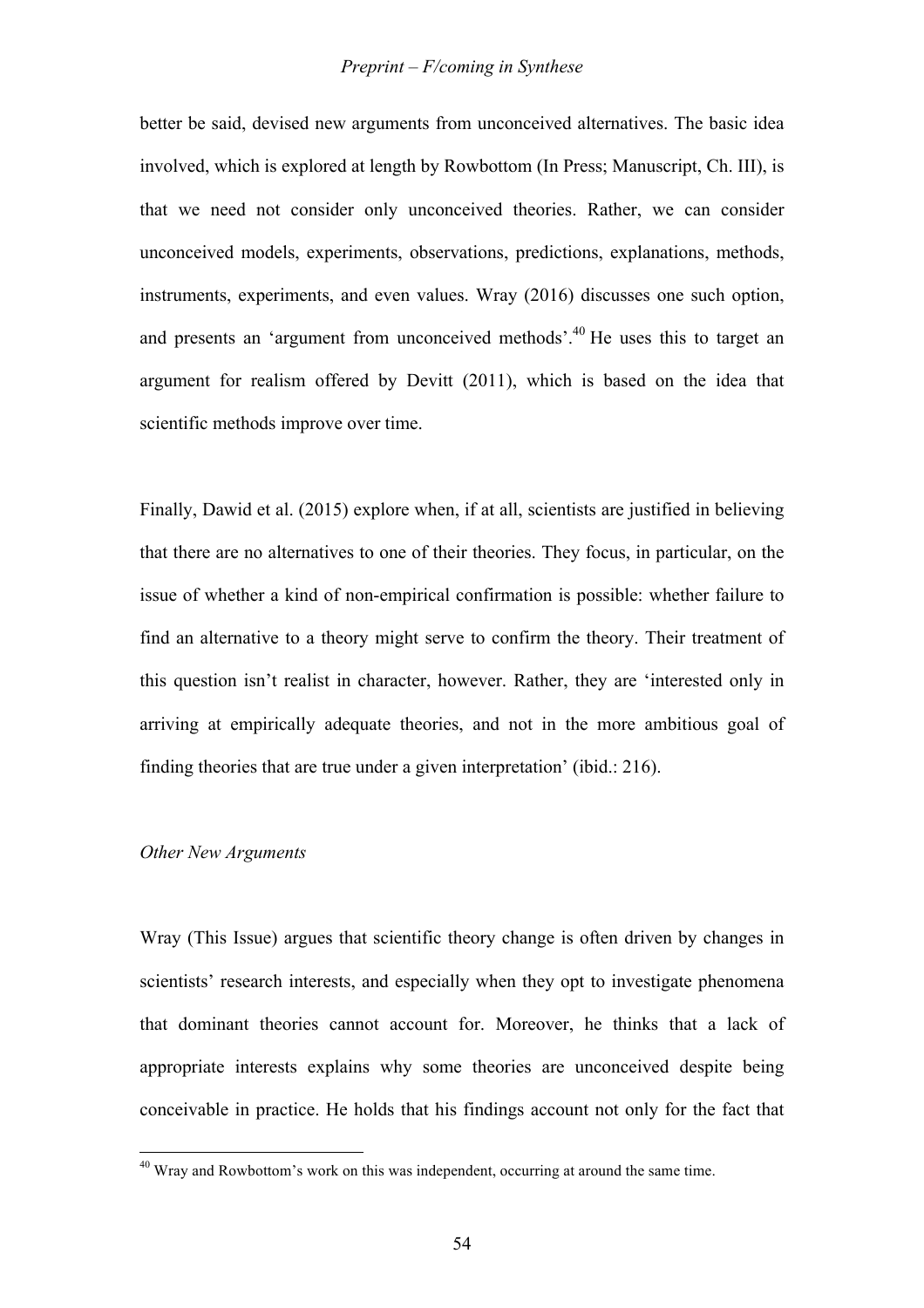better be said, devised new arguments from unconceived alternatives. The basic idea involved, which is explored at length by Rowbottom (In Press; Manuscript, Ch. III), is that we need not consider only unconceived theories. Rather, we can consider unconceived models, experiments, observations, predictions, explanations, methods, instruments, experiments, and even values. Wray (2016) discusses one such option, and presents an 'argument from unconceived methods'.[40] He uses this to target an argument for realism offered by Devitt (2011), which is based on the idea that scientific methods improve over time.

Finally, Dawid et al. (2015) explore when, if at all, scientists are justified in believing that there are no alternatives to one of their theories. They focus, in particular, on the issue of whether a kind of non-empirical confirmation is possible: whether failure to find an alternative to a theory might serve to confirm the theory. Their treatment of this question isn't realist in character, however. Rather, they are 'interested only in arriving at empirically adequate theories, and not in the more ambitious goal of finding theories that are true under a given interpretation' (ibid.: 216).

*Other New Arguments*

Wray (This Issue) argues that scientific theory change is often driven by changes in scientists' research interests, and especially when they opt to investigate phenomena that dominant theories cannot account for. Moreover, he thinks that a lack of appropriate interests explains why some theories are unconceived despite being conceivable in practice. He holds that his findings account not only for the fact that

[40] Wray and Rowbottom's work on this was independent, occurring at around the same time.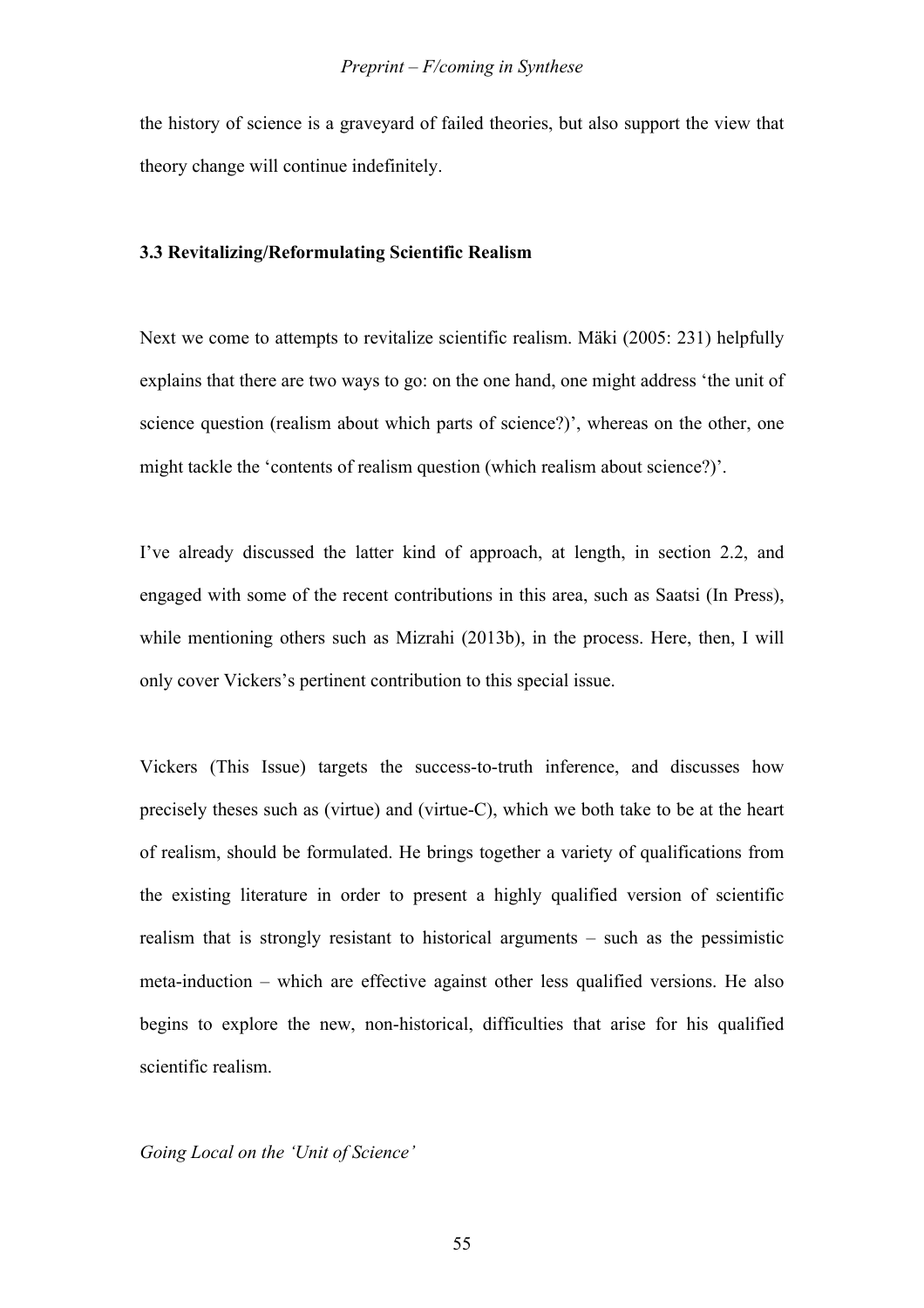the history of science is a graveyard of failed theories, but also support the view that theory change will continue indefinitely.

### 3.3 Revitalizing/Reformulating Scientific Realism

Next we come to attempts to revitalize scientific realism. Mäki (2005: 231) helpfully explains that there are two ways to go: on the one hand, one might address 'the unit of science question (realism about which parts of science?)', whereas on the other, one might tackle the 'contents of realism question (which realism about science?)'.

I've already discussed the latter kind of approach, at length, in section 2.2, and engaged with some of the recent contributions in this area, such as Saatsi (In Press), while mentioning others such as Mizrahi (2013b), in the process. Here, then, I will only cover Vickers's pertinent contribution to this special issue.

Vickers (This Issue) targets the success-to-truth inference, and discusses how precisely theses such as (virtue) and (virtue-C), which we both take to be at the heart of realism, should be formulated. He brings together a variety of qualifications from the existing literature in order to present a highly qualified version of scientific realism that is strongly resistant to historical arguments – such as the pessimistic meta-induction – which are effective against other less qualified versions. He also begins to explore the new, non-historical, difficulties that arise for his qualified scientific realism.

*Going Local on the 'Unit of Science'*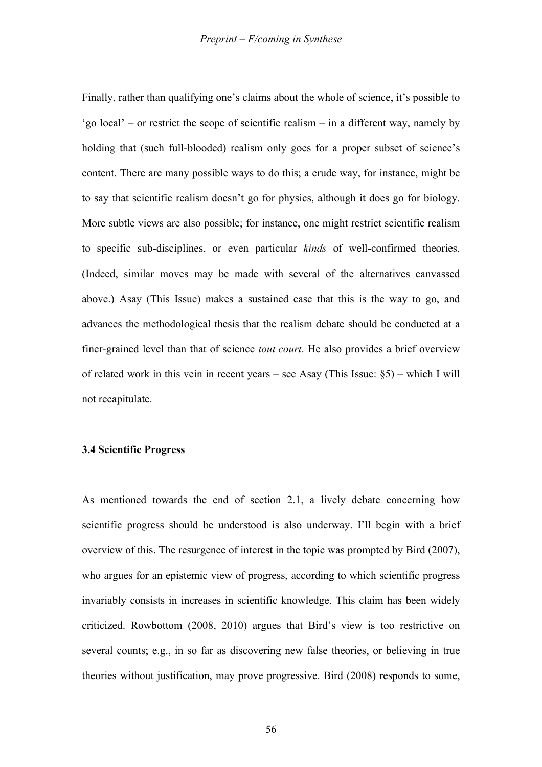Finally, rather than qualifying one's claims about the whole of science, it's possible to 'go local' – or restrict the scope of scientific realism – in a different way, namely by holding that (such full-blooded) realism only goes for a proper subset of science's content. There are many possible ways to do this; a crude way, for instance, might be to say that scientific realism doesn't go for physics, although it does go for biology. More subtle views are also possible; for instance, one might restrict scientific realism to specific sub-disciplines, or even particular *kinds* of well-confirmed theories. (Indeed, similar moves may be made with several of the alternatives canvassed above.) Asay (This Issue) makes a sustained case that this is the way to go, and advances the methodological thesis that the realism debate should be conducted at a finer-grained level than that of science *tout court*. He also provides a brief overview of related work in this vein in recent years – see Asay (This Issue: §5) – which I will not recapitulate.

### 3.4 Scientific Progress

As mentioned towards the end of section 2.1, a lively debate concerning how scientific progress should be understood is also underway. I'll begin with a brief overview of this. The resurgence of interest in the topic was prompted by Bird (2007), who argues for an epistemic view of progress, according to which scientific progress invariably consists in increases in scientific knowledge. This claim has been widely criticized. Rowbottom (2008, 2010) argues that Bird's view is too restrictive on several counts; e.g., in so far as discovering new false theories, or believing in true theories without justification, may prove progressive. Bird (2008) responds to some,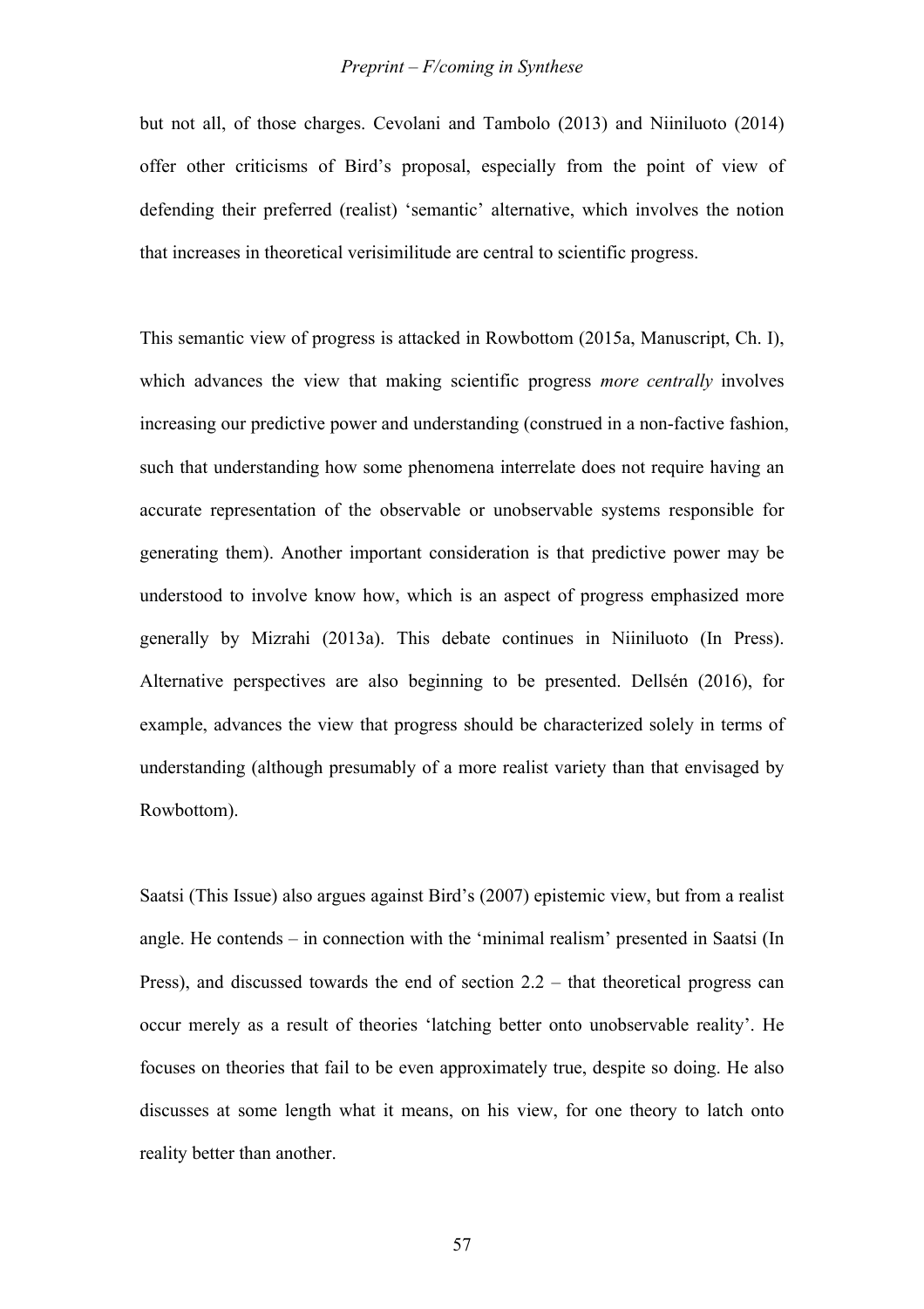but not all, of those charges. Cevolani and Tambolo (2013) and Niiniluoto (2014) offer other criticisms of Bird's proposal, especially from the point of view of defending their preferred (realist) 'semantic' alternative, which involves the notion that increases in theoretical verisimilitude are central to scientific progress.

This semantic view of progress is attacked in Rowbottom (2015a, Manuscript, Ch. I), which advances the view that making scientific progress *more centrally* involves increasing our predictive power and understanding (construed in a non-factive fashion, such that understanding how some phenomena interrelate does not require having an accurate representation of the observable or unobservable systems responsible for generating them). Another important consideration is that predictive power may be understood to involve know how, which is an aspect of progress emphasized more generally by Mizrahi (2013a). This debate continues in Niiniluoto (In Press). Alternative perspectives are also beginning to be presented. Dellsén (2016), for example, advances the view that progress should be characterized solely in terms of understanding (although presumably of a more realist variety than that envisaged by Rowbottom).

Saatsi (This Issue) also argues against Bird's (2007) epistemic view, but from a realist angle. He contends – in connection with the 'minimal realism' presented in Saatsi (In Press), and discussed towards the end of section 2.2 – that theoretical progress can occur merely as a result of theories 'latching better onto unobservable reality'. He focuses on theories that fail to be even approximately true, despite so doing. He also discusses at some length what it means, on his view, for one theory to latch onto reality better than another.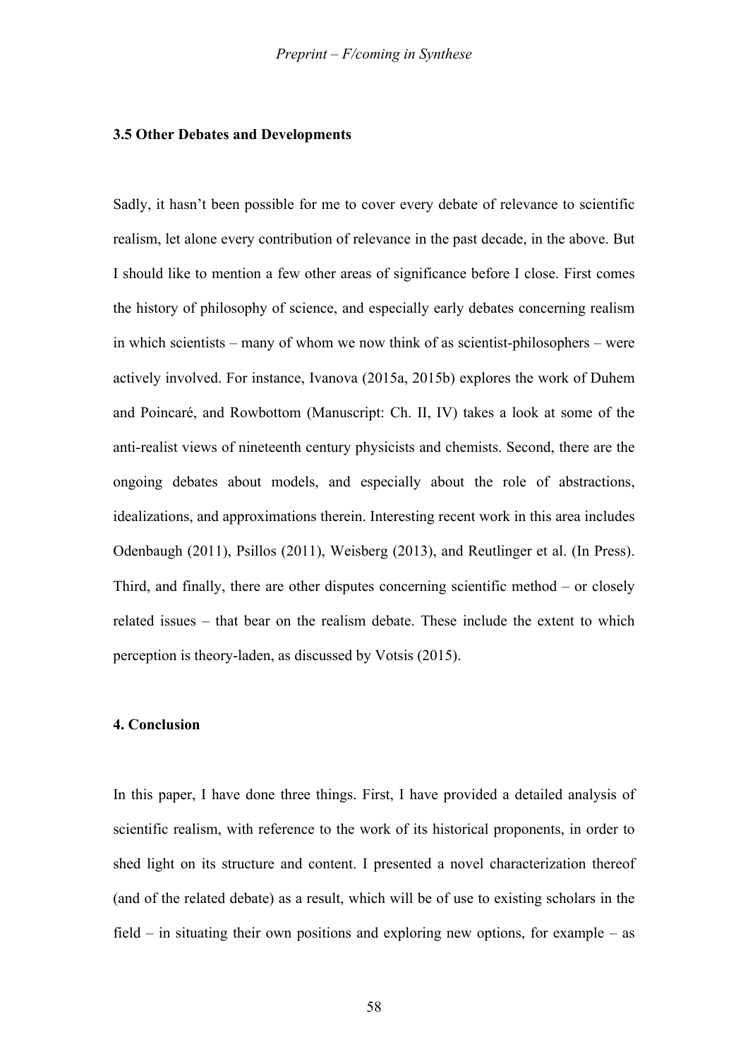### 3.5 Other Debates and Developments

Sadly, it hasn't been possible for me to cover every debate of relevance to scientific realism, let alone every contribution of relevance in the past decade, in the above. But I should like to mention a few other areas of significance before I close. First comes the history of philosophy of science, and especially early debates concerning realism in which scientists – many of whom we now think of as scientist-philosophers – were actively involved. For instance, Ivanova (2015a, 2015b) explores the work of Duhem and Poincaré, and Rowbottom (Manuscript: Ch. II, IV) takes a look at some of the anti-realist views of nineteenth century physicists and chemists. Second, there are the ongoing debates about models, and especially about the role of abstractions, idealizations, and approximations therein. Interesting recent work in this area includes Odenbaugh (2011), Psillos (2011), Weisberg (2013), and Reutlinger et al. (In Press). Third, and finally, there are other disputes concerning scientific method – or closely related issues – that bear on the realism debate. These include the extent to which perception is theory-laden, as discussed by Votsis (2015).

## 4. Conclusion

In this paper, I have done three things. First, I have provided a detailed analysis of scientific realism, with reference to the work of its historical proponents, in order to shed light on its structure and content. I presented a novel characterization thereof (and of the related debate) as a result, which will be of use to existing scholars in the field – in situating their own positions and exploring new options, for example – as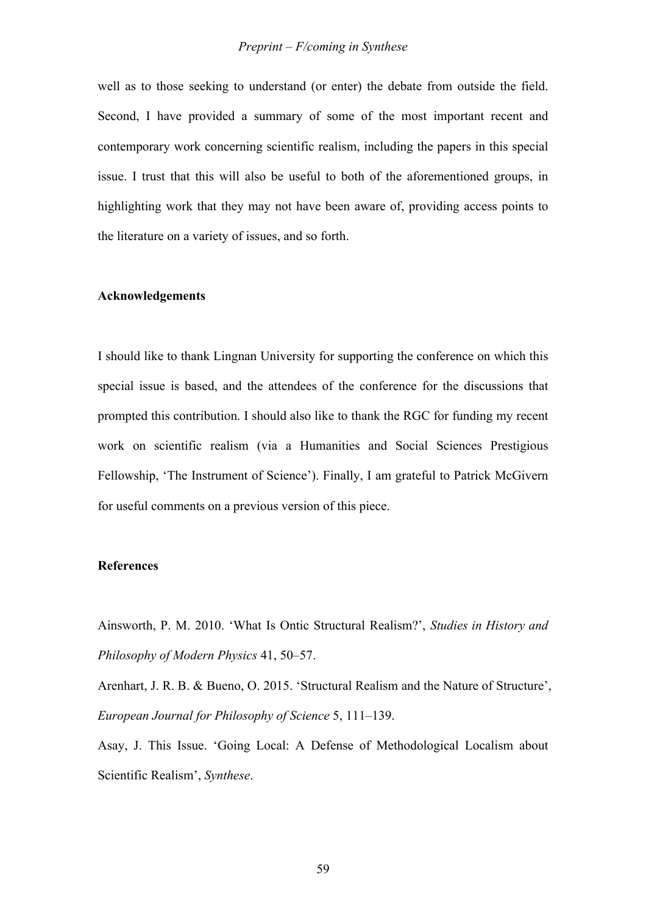well as to those seeking to understand (or enter) the debate from outside the field. Second, I have provided a summary of some of the most important recent and contemporary work concerning scientific realism, including the papers in this special issue. I trust that this will also be useful to both of the aforementioned groups, in highlighting work that they may not have been aware of, providing access points to the literature on a variety of issues, and so forth.

**Acknowledgements**

I should like to thank Lingnan University for supporting the conference on which this special issue is based, and the attendees of the conference for the discussions that prompted this contribution. I should also like to thank the RGC for funding my recent work on scientific realism (via a Humanities and Social Sciences Prestigious Fellowship, 'The Instrument of Science'). Finally, I am grateful to Patrick McGivern for useful comments on a previous version of this piece.

**References**

Ainsworth, P. M. 2010. 'What Is Ontic Structural Realism?', *Studies in History and Philosophy of Modern Physics* 41, 50–57.

Arenhart, J. R. B. & Bueno, O. 2015. 'Structural Realism and the Nature of Structure', *European Journal for Philosophy of Science* 5, 111–139.

Asay, J. This Issue. 'Going Local: A Defense of Methodological Localism about Scientific Realism', *Synthese*.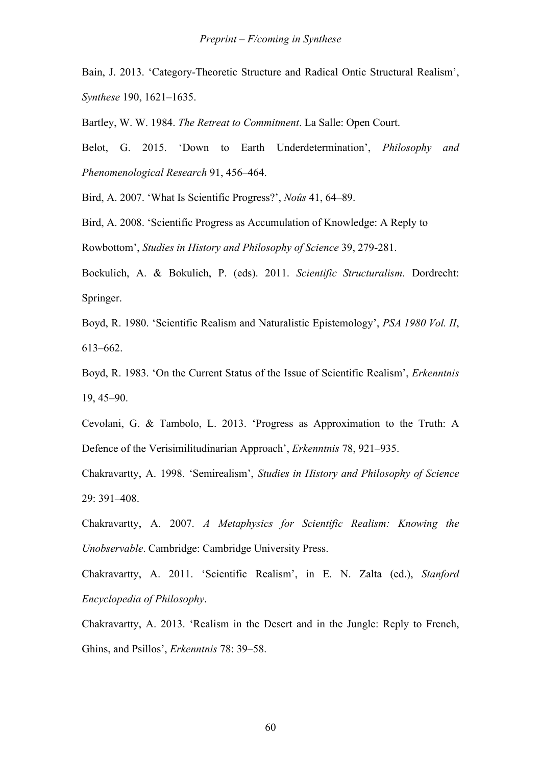Bain, J. 2013. 'Category-Theoretic Structure and Radical Ontic Structural Realism', *Synthese* 190, 1621–1635.

Bartley, W. W. 1984. *The Retreat to Commitment*. La Salle: Open Court.

Belot, G. 2015. 'Down to Earth Underdetermination', *Philosophy and Phenomenological Research* 91, 456–464.

Bird, A. 2007. 'What Is Scientific Progress?', *Noûs* 41, 64–89.

Bird, A. 2008. 'Scientific Progress as Accumulation of Knowledge: A Reply to Rowbottom', *Studies in History and Philosophy of Science* 39, 279-281.

Bockulich, A. & Bokulich, P. (eds). 2011. *Scientific Structuralism*. Dordrecht: Springer.

Boyd, R. 1980. 'Scientific Realism and Naturalistic Epistemology', *PSA 1980 Vol. II*, 613–662.

Boyd, R. 1983. 'On the Current Status of the Issue of Scientific Realism', *Erkenntnis* 19, 45–90.

Cevolani, G. & Tambolo, L. 2013. 'Progress as Approximation to the Truth: A Defence of the Verisimilitudinarian Approach', *Erkenntnis* 78, 921–935.

Chakravartty, A. 1998. 'Semirealism', *Studies in History and Philosophy of Science* 29: 391–408.

Chakravartty, A. 2007. *A Metaphysics for Scientific Realism: Knowing the Unobservable*. Cambridge: Cambridge University Press.

Chakravartty, A. 2011. 'Scientific Realism', in E. N. Zalta (ed.), *Stanford Encyclopedia of Philosophy*.

Chakravartty, A. 2013. 'Realism in the Desert and in the Jungle: Reply to French, Ghins, and Psillos', *Erkenntnis* 78: 39–58.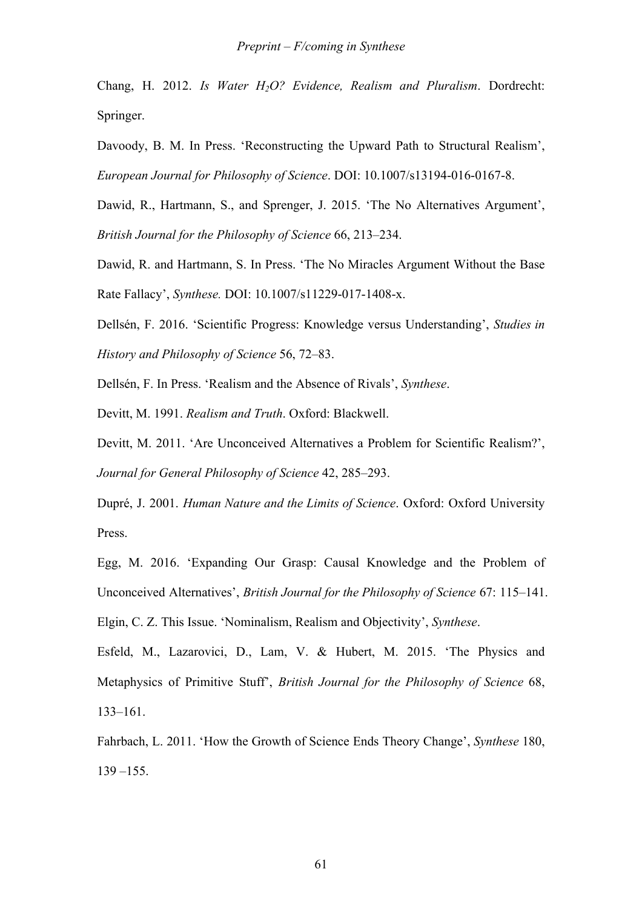Chang, H. 2012. *Is Water $H_2O$? Evidence, Realism and Pluralism*. Dordrecht: Springer.

Davoody, B. M. In Press. 'Reconstructing the Upward Path to Structural Realism', *European Journal for Philosophy of Science*. DOI: 10.1007/s13194-016-0167-8.

Dawid, R., Hartmann, S., and Sprenger, J. 2015. 'The No Alternatives Argument', *British Journal for the Philosophy of Science* 66, 213–234.

Dawid, R. and Hartmann, S. In Press. 'The No Miracles Argument Without the Base Rate Fallacy', *Synthese.* DOI: 10.1007/s11229-017-1408-x.

Dellsén, F. 2016. 'Scientific Progress: Knowledge versus Understanding', *Studies in History and Philosophy of Science* 56, 72–83.

Dellsén, F. In Press. 'Realism and the Absence of Rivals', *Synthese*.

Devitt, M. 1991. *Realism and Truth*. Oxford: Blackwell.

Devitt, M. 2011. 'Are Unconceived Alternatives a Problem for Scientific Realism?', *Journal for General Philosophy of Science* 42, 285–293.

Dupré, J. 2001. *Human Nature and the Limits of Science*. Oxford: Oxford University Press.

Egg, M. 2016. 'Expanding Our Grasp: Causal Knowledge and the Problem of Unconceived Alternatives', *British Journal for the Philosophy of Science* 67: 115–141.

Elgin, C. Z. This Issue. 'Nominalism, Realism and Objectivity', *Synthese*.

Esfeld, M., Lazarovici, D., Lam, V. & Hubert, M. 2015. 'The Physics and Metaphysics of Primitive Stuff', *British Journal for the Philosophy of Science* 68, 133–161.

Fahrbach, L. 2011. 'How the Growth of Science Ends Theory Change', *Synthese* 180, 139 –155.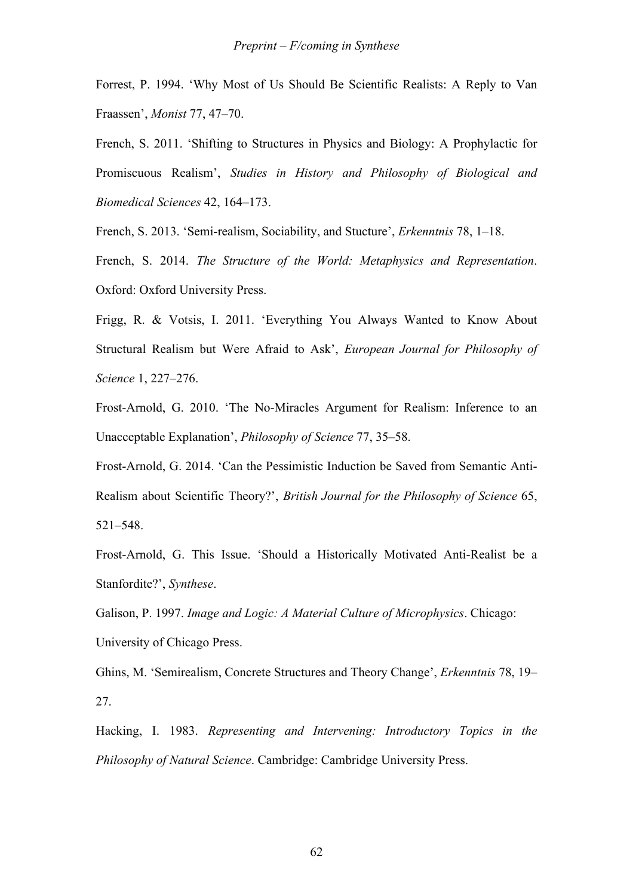Forrest, P. 1994. 'Why Most of Us Should Be Scientific Realists: A Reply to Van Fraassen', *Monist* 77, 47–70.

French, S. 2011. 'Shifting to Structures in Physics and Biology: A Prophylactic for Promiscuous Realism', *Studies in History and Philosophy of Biological and Biomedical Sciences* 42, 164–173.

French, S. 2013. 'Semi-realism, Sociability, and Stucture', *Erkenntnis* 78, 1–18.

French, S. 2014. *The Structure of the World: Metaphysics and Representation*. Oxford: Oxford University Press.

Frigg, R. & Votsis, I. 2011. 'Everything You Always Wanted to Know About Structural Realism but Were Afraid to Ask', *European Journal for Philosophy of Science* 1, 227–276.

Frost-Arnold, G. 2010. 'The No-Miracles Argument for Realism: Inference to an Unacceptable Explanation', *Philosophy of Science* 77, 35–58.

Frost-Arnold, G. 2014. 'Can the Pessimistic Induction be Saved from Semantic Anti-Realism about Scientific Theory?', *British Journal for the Philosophy of Science* 65, 521–548.

Frost-Arnold, G. This Issue. 'Should a Historically Motivated Anti-Realist be a Stanfordite?', *Synthese*.

Galison, P. 1997. *Image and Logic: A Material Culture of Microphysics*. Chicago: University of Chicago Press.

Ghins, M. 'Semirealism, Concrete Structures and Theory Change', *Erkenntnis* 78, 19–27.

Hacking, I. 1983. *Representing and Intervening: Introductory Topics in the Philosophy of Natural Science*. Cambridge: Cambridge University Press.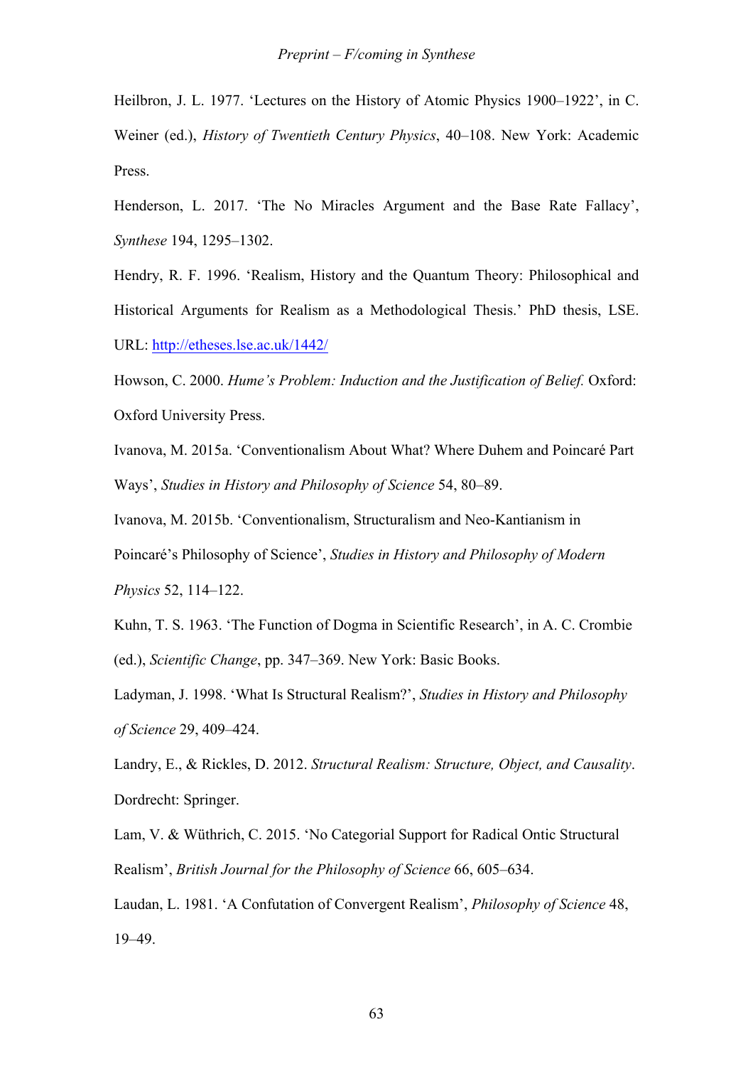Heilbron, J. L. 1977. 'Lectures on the History of Atomic Physics 1900–1922', in C. Weiner (ed.), *History of Twentieth Century Physics*, 40–108. New York: Academic Press.

Henderson, L. 2017. 'The No Miracles Argument and the Base Rate Fallacy', *Synthese* 194, 1295–1302.

Hendry, R. F. 1996. 'Realism, History and the Quantum Theory: Philosophical and Historical Arguments for Realism as a Methodological Thesis.' PhD thesis, LSE. URL: http://etheses.lse.ac.uk/1442/

Howson, C. 2000. *Hume's Problem: Induction and the Justification of Belief.* Oxford: Oxford University Press.

Ivanova, M. 2015a. 'Conventionalism About What? Where Duhem and Poincaré Part Ways', *Studies in History and Philosophy of Science* 54, 80–89.

Ivanova, M. 2015b. 'Conventionalism, Structuralism and Neo-Kantianism in Poincaré's Philosophy of Science', *Studies in History and Philosophy of Modern Physics* 52, 114–122.

Kuhn, T. S. 1963. 'The Function of Dogma in Scientific Research', in A. C. Crombie (ed.), *Scientific Change*, pp. 347–369. New York: Basic Books.

Ladyman, J. 1998. 'What Is Structural Realism?', *Studies in History and Philosophy of Science* 29, 409–424.

Landry, E., & Rickles, D. 2012. *Structural Realism: Structure, Object, and Causality*. Dordrecht: Springer.

Lam, V. & Wüthrich, C. 2015. 'No Categorial Support for Radical Ontic Structural Realism', *British Journal for the Philosophy of Science* 66, 605–634.

Laudan, L. 1981. 'A Confutation of Convergent Realism', *Philosophy of Science* 48, 19–49.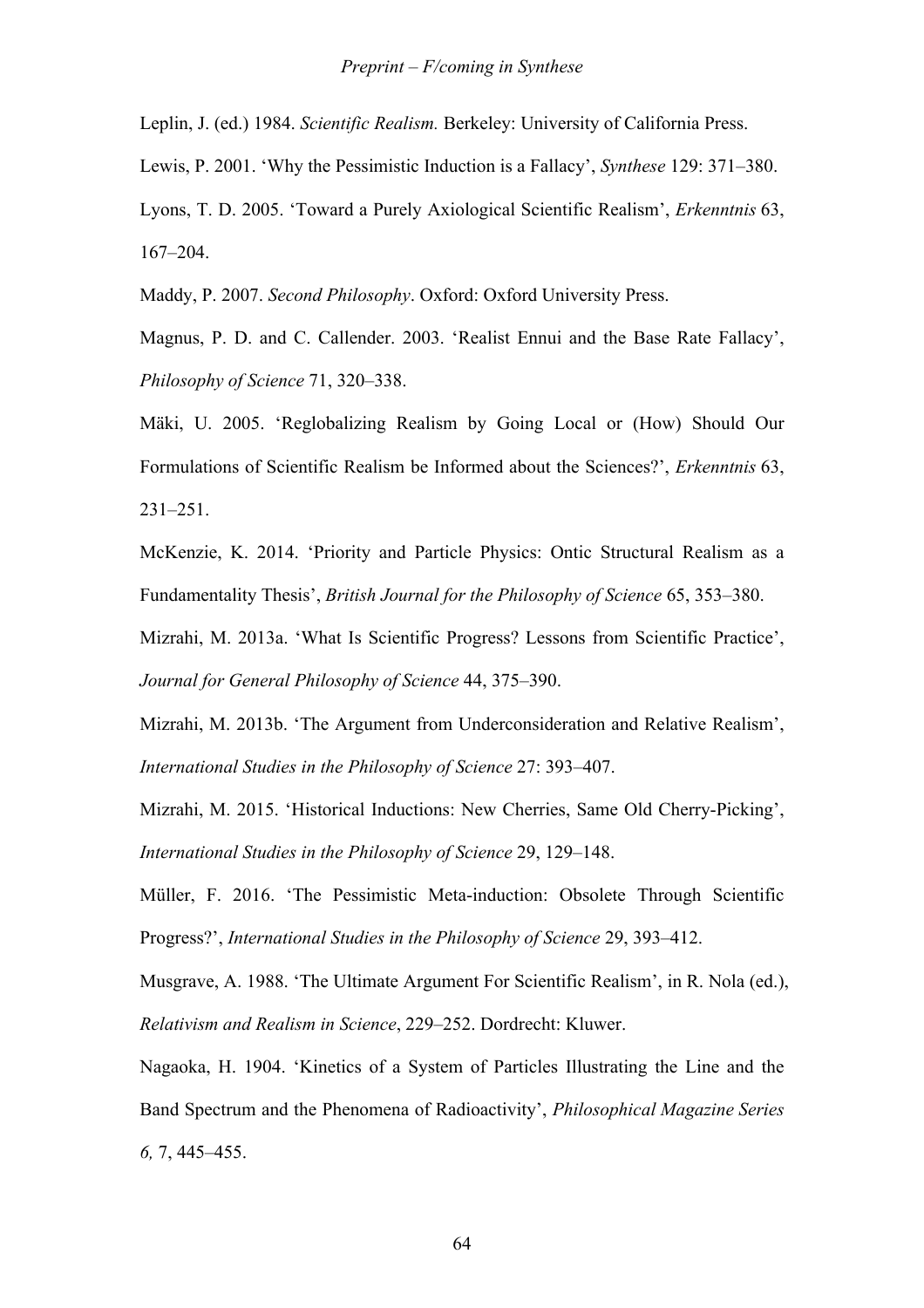Leplin, J. (ed.) 1984. *Scientific Realism.* Berkeley: University of California Press.

Lewis, P. 2001. 'Why the Pessimistic Induction is a Fallacy', *Synthese* 129: 371–380.

Lyons, T. D. 2005. 'Toward a Purely Axiological Scientific Realism', *Erkenntnis* 63, 167–204.

Maddy, P. 2007. *Second Philosophy*. Oxford: Oxford University Press.

Magnus, P. D. and C. Callender. 2003. 'Realist Ennui and the Base Rate Fallacy', *Philosophy of Science* 71, 320–338.

Mäki, U. 2005. 'Reglobalizing Realism by Going Local or (How) Should Our Formulations of Scientific Realism be Informed about the Sciences?', *Erkenntnis* 63, 231–251.

McKenzie, K. 2014. 'Priority and Particle Physics: Ontic Structural Realism as a Fundamentality Thesis', *British Journal for the Philosophy of Science* 65, 353–380.

Mizrahi, M. 2013a. 'What Is Scientific Progress? Lessons from Scientific Practice', *Journal for General Philosophy of Science* 44, 375–390.

Mizrahi, M. 2013b. 'The Argument from Underconsideration and Relative Realism', *International Studies in the Philosophy of Science* 27: 393–407.

Mizrahi, M. 2015. 'Historical Inductions: New Cherries, Same Old Cherry-Picking', *International Studies in the Philosophy of Science* 29, 129–148.

Müller, F. 2016. 'The Pessimistic Meta-induction: Obsolete Through Scientific Progress?', *International Studies in the Philosophy of Science* 29, 393–412.

Musgrave, A. 1988. 'The Ultimate Argument For Scientific Realism', in R. Nola (ed.), *Relativism and Realism in Science*, 229–252. Dordrecht: Kluwer.

Nagaoka, H. 1904. 'Kinetics of a System of Particles Illustrating the Line and the Band Spectrum and the Phenomena of Radioactivity', *Philosophical Magazine Series 6,* 7, 445–455.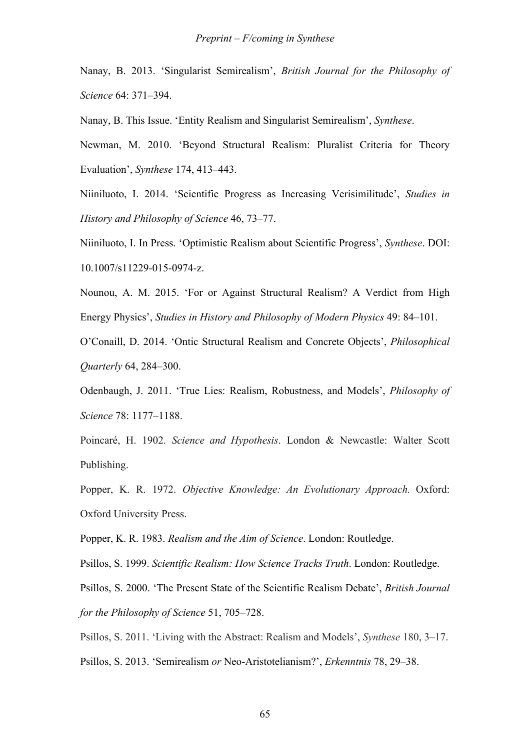Nanay, B. 2013. 'Singularist Semirealism', *British Journal for the Philosophy of Science* 64: 371–394.

Nanay, B. This Issue. 'Entity Realism and Singularist Semirealism', *Synthese*.

Newman, M. 2010. 'Beyond Structural Realism: Pluralist Criteria for Theory Evaluation', *Synthese* 174, 413–443.

Niiniluoto, I. 2014. 'Scientific Progress as Increasing Verisimilitude', *Studies in History and Philosophy of Science* 46, 73–77.

Niiniluoto, I. In Press. 'Optimistic Realism about Scientific Progress', *Synthese*. DOI: 10.1007/s11229-015-0974-z.

Nounou, A. M. 2015. 'For or Against Structural Realism? A Verdict from High Energy Physics', *Studies in History and Philosophy of Modern Physics* 49: 84–101.

O'Conaill, D. 2014. 'Ontic Structural Realism and Concrete Objects', *Philosophical Quarterly* 64, 284–300.

Odenbaugh, J. 2011. 'True Lies: Realism, Robustness, and Models', *Philosophy of Science* 78: 1177–1188.

Poincaré, H. 1902. *Science and Hypothesis*. London & Newcastle: Walter Scott Publishing.

Popper, K. R. 1972. *Objective Knowledge: An Evolutionary Approach.* Oxford: Oxford University Press.

Popper, K. R. 1983. *Realism and the Aim of Science*. London: Routledge.

Psillos, S. 1999. *Scientific Realism: How Science Tracks Truth*. London: Routledge.

Psillos, S. 2000. 'The Present State of the Scientific Realism Debate', *British Journal for the Philosophy of Science* 51, 705–728.

Psillos, S. 2011. 'Living with the Abstract: Realism and Models', *Synthese* 180, 3–17.

Psillos, S. 2013. 'Semirealism *or* Neo-Aristotelianism?', *Erkenntnis* 78, 29–38.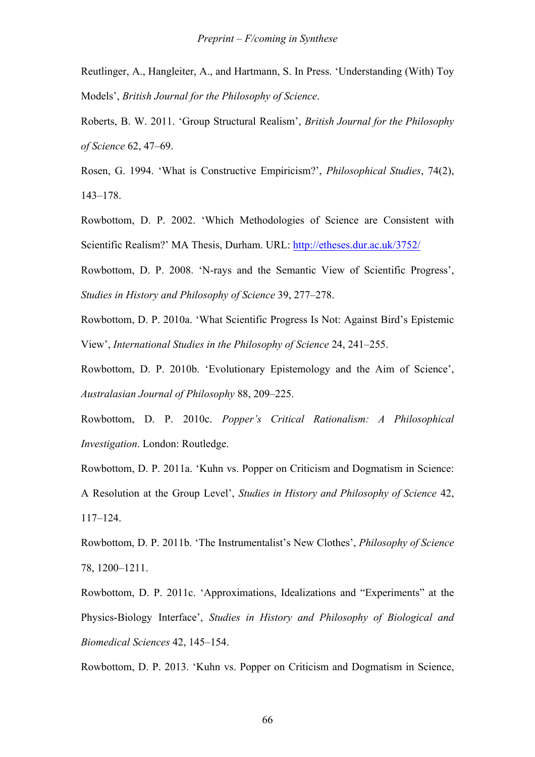Reutlinger, A., Hangleiter, A., and Hartmann, S. In Press. 'Understanding (With) Toy Models', *British Journal for the Philosophy of Science*.

Roberts, B. W. 2011. 'Group Structural Realism', *British Journal for the Philosophy of Science* 62, 47–69.

Rosen, G. 1994. 'What is Constructive Empiricism?', *Philosophical Studies*, 74(2), 143–178.

Rowbottom, D. P. 2002. 'Which Methodologies of Science are Consistent with Scientific Realism?' MA Thesis, Durham. URL: http://etheses.dur.ac.uk/3752/

Rowbottom, D. P. 2008. 'N-rays and the Semantic View of Scientific Progress', *Studies in History and Philosophy of Science* 39, 277–278.

Rowbottom, D. P. 2010a. 'What Scientific Progress Is Not: Against Bird's Epistemic View', *International Studies in the Philosophy of Science* 24, 241–255.

Rowbottom, D. P. 2010b. 'Evolutionary Epistemology and the Aim of Science', *Australasian Journal of Philosophy* 88, 209–225.

Rowbottom, D. P. 2010c. *Popper's Critical Rationalism: A Philosophical Investigation*. London: Routledge.

Rowbottom, D. P. 2011a. 'Kuhn vs. Popper on Criticism and Dogmatism in Science: A Resolution at the Group Level', *Studies in History and Philosophy of Science* 42, 117–124.

Rowbottom, D. P. 2011b. 'The Instrumentalist's New Clothes', *Philosophy of Science* 78, 1200–1211.

Rowbottom, D. P. 2011c. 'Approximations, Idealizations and "Experiments" at the Physics-Biology Interface', *Studies in History and Philosophy of Biological and Biomedical Sciences* 42, 145–154.

Rowbottom, D. P. 2013. 'Kuhn vs. Popper on Criticism and Dogmatism in Science,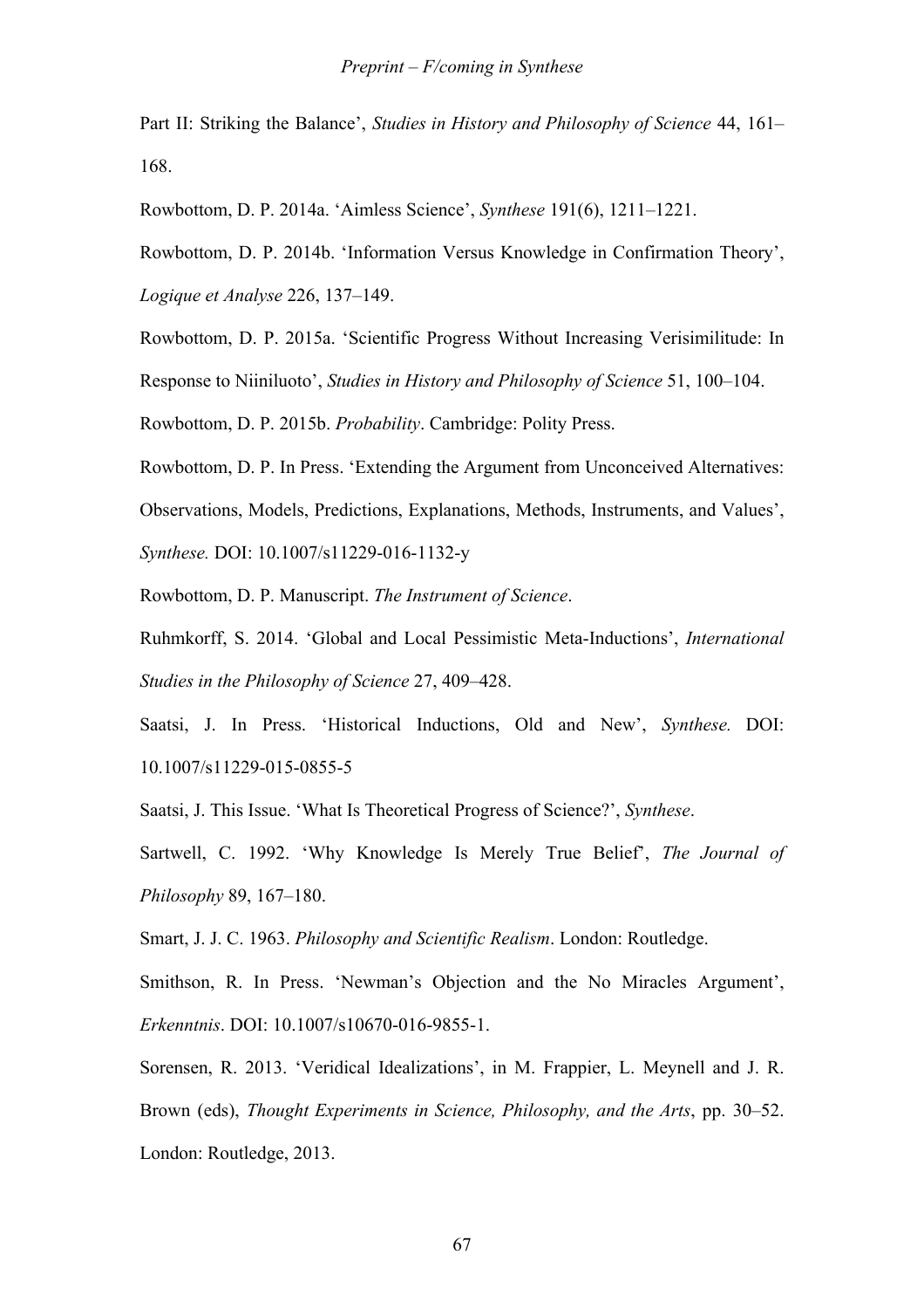Part II: Striking the Balance', *Studies in History and Philosophy of Science* 44, 161–168.

Rowbottom, D. P. 2014a. 'Aimless Science', *Synthese* 191(6), 1211–1221.

Rowbottom, D. P. 2014b. 'Information Versus Knowledge in Confirmation Theory', *Logique et Analyse* 226, 137–149.

Rowbottom, D. P. 2015a. 'Scientific Progress Without Increasing Verisimilitude: In Response to Niiniluoto', *Studies in History and Philosophy of Science* 51, 100–104.

Rowbottom, D. P. 2015b. *Probability*. Cambridge: Polity Press.

Rowbottom, D. P. In Press. 'Extending the Argument from Unconceived Alternatives: Observations, Models, Predictions, Explanations, Methods, Instruments, and Values', *Synthese.* DOI: 10.1007/s11229-016-1132-y

Rowbottom, D. P. Manuscript. *The Instrument of Science*.

Ruhmkorff, S. 2014. 'Global and Local Pessimistic Meta-Inductions', *International Studies in the Philosophy of Science* 27, 409–428.

Saatsi, J. In Press. 'Historical Inductions, Old and New', *Synthese.* DOI: 10.1007/s11229-015-0855-5

Saatsi, J. This Issue. 'What Is Theoretical Progress of Science?', *Synthese*.

Sartwell, C. 1992. 'Why Knowledge Is Merely True Belief', *The Journal of Philosophy* 89, 167–180.

Smart, J. J. C. 1963. *Philosophy and Scientific Realism*. London: Routledge.

Smithson, R. In Press. 'Newman's Objection and the No Miracles Argument', *Erkenntnis*. DOI: 10.1007/s10670-016-9855-1.

Sorensen, R. 2013. 'Veridical Idealizations', in M. Frappier, L. Meynell and J. R. Brown (eds), *Thought Experiments in Science, Philosophy, and the Arts*, pp. 30–52. London: Routledge, 2013.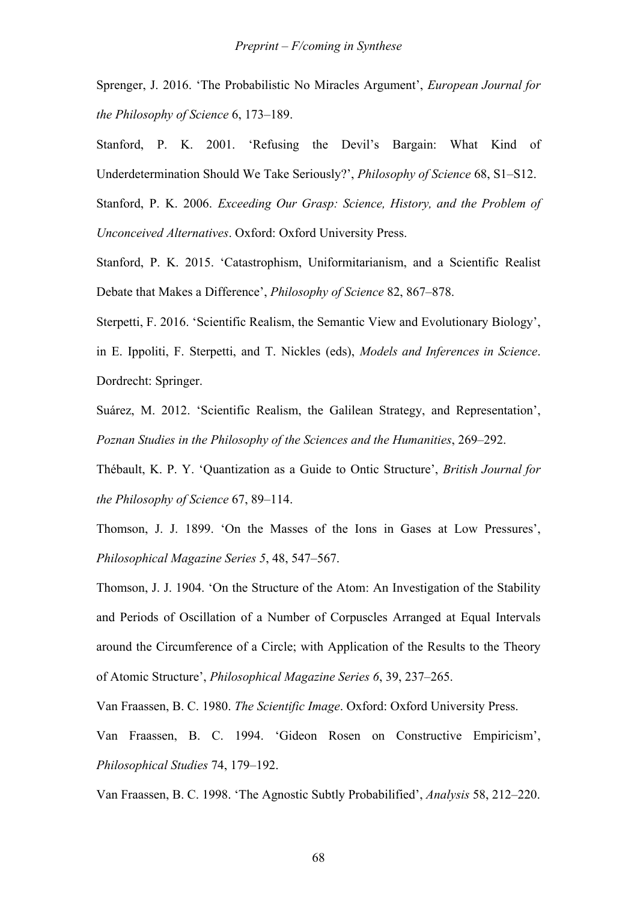Sprenger, J. 2016. 'The Probabilistic No Miracles Argument', *European Journal for the Philosophy of Science* 6, 173–189.

Stanford, P. K. 2001. 'Refusing the Devil's Bargain: What Kind of Underdetermination Should We Take Seriously?', *Philosophy of Science* 68, S1–S12.

Stanford, P. K. 2006. *Exceeding Our Grasp: Science, History, and the Problem of Unconceived Alternatives*. Oxford: Oxford University Press.

Stanford, P. K. 2015. 'Catastrophism, Uniformitarianism, and a Scientific Realist Debate that Makes a Difference', *Philosophy of Science* 82, 867–878.

Sterpetti, F. 2016. 'Scientific Realism, the Semantic View and Evolutionary Biology', in E. Ippoliti, F. Sterpetti, and T. Nickles (eds), *Models and Inferences in Science*. Dordrecht: Springer.

Suárez, M. 2012. 'Scientific Realism, the Galilean Strategy, and Representation', *Poznan Studies in the Philosophy of the Sciences and the Humanities*, 269–292.

Thébault, K. P. Y. 'Quantization as a Guide to Ontic Structure', *British Journal for the Philosophy of Science* 67, 89–114.

Thomson, J. J. 1899. 'On the Masses of the Ions in Gases at Low Pressures', *Philosophical Magazine Series 5*, 48, 547–567.

Thomson, J. J. 1904. 'On the Structure of the Atom: An Investigation of the Stability and Periods of Oscillation of a Number of Corpuscles Arranged at Equal Intervals around the Circumference of a Circle; with Application of the Results to the Theory of Atomic Structure', *Philosophical Magazine Series 6*, 39, 237–265.

Van Fraassen, B. C. 1980. *The Scientific Image*. Oxford: Oxford University Press.

Van Fraassen, B. C. 1994. 'Gideon Rosen on Constructive Empiricism', *Philosophical Studies* 74, 179–192.

Van Fraassen, B. C. 1998. 'The Agnostic Subtly Probabilified', *Analysis* 58, 212–220.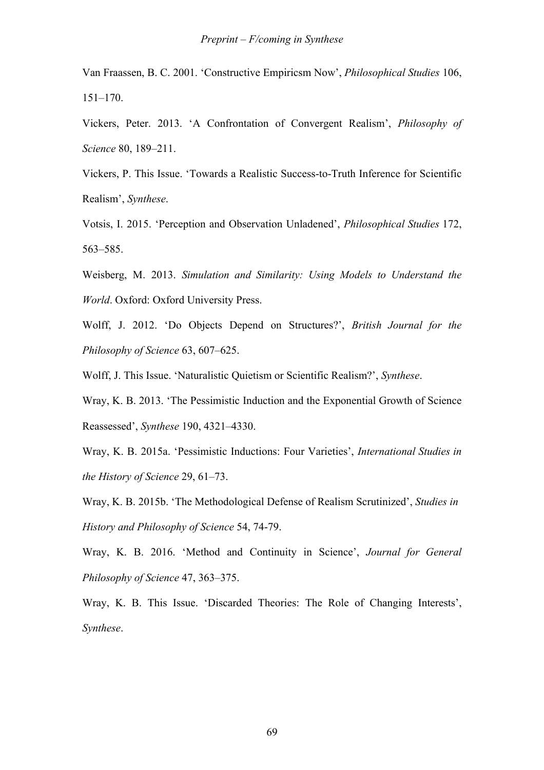Van Fraassen, B. C. 2001. 'Constructive Empiricsm Now', *Philosophical Studies* 106, 151–170.

Vickers, Peter. 2013. 'A Confrontation of Convergent Realism', *Philosophy of Science* 80, 189–211.

Vickers, P. This Issue. 'Towards a Realistic Success-to-Truth Inference for Scientific Realism', *Synthese*.

Votsis, I. 2015. 'Perception and Observation Unladened', *Philosophical Studies* 172, 563–585.

Weisberg, M. 2013. *Simulation and Similarity: Using Models to Understand the World*. Oxford: Oxford University Press.

Wolff, J. 2012. 'Do Objects Depend on Structures?', *British Journal for the Philosophy of Science* 63, 607–625.

Wolff, J. This Issue. 'Naturalistic Quietism or Scientific Realism?', *Synthese*.

Wray, K. B. 2013. 'The Pessimistic Induction and the Exponential Growth of Science Reassessed', *Synthese* 190, 4321–4330.

Wray, K. B. 2015a. 'Pessimistic Inductions: Four Varieties', *International Studies in the History of Science* 29, 61–73.

Wray, K. B. 2015b. 'The Methodological Defense of Realism Scrutinized', *Studies in History and Philosophy of Science* 54, 74-79.

Wray, K. B. 2016. 'Method and Continuity in Science', *Journal for General Philosophy of Science* 47, 363–375.

Wray, K. B. This Issue. 'Discarded Theories: The Role of Changing Interests', *Synthese*.